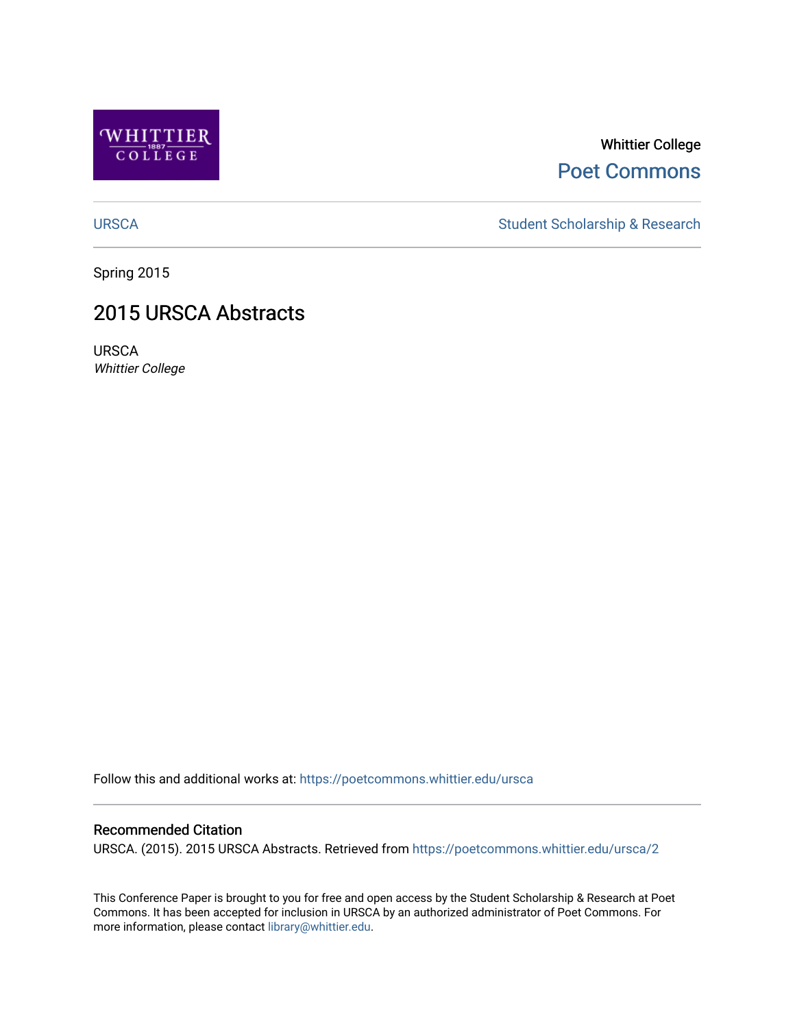Whittier College

Poet Commons

URSCA

Student Scholarship & Research

Spring 2015

# 2015 URSCA Abstracts

URSCA

*Whittier College*

Follow this and additional works at: https://poetcommons.whittier.edu/ursca

## Recommended Citation

URSCA. (2015). 2015 URSCA Abstracts. Retrieved from https://poetcommons.whittier.edu/ursca/2

This Conference Paper is brought to you for free and open access by the Student Scholarship & Research at Poet Commons. It has been accepted for inclusion in URSCA by an authorized administrator of Poet Commons. For more information, please contact library@whittier.edu.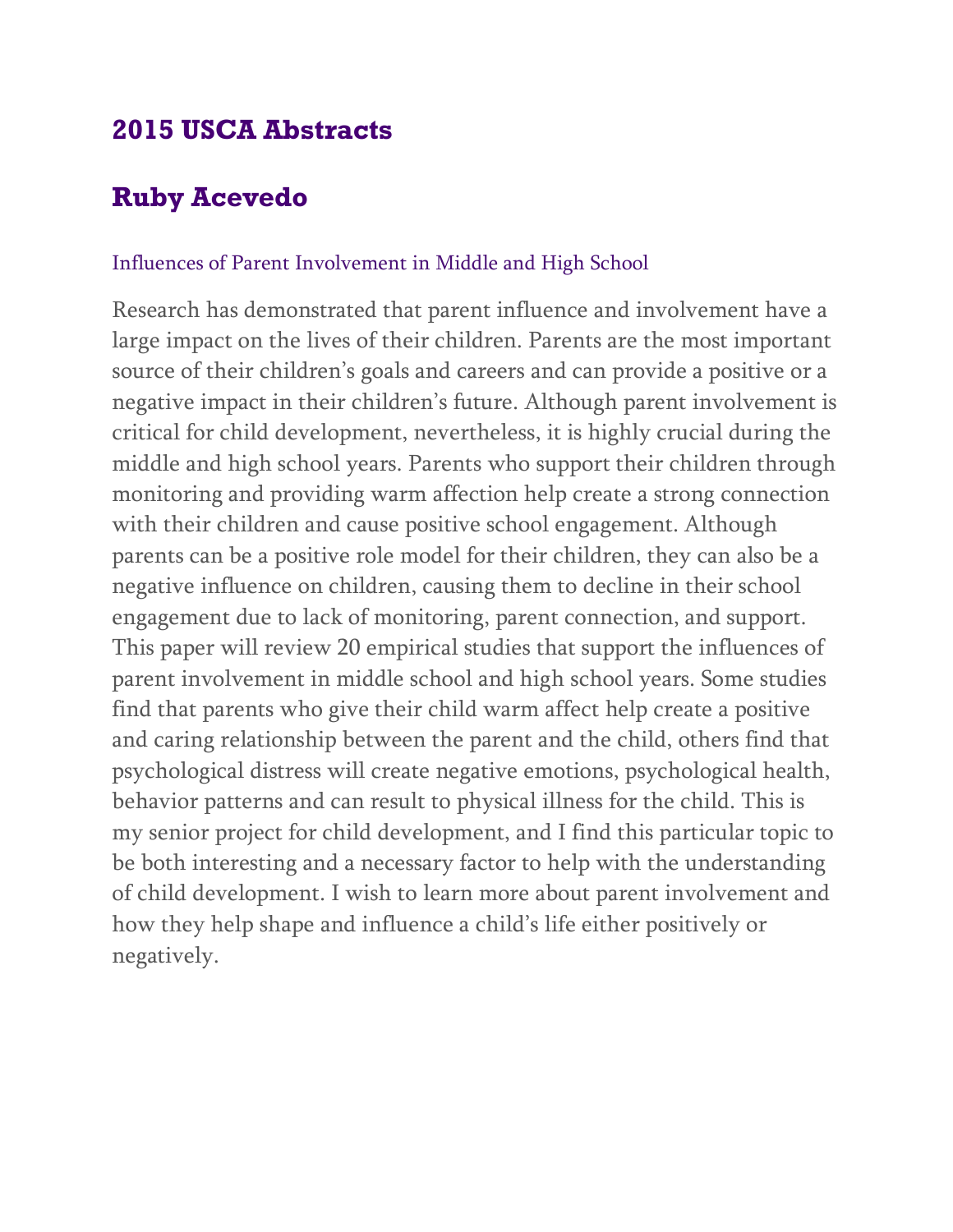# 2015 USCA Abstracts

## Ruby Acevedo

### Influences of Parent Involvement in Middle and High School

Research has demonstrated that parent influence and involvement have a large impact on the lives of their children. Parents are the most important source of their children's goals and careers and can provide a positive or a negative impact in their children's future. Although parent involvement is critical for child development, nevertheless, it is highly crucial during the middle and high school years. Parents who support their children through monitoring and providing warm affection help create a strong connection with their children and cause positive school engagement. Although parents can be a positive role model for their children, they can also be a negative influence on children, causing them to decline in their school engagement due to lack of monitoring, parent connection, and support. This paper will review 20 empirical studies that support the influences of parent involvement in middle school and high school years. Some studies find that parents who give their child warm affect help create a positive and caring relationship between the parent and the child, others find that psychological distress will create negative emotions, psychological health, behavior patterns and can result to physical illness for the child. This is my senior project for child development, and I find this particular topic to be both interesting and a necessary factor to help with the understanding of child development. I wish to learn more about parent involvement and how they help shape and influence a child's life either positively or negatively.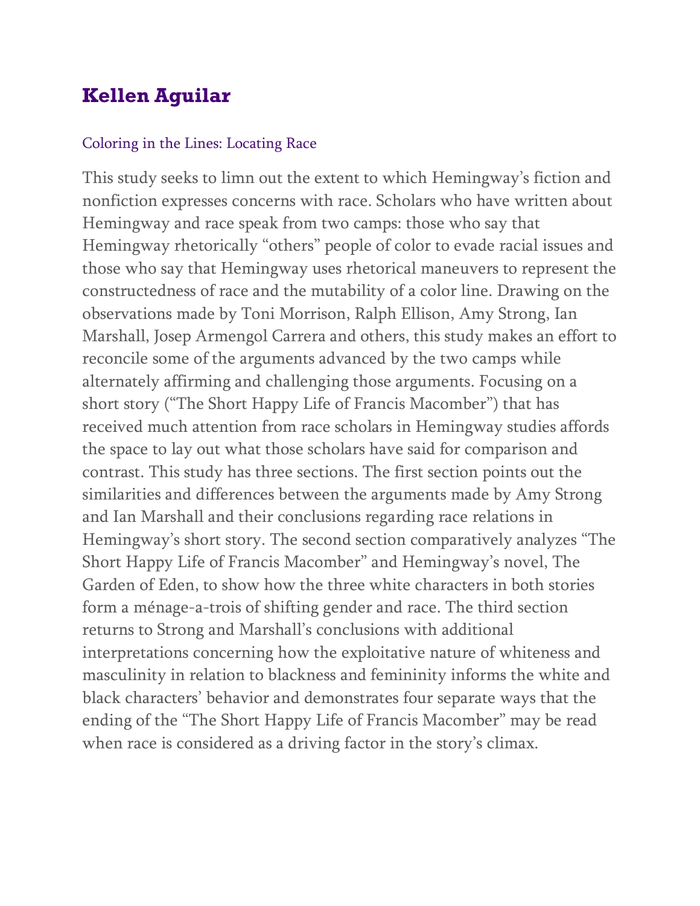## Kellen Aguilar

### Coloring in the Lines: Locating Race

This study seeks to limn out the extent to which Hemingway's fiction and nonfiction expresses concerns with race. Scholars who have written about Hemingway and race speak from two camps: those who say that Hemingway rhetorically "others" people of color to evade racial issues and those who say that Hemingway uses rhetorical maneuvers to represent the constructedness of race and the mutability of a color line. Drawing on the observations made by Toni Morrison, Ralph Ellison, Amy Strong, Ian Marshall, Josep Armengol Carrera and others, this study makes an effort to reconcile some of the arguments advanced by the two camps while alternately affirming and challenging those arguments. Focusing on a short story ("The Short Happy Life of Francis Macomber") that has received much attention from race scholars in Hemingway studies affords the space to lay out what those scholars have said for comparison and contrast. This study has three sections. The first section points out the similarities and differences between the arguments made by Amy Strong and Ian Marshall and their conclusions regarding race relations in Hemingway's short story. The second section comparatively analyzes "The Short Happy Life of Francis Macomber" and Hemingway's novel, The Garden of Eden, to show how the three white characters in both stories form a ménage-a-trois of shifting gender and race. The third section returns to Strong and Marshall's conclusions with additional interpretations concerning how the exploitative nature of whiteness and masculinity in relation to blackness and femininity informs the white and black characters' behavior and demonstrates four separate ways that the ending of the "The Short Happy Life of Francis Macomber" may be read when race is considered as a driving factor in the story's climax.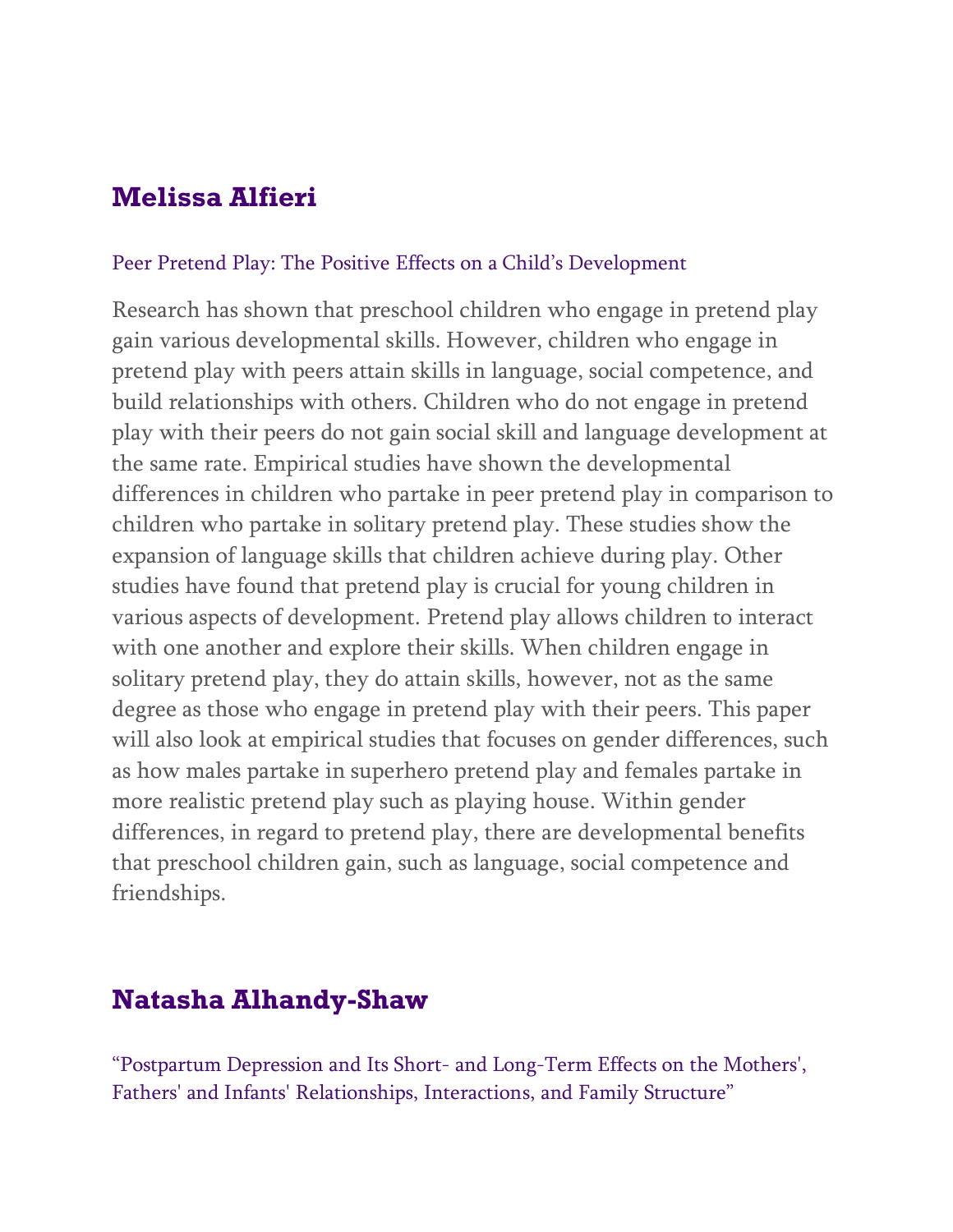## Melissa Alfieri

Peer Pretend Play: The Positive Effects on a Child's Development

Research has shown that preschool children who engage in pretend play gain various developmental skills. However, children who engage in pretend play with peers attain skills in language, social competence, and build relationships with others. Children who do not engage in pretend play with their peers do not gain social skill and language development at the same rate. Empirical studies have shown the developmental differences in children who partake in peer pretend play in comparison to children who partake in solitary pretend play. These studies show the expansion of language skills that children achieve during play. Other studies have found that pretend play is crucial for young children in various aspects of development. Pretend play allows children to interact with one another and explore their skills. When children engage in solitary pretend play, they do attain skills, however, not as the same degree as those who engage in pretend play with their peers. This paper will also look at empirical studies that focuses on gender differences, such as how males partake in superhero pretend play and females partake in more realistic pretend play such as playing house. Within gender differences, in regard to pretend play, there are developmental benefits that preschool children gain, such as language, social competence and friendships.

## Natasha Alhandy-Shaw

"Postpartum Depression and Its Short- and Long-Term Effects on the Mothers', Fathers' and Infants' Relationships, Interactions, and Family Structure"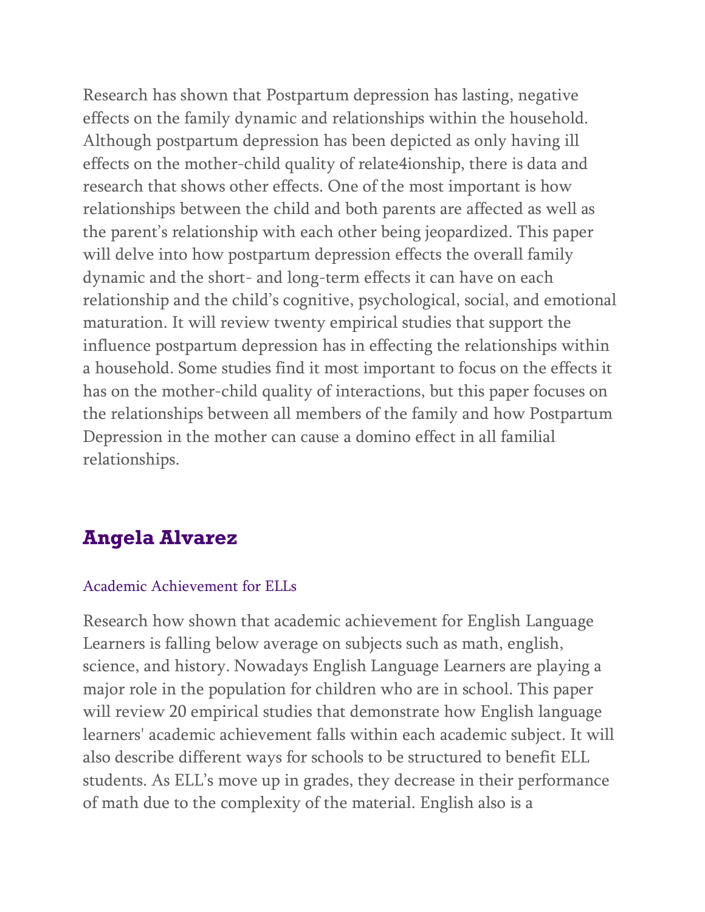Research has shown that Postpartum depression has lasting, negative effects on the family dynamic and relationships within the household. Although postpartum depression has been depicted as only having ill effects on the mother-child quality of relate4ionship, there is data and research that shows other effects. One of the most important is how relationships between the child and both parents are affected as well as the parent's relationship with each other being jeopardized. This paper will delve into how postpartum depression effects the overall family dynamic and the short- and long-term effects it can have on each relationship and the child's cognitive, psychological, social, and emotional maturation. It will review twenty empirical studies that support the influence postpartum depression has in effecting the relationships within a household. Some studies find it most important to focus on the effects it has on the mother-child quality of interactions, but this paper focuses on the relationships between all members of the family and how Postpartum Depression in the mother can cause a domino effect in all familial relationships.

## Angela Alvarez

### Academic Achievement for ELLs

Research how shown that academic achievement for English Language Learners is falling below average on subjects such as math, english, science, and history. Nowadays English Language Learners are playing a major role in the population for children who are in school. This paper will review 20 empirical studies that demonstrate how English language learners' academic achievement falls within each academic subject. It will also describe different ways for schools to be structured to benefit ELL students. As ELL's move up in grades, they decrease in their performance of math due to the complexity of the material. English also is a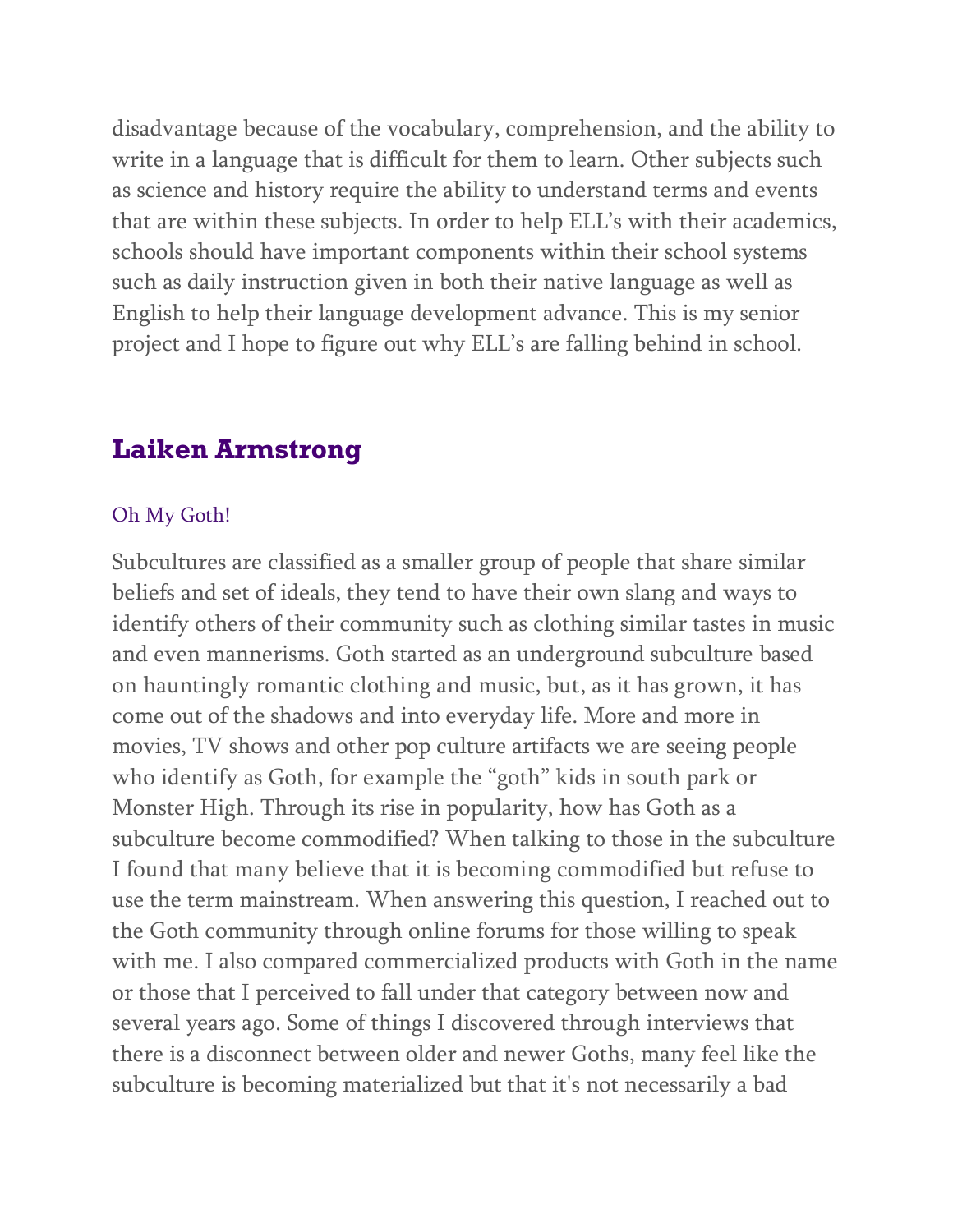disadvantage because of the vocabulary, comprehension, and the ability to write in a language that is difficult for them to learn. Other subjects such as science and history require the ability to understand terms and events that are within these subjects. In order to help ELL's with their academics, schools should have important components within their school systems such as daily instruction given in both their native language as well as English to help their language development advance. This is my senior project and I hope to figure out why ELL's are falling behind in school.

## Laiken Armstrong

### Oh My Goth!

Subcultures are classified as a smaller group of people that share similar beliefs and set of ideals, they tend to have their own slang and ways to identify others of their community such as clothing similar tastes in music and even mannerisms. Goth started as an underground subculture based on hauntingly romantic clothing and music, but, as it has grown, it has come out of the shadows and into everyday life. More and more in movies, TV shows and other pop culture artifacts we are seeing people who identify as Goth, for example the "goth" kids in south park or Monster High. Through its rise in popularity, how has Goth as a subculture become commodified? When talking to those in the subculture I found that many believe that it is becoming commodified but refuse to use the term mainstream. When answering this question, I reached out to the Goth community through online forums for those willing to speak with me. I also compared commercialized products with Goth in the name or those that I perceived to fall under that category between now and several years ago. Some of things I discovered through interviews that there is a disconnect between older and newer Goths, many feel like the subculture is becoming materialized but that it's not necessarily a bad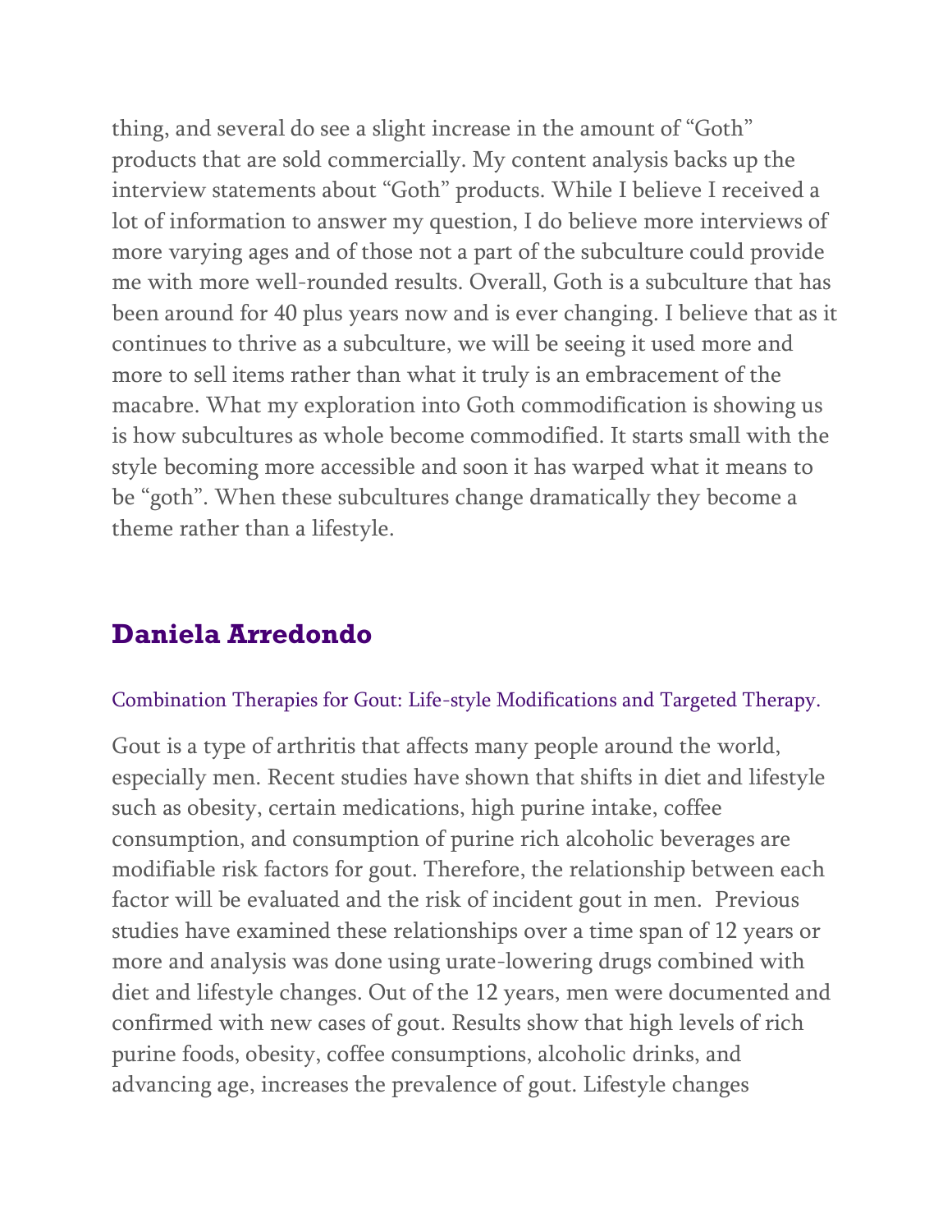thing, and several do see a slight increase in the amount of “Goth” products that are sold commercially. My content analysis backs up the interview statements about “Goth” products. While I believe I received a lot of information to answer my question, I do believe more interviews of more varying ages and of those not a part of the subculture could provide me with more well-rounded results. Overall, Goth is a subculture that has been around for 40 plus years now and is ever changing. I believe that as it continues to thrive as a subculture, we will be seeing it used more and more to sell items rather than what it truly is an embracement of the macabre. What my exploration into Goth commodification is showing us is how subcultures as whole become commodified. It starts small with the style becoming more accessible and soon it has warped what it means to be “goth”. When these subcultures change dramatically they become a theme rather than a lifestyle.

## Daniela Arredondo

Combination Therapies for Gout: Life-style Modifications and Targeted Therapy.

Gout is a type of arthritis that affects many people around the world, especially men. Recent studies have shown that shifts in diet and lifestyle such as obesity, certain medications, high purine intake, coffee consumption, and consumption of purine rich alcoholic beverages are modifiable risk factors for gout. Therefore, the relationship between each factor will be evaluated and the risk of incident gout in men. Previous studies have examined these relationships over a time span of 12 years or more and analysis was done using urate-lowering drugs combined with diet and lifestyle changes. Out of the 12 years, men were documented and confirmed with new cases of gout. Results show that high levels of rich purine foods, obesity, coffee consumptions, alcoholic drinks, and advancing age, increases the prevalence of gout. Lifestyle changes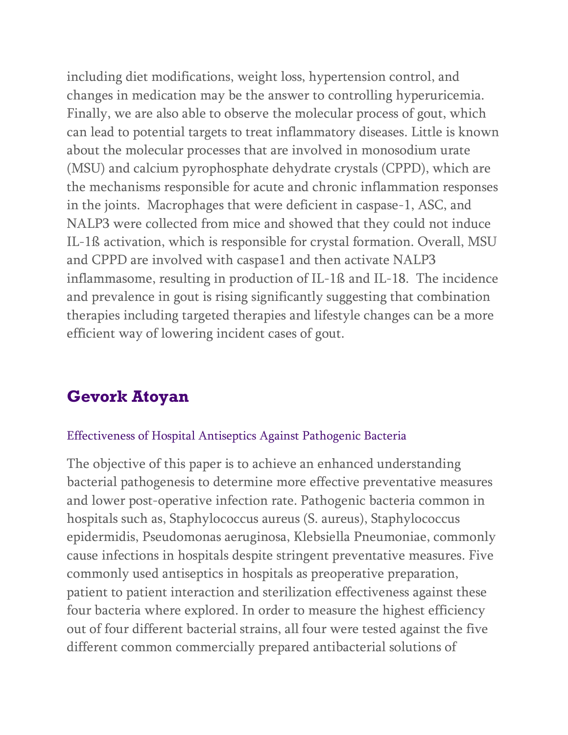including diet modifications, weight loss, hypertension control, and changes in medication may be the answer to controlling hyperuricemia. Finally, we are also able to observe the molecular process of gout, which can lead to potential targets to treat inflammatory diseases. Little is known about the molecular processes that are involved in monosodium urate (MSU) and calcium pyrophosphate dehydrate crystals (CPPD), which are the mechanisms responsible for acute and chronic inflammation responses in the joints. Macrophages that were deficient in caspase-1, ASC, and NALP3 were collected from mice and showed that they could not induce IL-1ß activation, which is responsible for crystal formation. Overall, MSU and CPPD are involved with caspase1 and then activate NALP3 inflammasome, resulting in production of IL-1ß and IL-18. The incidence and prevalence in gout is rising significantly suggesting that combination therapies including targeted therapies and lifestyle changes can be a more efficient way of lowering incident cases of gout.

## Gevork Atoyan

### Effectiveness of Hospital Antiseptics Against Pathogenic Bacteria

The objective of this paper is to achieve an enhanced understanding bacterial pathogenesis to determine more effective preventative measures and lower post-operative infection rate. Pathogenic bacteria common in hospitals such as, Staphylococcus aureus (S. aureus), Staphylococcus epidermidis, Pseudomonas aeruginosa, Klebsiella Pneumoniae, commonly cause infections in hospitals despite stringent preventative measures. Five commonly used antiseptics in hospitals as preoperative preparation, patient to patient interaction and sterilization effectiveness against these four bacteria where explored. In order to measure the highest efficiency out of four different bacterial strains, all four were tested against the five different common commercially prepared antibacterial solutions of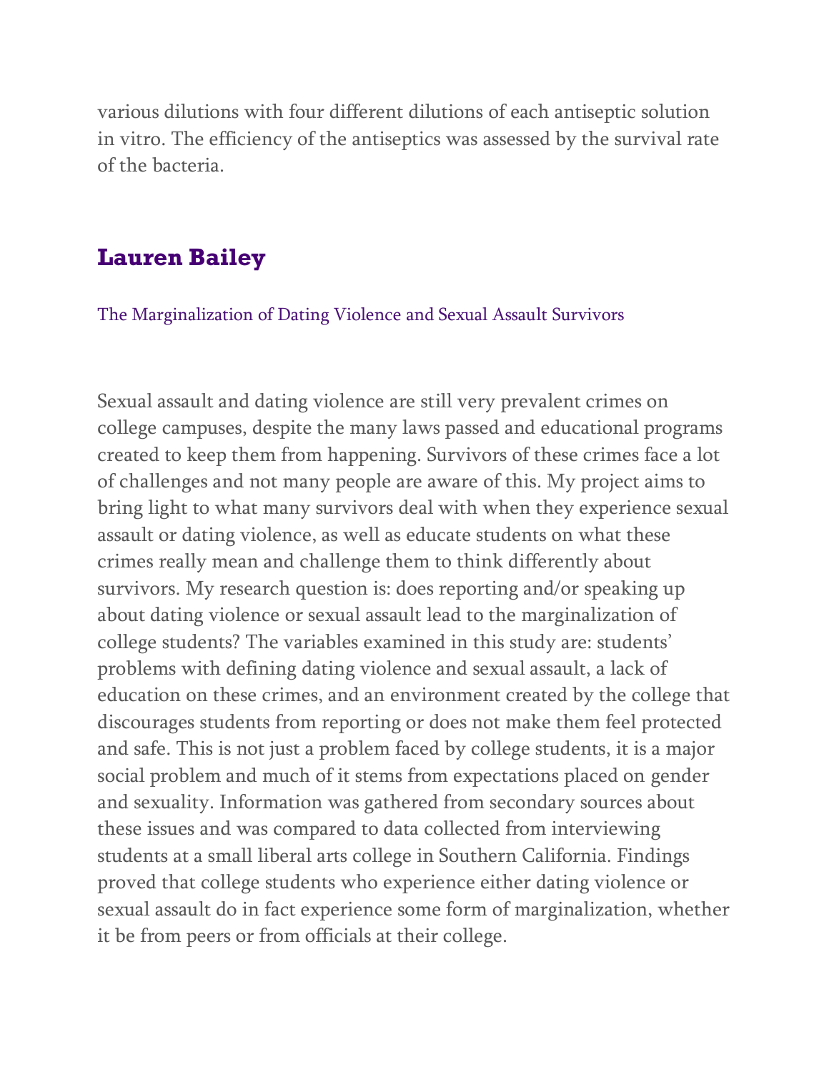various dilutions with four different dilutions of each antiseptic solution in vitro. The efficiency of the antiseptics was assessed by the survival rate of the bacteria.

## Lauren Bailey

The Marginalization of Dating Violence and Sexual Assault Survivors

Sexual assault and dating violence are still very prevalent crimes on college campuses, despite the many laws passed and educational programs created to keep them from happening. Survivors of these crimes face a lot of challenges and not many people are aware of this. My project aims to bring light to what many survivors deal with when they experience sexual assault or dating violence, as well as educate students on what these crimes really mean and challenge them to think differently about survivors. My research question is: does reporting and/or speaking up about dating violence or sexual assault lead to the marginalization of college students? The variables examined in this study are: students' problems with defining dating violence and sexual assault, a lack of education on these crimes, and an environment created by the college that discourages students from reporting or does not make them feel protected and safe. This is not just a problem faced by college students, it is a major social problem and much of it stems from expectations placed on gender and sexuality. Information was gathered from secondary sources about these issues and was compared to data collected from interviewing students at a small liberal arts college in Southern California. Findings proved that college students who experience either dating violence or sexual assault do in fact experience some form of marginalization, whether it be from peers or from officials at their college.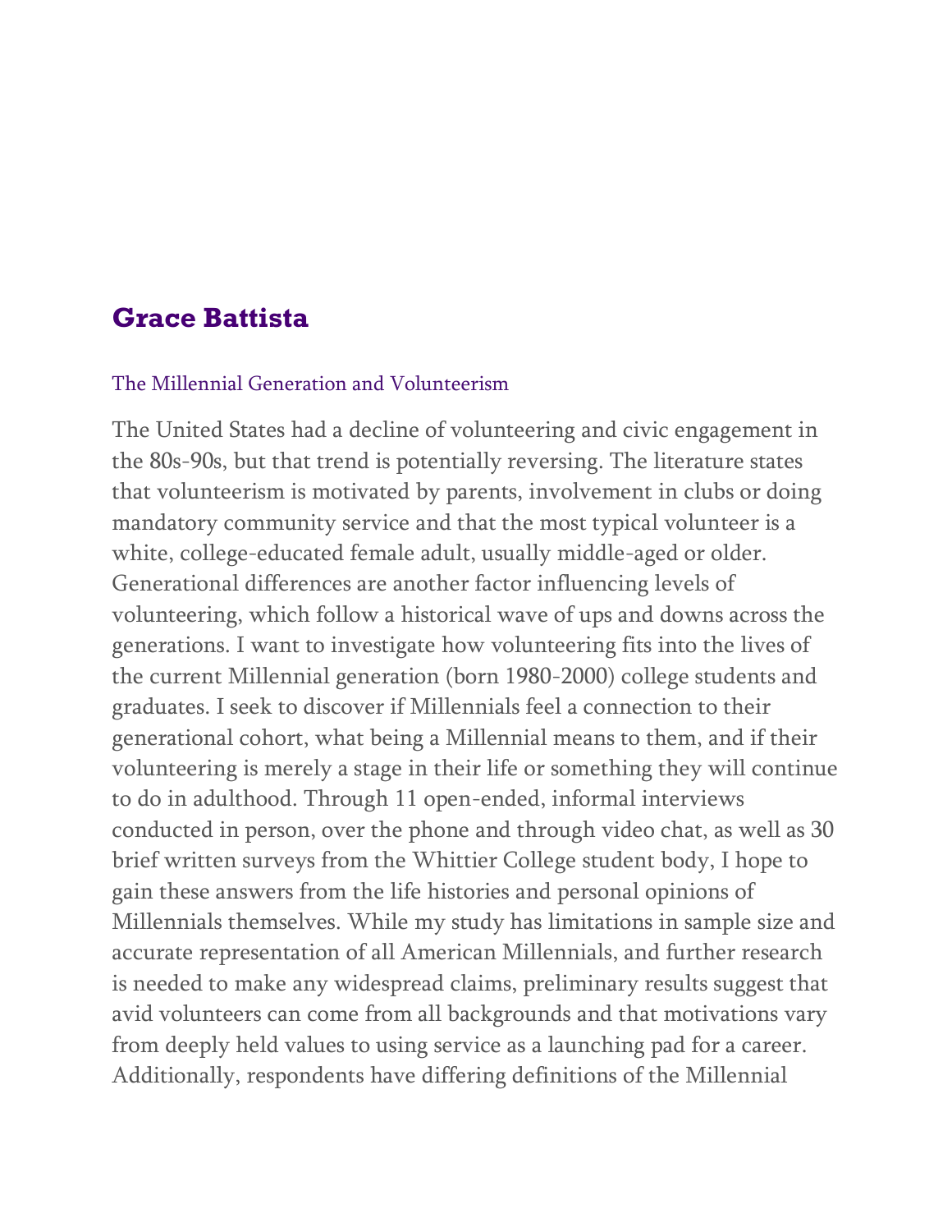## Grace Battista

### The Millennial Generation and Volunteerism

The United States had a decline of volunteering and civic engagement in the 80s-90s, but that trend is potentially reversing. The literature states that volunteerism is motivated by parents, involvement in clubs or doing mandatory community service and that the most typical volunteer is a white, college-educated female adult, usually middle-aged or older. Generational differences are another factor influencing levels of volunteering, which follow a historical wave of ups and downs across the generations. I want to investigate how volunteering fits into the lives of the current Millennial generation (born 1980-2000) college students and graduates. I seek to discover if Millennials feel a connection to their generational cohort, what being a Millennial means to them, and if their volunteering is merely a stage in their life or something they will continue to do in adulthood. Through 11 open-ended, informal interviews conducted in person, over the phone and through video chat, as well as 30 brief written surveys from the Whittier College student body, I hope to gain these answers from the life histories and personal opinions of Millennials themselves. While my study has limitations in sample size and accurate representation of all American Millennials, and further research is needed to make any widespread claims, preliminary results suggest that avid volunteers can come from all backgrounds and that motivations vary from deeply held values to using service as a launching pad for a career. Additionally, respondents have differing definitions of the Millennial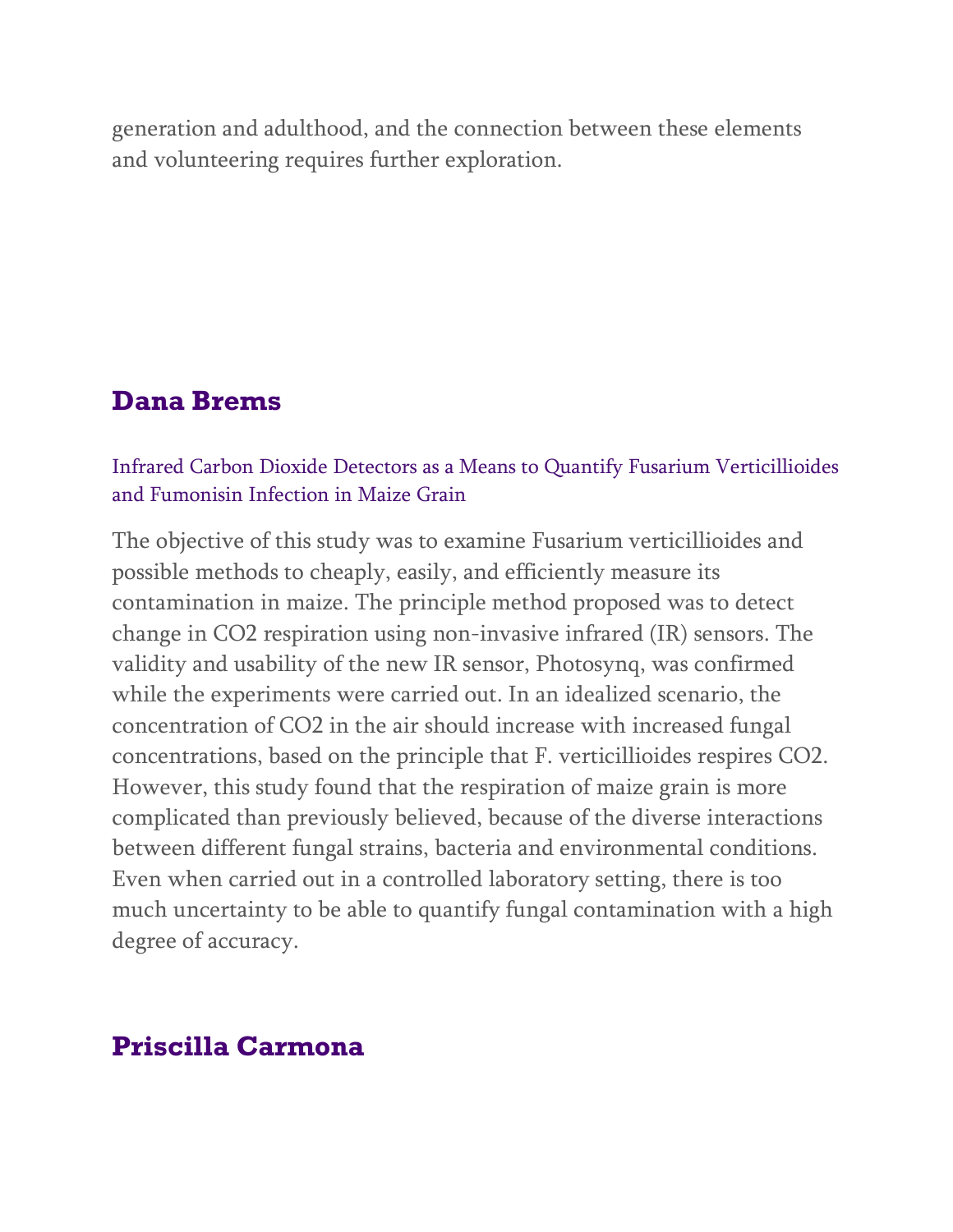generation and adulthood, and the connection between these elements and volunteering requires further exploration.

## Dana Brems

### Infrared Carbon Dioxide Detectors as a Means to Quantify Fusarium Verticillioides and Fumonisin Infection in Maize Grain

The objective of this study was to examine Fusarium verticillioides and possible methods to cheaply, easily, and efficiently measure its contamination in maize. The principle method proposed was to detect change in $CO_2$ respiration using non-invasive infrared (IR) sensors. The validity and usability of the new IR sensor, Photosynq, was confirmed while the experiments were carried out. In an idealized scenario, the concentration of $CO_2$ in the air should increase with increased fungal concentrations, based on the principle that F. verticillioides respires $CO_2$. However, this study found that the respiration of maize grain is more complicated than previously believed, because of the diverse interactions between different fungal strains, bacteria and environmental conditions. Even when carried out in a controlled laboratory setting, there is too much uncertainty to be able to quantify fungal contamination with a high degree of accuracy.

## Priscilla Carmona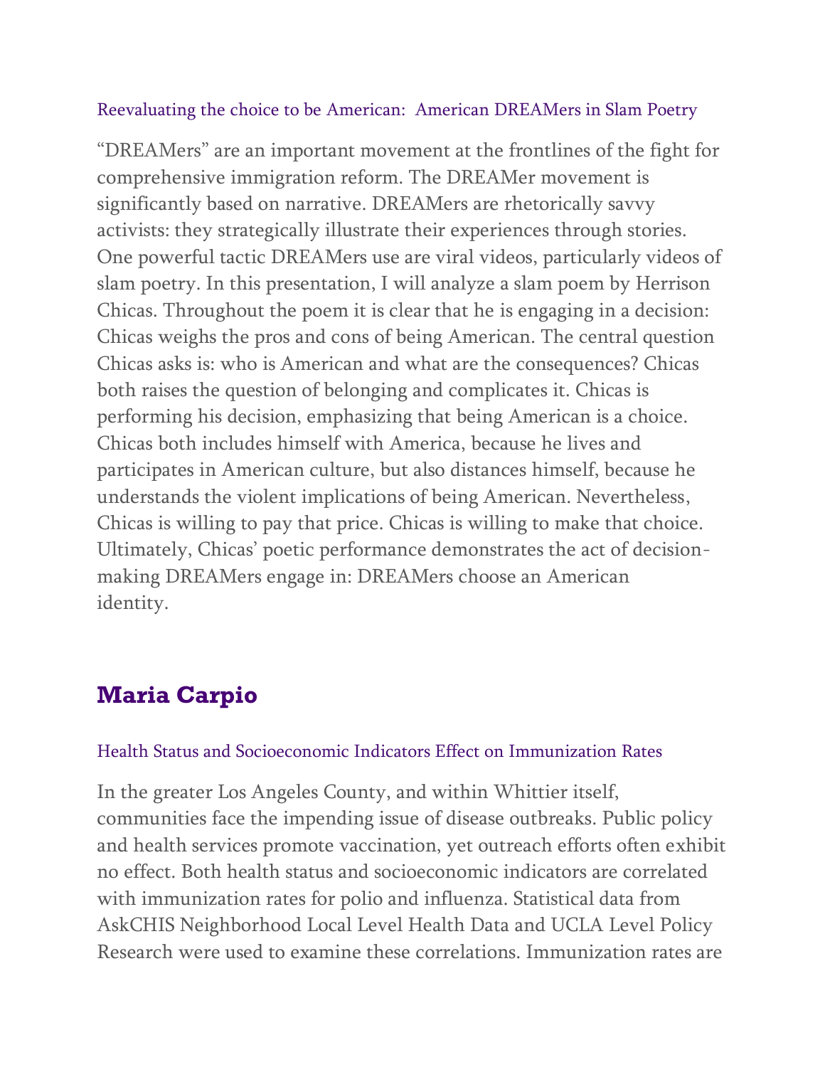### Reevaluating the choice to be American: American DREAMers in Slam Poetry

"DREAMers" are an important movement at the frontlines of the fight for comprehensive immigration reform. The DREAMer movement is significantly based on narrative. DREAMers are rhetorically savvy activists: they strategically illustrate their experiences through stories. One powerful tactic DREAMers use are viral videos, particularly videos of slam poetry. In this presentation, I will analyze a slam poem by Herrison Chicas. Throughout the poem it is clear that he is engaging in a decision: Chicas weighs the pros and cons of being American. The central question Chicas asks is: who is American and what are the consequences? Chicas both raises the question of belonging and complicates it. Chicas is performing his decision, emphasizing that being American is a choice. Chicas both includes himself with America, because he lives and participates in American culture, but also distances himself, because he understands the violent implications of being American. Nevertheless, Chicas is willing to pay that price. Chicas is willing to make that choice. Ultimately, Chicas' poetic performance demonstrates the act of decision-making DREAMers engage in: DREAMers choose an American identity.

## Maria Carpio

### Health Status and Socioeconomic Indicators Effect on Immunization Rates

In the greater Los Angeles County, and within Whittier itself, communities face the impending issue of disease outbreaks. Public policy and health services promote vaccination, yet outreach efforts often exhibit no effect. Both health status and socioeconomic indicators are correlated with immunization rates for polio and influenza. Statistical data from AskCHIS Neighborhood Local Level Health Data and UCLA Level Policy Research were used to examine these correlations. Immunization rates are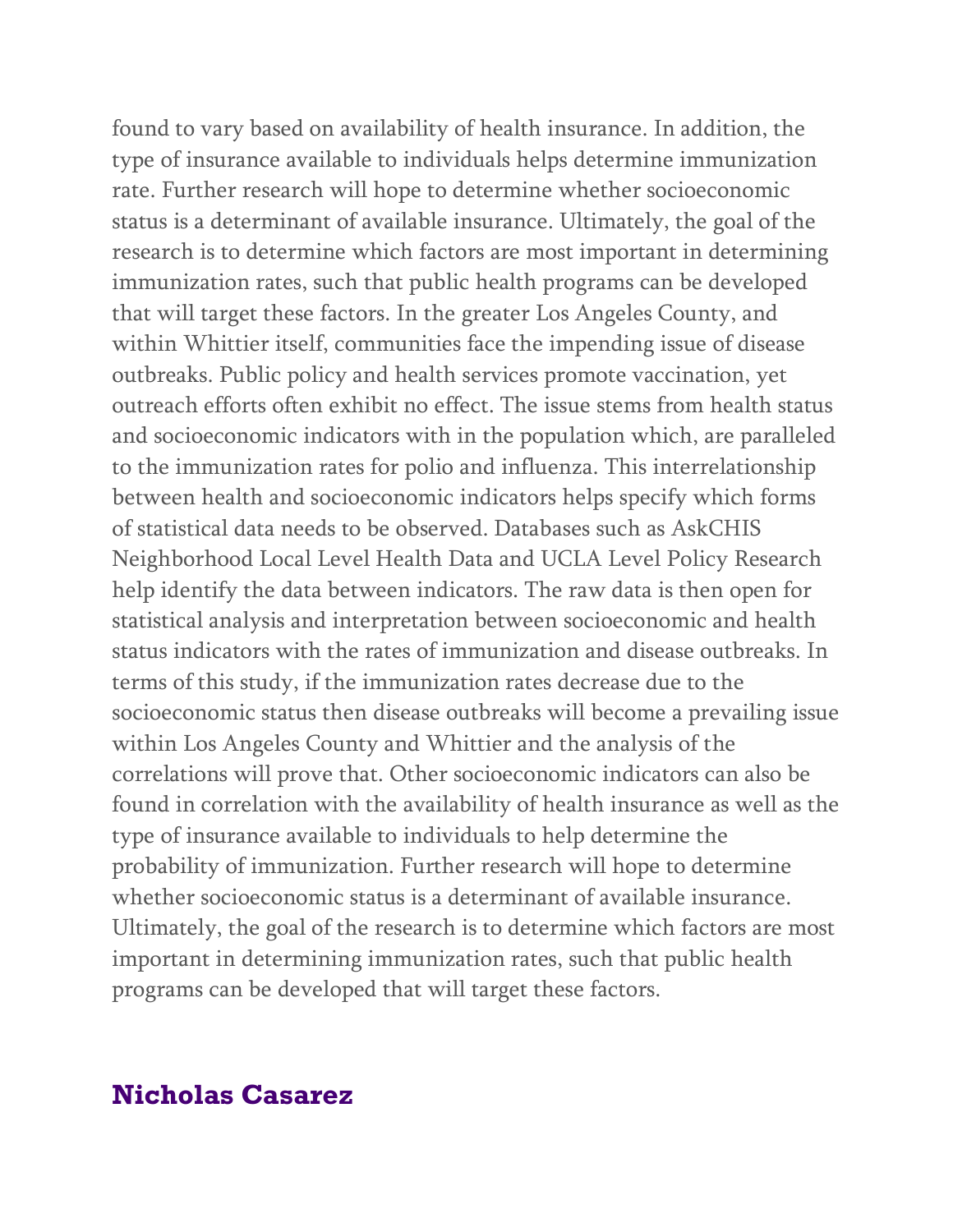found to vary based on availability of health insurance. In addition, the type of insurance available to individuals helps determine immunization rate. Further research will hope to determine whether socioeconomic status is a determinant of available insurance. Ultimately, the goal of the research is to determine which factors are most important in determining immunization rates, such that public health programs can be developed that will target these factors. In the greater Los Angeles County, and within Whittier itself, communities face the impending issue of disease outbreaks. Public policy and health services promote vaccination, yet outreach efforts often exhibit no effect. The issue stems from health status and socioeconomic indicators with in the population which, are paralleled to the immunization rates for polio and influenza. This interrelationship between health and socioeconomic indicators helps specify which forms of statistical data needs to be observed. Databases such as AskCHIS Neighborhood Local Level Health Data and UCLA Level Policy Research help identify the data between indicators. The raw data is then open for statistical analysis and interpretation between socioeconomic and health status indicators with the rates of immunization and disease outbreaks. In terms of this study, if the immunization rates decrease due to the socioeconomic status then disease outbreaks will become a prevailing issue within Los Angeles County and Whittier and the analysis of the correlations will prove that. Other socioeconomic indicators can also be found in correlation with the availability of health insurance as well as the type of insurance available to individuals to help determine the probability of immunization. Further research will hope to determine whether socioeconomic status is a determinant of available insurance. Ultimately, the goal of the research is to determine which factors are most important in determining immunization rates, such that public health programs can be developed that will target these factors.

## Nicholas Casarez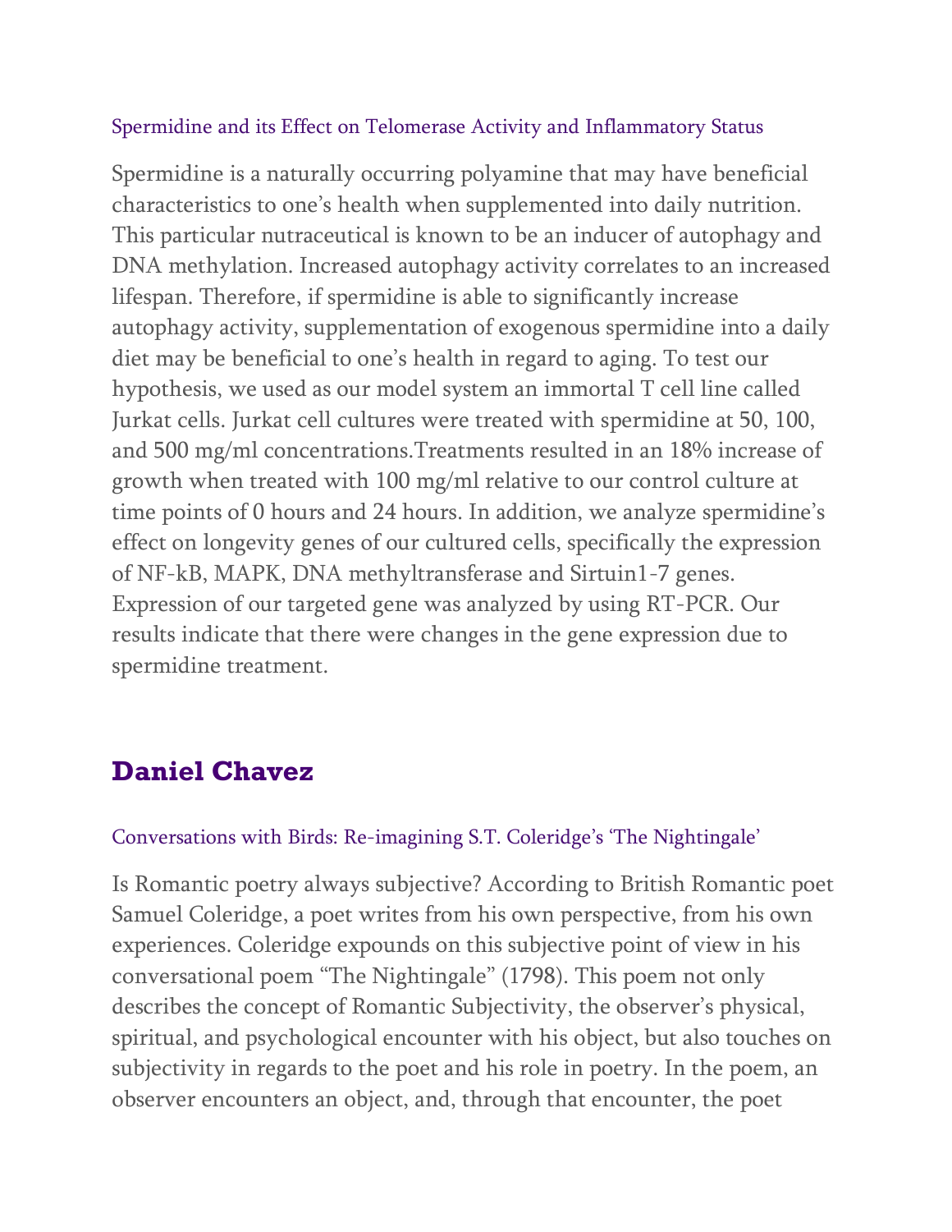### Spermidine and its Effect on Telomerase Activity and Inflammatory Status

Spermidine is a naturally occurring polyamine that may have beneficial characteristics to one's health when supplemented into daily nutrition. This particular nutraceutical is known to be an inducer of autophagy and DNA methylation. Increased autophagy activity correlates to an increased lifespan. Therefore, if spermidine is able to significantly increase autophagy activity, supplementation of exogenous spermidine into a daily diet may be beneficial to one's health in regard to aging. To test our hypothesis, we used as our model system an immortal T cell line called Jurkat cells. Jurkat cell cultures were treated with spermidine at 50, 100, and 500 mg/ml concentrations.Treatments resulted in an 18% increase of growth when treated with 100 mg/ml relative to our control culture at time points of 0 hours and 24 hours. In addition, we analyze spermidine's effect on longevity genes of our cultured cells, specifically the expression of NF-kB, MAPK, DNA methyltransferase and Sirtuin1-7 genes. Expression of our targeted gene was analyzed by using RT-PCR. Our results indicate that there were changes in the gene expression due to spermidine treatment.

## Daniel Chavez

### Conversations with Birds: Re-imagining S.T. Coleridge's 'The Nightingale'

Is Romantic poetry always subjective? According to British Romantic poet Samuel Coleridge, a poet writes from his own perspective, from his own experiences. Coleridge expounds on this subjective point of view in his conversational poem "The Nightingale" (1798). This poem not only describes the concept of Romantic Subjectivity, the observer's physical, spiritual, and psychological encounter with his object, but also touches on subjectivity in regards to the poet and his role in poetry. In the poem, an observer encounters an object, and, through that encounter, the poet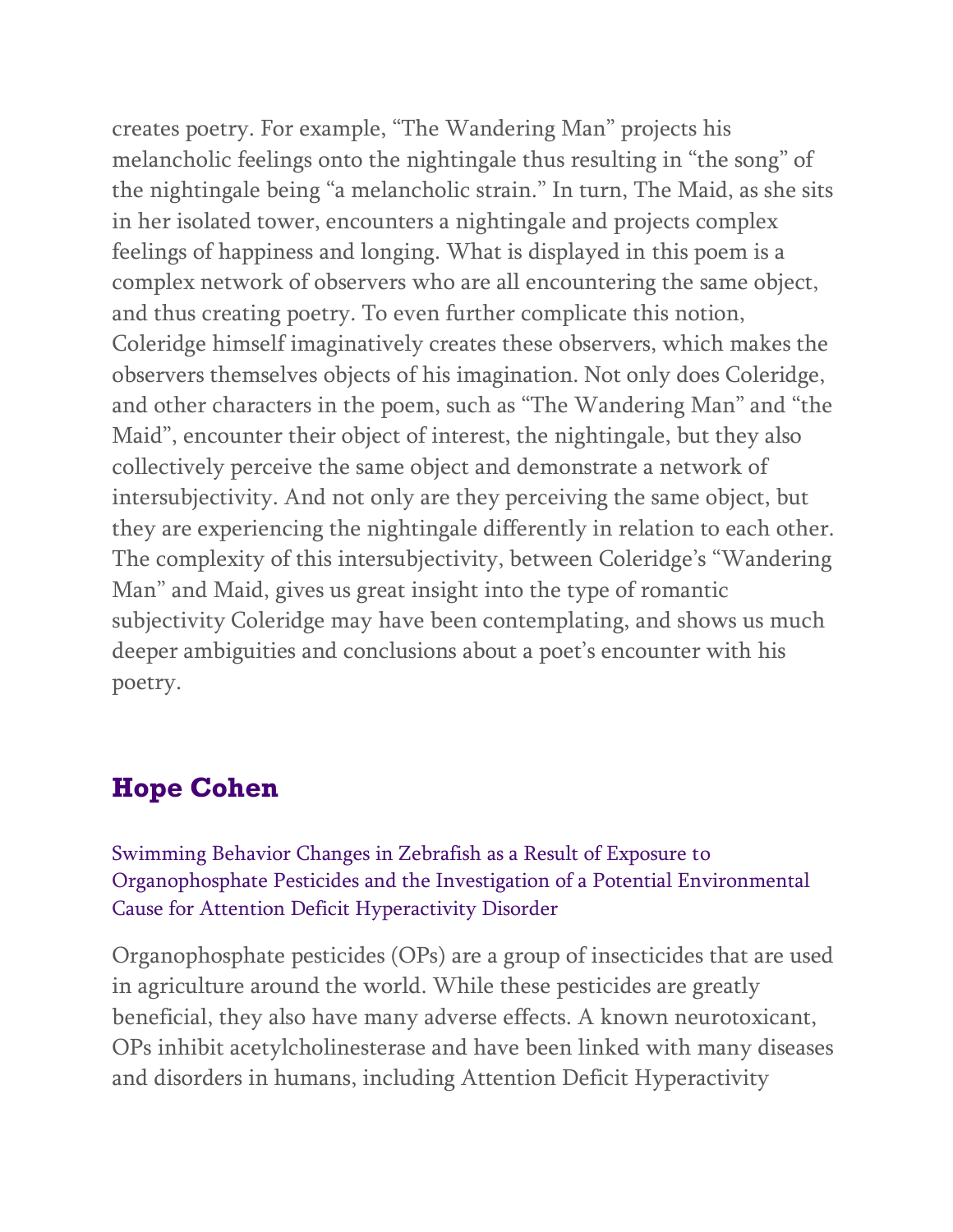creates poetry. For example, “The Wandering Man” projects his melancholic feelings onto the nightingale thus resulting in “the song” of the nightingale being “a melancholic strain.” In turn, The Maid, as she sits in her isolated tower, encounters a nightingale and projects complex feelings of happiness and longing. What is displayed in this poem is a complex network of observers who are all encountering the same object, and thus creating poetry. To even further complicate this notion, Coleridge himself imaginatively creates these observers, which makes the observers themselves objects of his imagination. Not only does Coleridge, and other characters in the poem, such as “The Wandering Man” and “the Maid”, encounter their object of interest, the nightingale, but they also collectively perceive the same object and demonstrate a network of intersubjectivity. And not only are they perceiving the same object, but they are experiencing the nightingale differently in relation to each other. The complexity of this intersubjectivity, between Coleridge’s “Wandering Man” and Maid, gives us great insight into the type of romantic subjectivity Coleridge may have been contemplating, and shows us much deeper ambiguities and conclusions about a poet’s encounter with his poetry.

## Hope Cohen

Swimming Behavior Changes in Zebrafish as a Result of Exposure to Organophosphate Pesticides and the Investigation of a Potential Environmental Cause for Attention Deficit Hyperactivity Disorder

Organophosphate pesticides (OPs) are a group of insecticides that are used in agriculture around the world. While these pesticides are greatly beneficial, they also have many adverse effects. A known neurotoxicant, OPs inhibit acetylcholinesterase and have been linked with many diseases and disorders in humans, including Attention Deficit Hyperactivity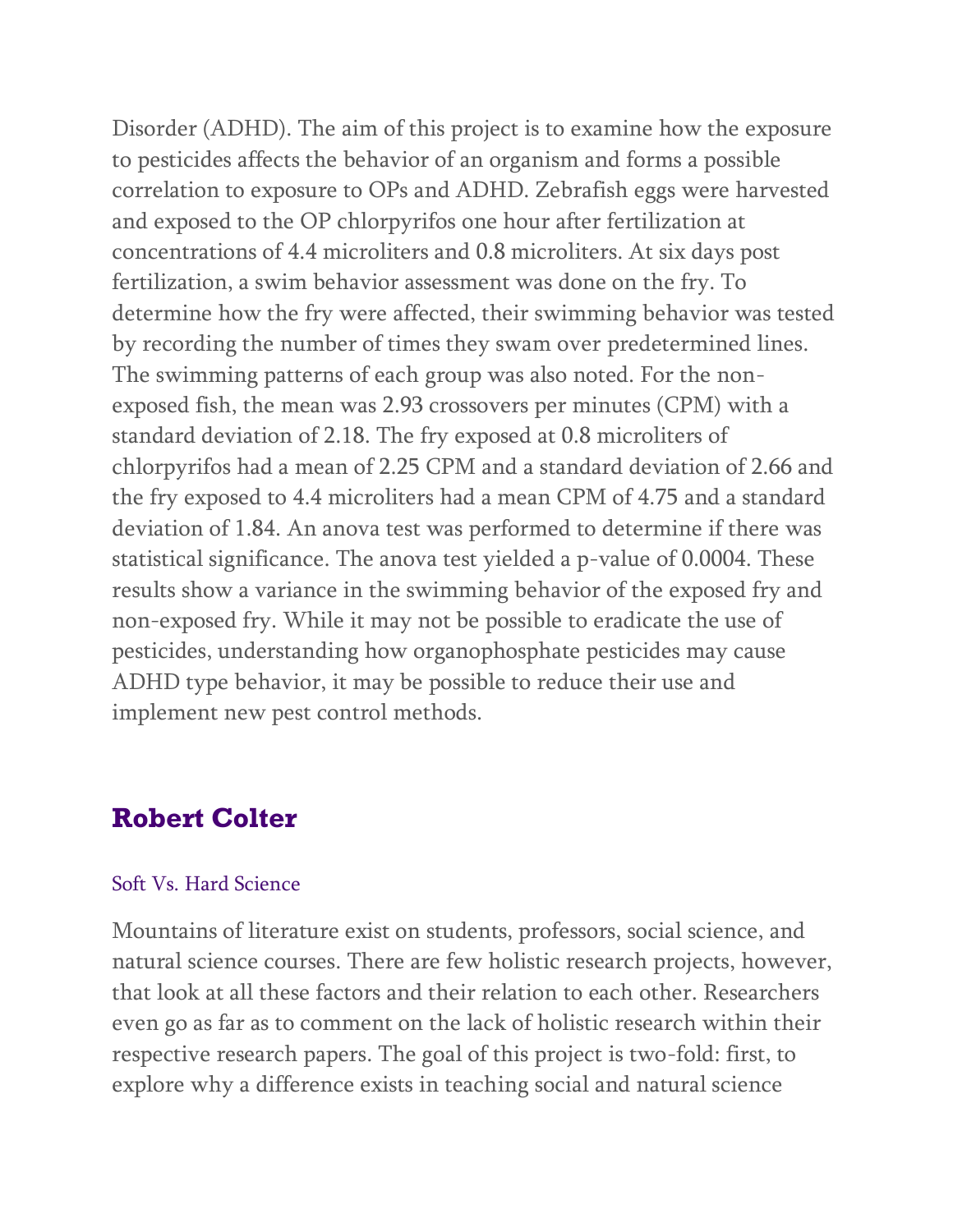Disorder (ADHD). The aim of this project is to examine how the exposure to pesticides affects the behavior of an organism and forms a possible correlation to exposure to OPs and ADHD. Zebrafish eggs were harvested and exposed to the OP chlorpyrifos one hour after fertilization at concentrations of 4.4 microliters and 0.8 microliters. At six days post fertilization, a swim behavior assessment was done on the fry. To determine how the fry were affected, their swimming behavior was tested by recording the number of times they swam over predetermined lines. The swimming patterns of each group was also noted. For the non-exposed fish, the mean was 2.93 crossovers per minutes (CPM) with a standard deviation of 2.18. The fry exposed at 0.8 microliters of chlorpyrifos had a mean of 2.25 CPM and a standard deviation of 2.66 and the fry exposed to 4.4 microliters had a mean CPM of 4.75 and a standard deviation of 1.84. An anova test was performed to determine if there was statistical significance. The anova test yielded a p-value of 0.0004. These results show a variance in the swimming behavior of the exposed fry and non-exposed fry. While it may not be possible to eradicate the use of pesticides, understanding how organophosphate pesticides may cause ADHD type behavior, it may be possible to reduce their use and implement new pest control methods.

## Robert Colter

### Soft Vs. Hard Science

Mountains of literature exist on students, professors, social science, and natural science courses. There are few holistic research projects, however, that look at all these factors and their relation to each other. Researchers even go as far as to comment on the lack of holistic research within their respective research papers. The goal of this project is two-fold: first, to explore why a difference exists in teaching social and natural science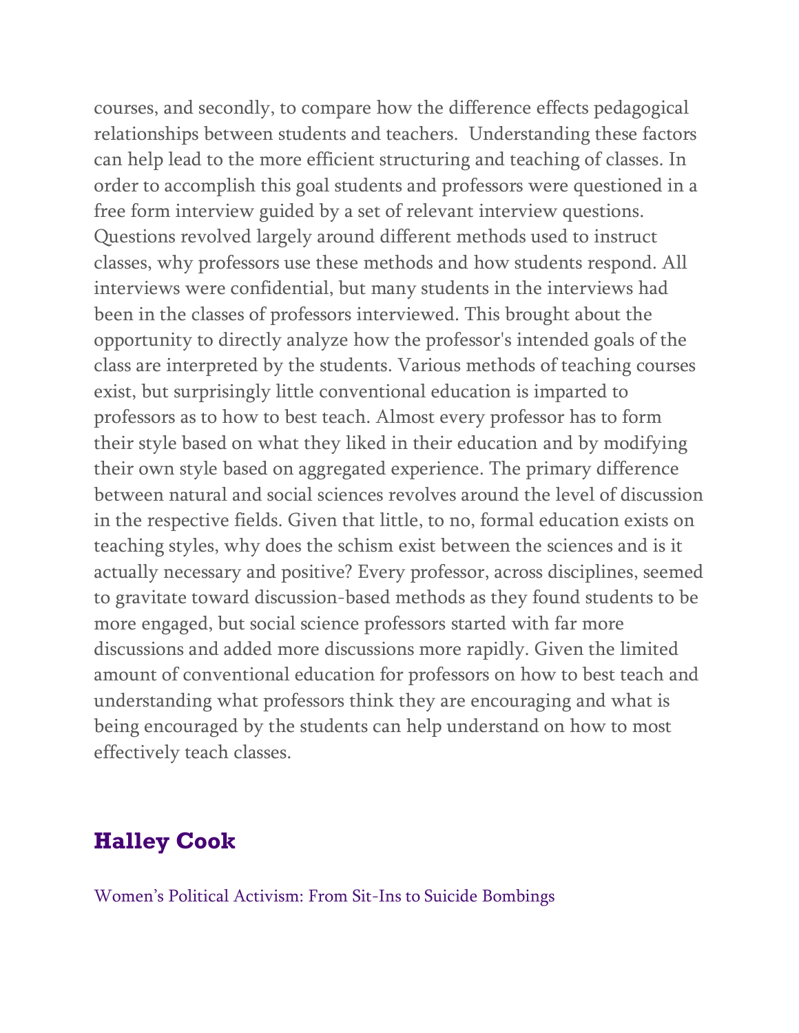courses, and secondly, to compare how the difference effects pedagogical relationships between students and teachers.  Understanding these factors can help lead to the more efficient structuring and teaching of classes. In order to accomplish this goal students and professors were questioned in a free form interview guided by a set of relevant interview questions. Questions revolved largely around different methods used to instruct classes, why professors use these methods and how students respond. All interviews were confidential, but many students in the interviews had been in the classes of professors interviewed. This brought about the opportunity to directly analyze how the professor's intended goals of the class are interpreted by the students. Various methods of teaching courses exist, but surprisingly little conventional education is imparted to professors as to how to best teach. Almost every professor has to form their style based on what they liked in their education and by modifying their own style based on aggregated experience. The primary difference between natural and social sciences revolves around the level of discussion in the respective fields. Given that little, to no, formal education exists on teaching styles, why does the schism exist between the sciences and is it actually necessary and positive? Every professor, across disciplines, seemed to gravitate toward discussion-based methods as they found students to be more engaged, but social science professors started with far more discussions and added more discussions more rapidly. Given the limited amount of conventional education for professors on how to best teach and understanding what professors think they are encouraging and what is being encouraged by the students can help understand on how to most effectively teach classes.

## Halley Cook

Women's Political Activism: From Sit-Ins to Suicide Bombings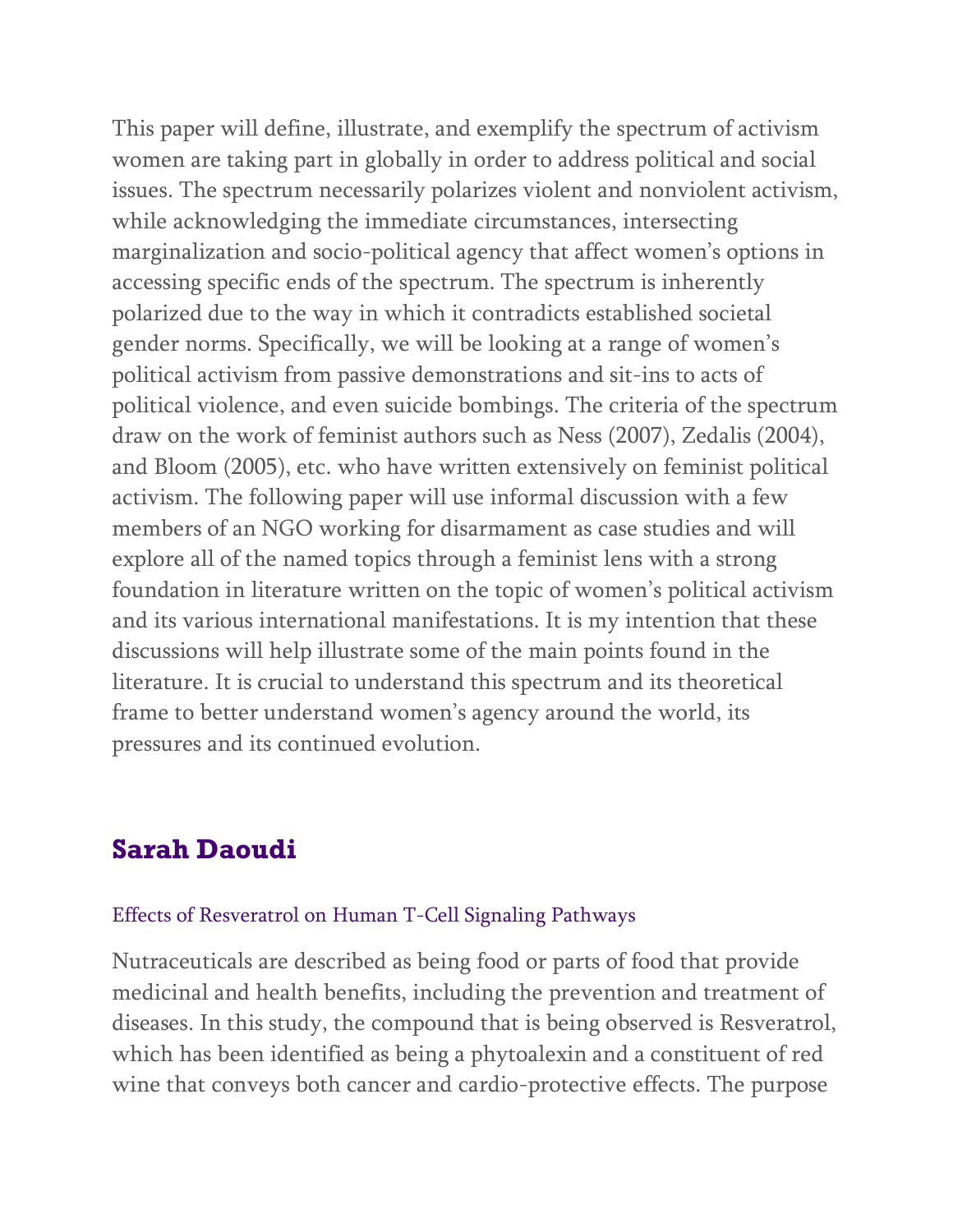This paper will define, illustrate, and exemplify the spectrum of activism women are taking part in globally in order to address political and social issues. The spectrum necessarily polarizes violent and nonviolent activism, while acknowledging the immediate circumstances, intersecting marginalization and socio-political agency that affect women's options in accessing specific ends of the spectrum. The spectrum is inherently polarized due to the way in which it contradicts established societal gender norms. Specifically, we will be looking at a range of women's political activism from passive demonstrations and sit-ins to acts of political violence, and even suicide bombings. The criteria of the spectrum draw on the work of feminist authors such as Ness (2007), Zedalis (2004), and Bloom (2005), etc. who have written extensively on feminist political activism. The following paper will use informal discussion with a few members of an NGO working for disarmament as case studies and will explore all of the named topics through a feminist lens with a strong foundation in literature written on the topic of women's political activism and its various international manifestations. It is my intention that these discussions will help illustrate some of the main points found in the literature. It is crucial to understand this spectrum and its theoretical frame to better understand women's agency around the world, its pressures and its continued evolution.

## Sarah Daoudi

### Effects of Resveratrol on Human T-Cell Signaling Pathways

Nutraceuticals are described as being food or parts of food that provide medicinal and health benefits, including the prevention and treatment of diseases. In this study, the compound that is being observed is Resveratrol, which has been identified as being a phytoalexin and a constituent of red wine that conveys both cancer and cardio-protective effects. The purpose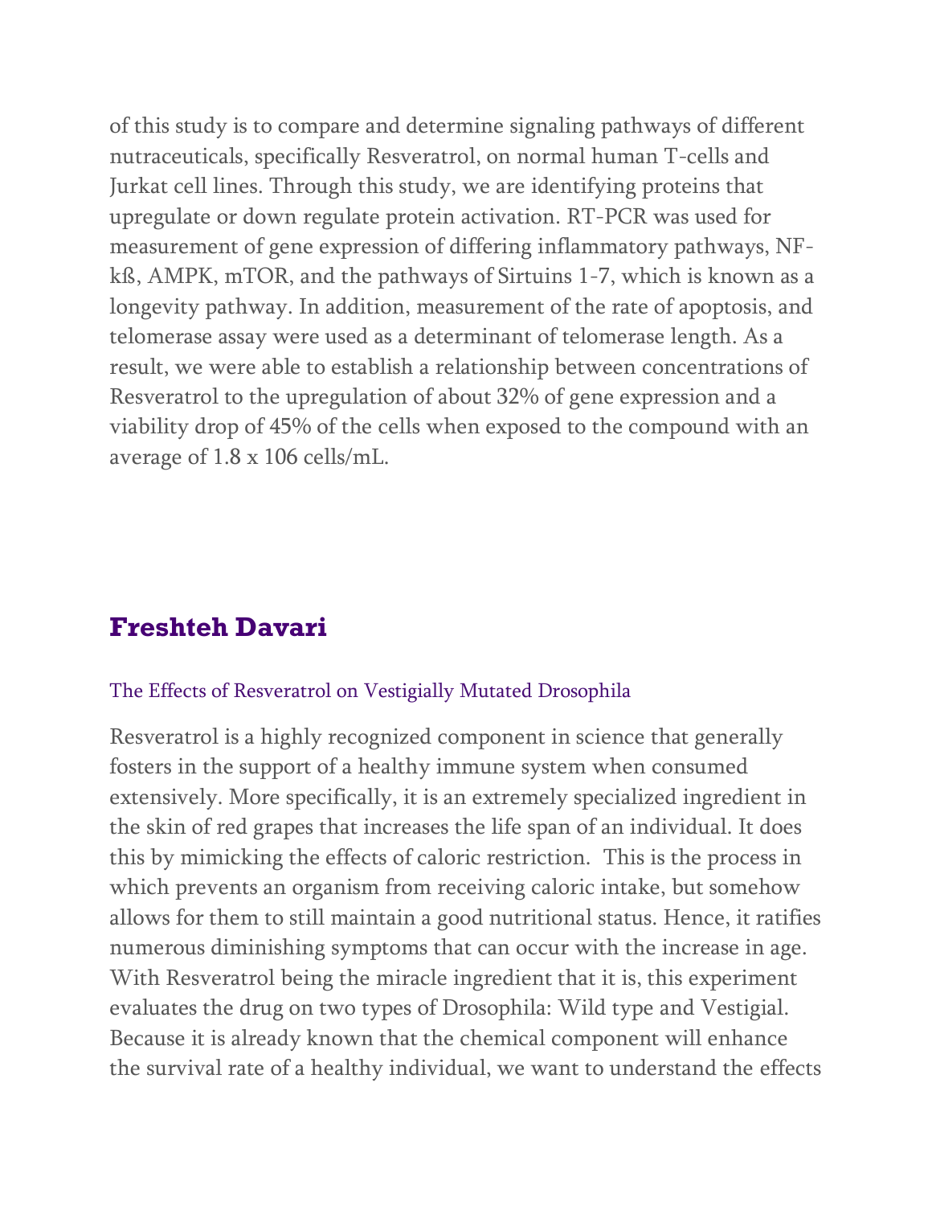of this study is to compare and determine signaling pathways of different nutraceuticals, specifically Resveratrol, on normal human T-cells and Jurkat cell lines. Through this study, we are identifying proteins that upregulate or down regulate protein activation. RT-PCR was used for measurement of gene expression of differing inflammatory pathways, NF-kß, AMPK, mTOR, and the pathways of Sirtuins 1-7, which is known as a longevity pathway. In addition, measurement of the rate of apoptosis, and telomerase assay were used as a determinant of telomerase length. As a result, we were able to establish a relationship between concentrations of Resveratrol to the upregulation of about 32% of gene expression and a viability drop of 45% of the cells when exposed to the compound with an average of 1.8 x 106 cells/mL.

## Freshteh Davari

### The Effects of Resveratrol on Vestigially Mutated Drosophila

Resveratrol is a highly recognized component in science that generally fosters in the support of a healthy immune system when consumed extensively. More specifically, it is an extremely specialized ingredient in the skin of red grapes that increases the life span of an individual. It does this by mimicking the effects of caloric restriction. This is the process in which prevents an organism from receiving caloric intake, but somehow allows for them to still maintain a good nutritional status. Hence, it ratifies numerous diminishing symptoms that can occur with the increase in age. With Resveratrol being the miracle ingredient that it is, this experiment evaluates the drug on two types of Drosophila: Wild type and Vestigial. Because it is already known that the chemical component will enhance the survival rate of a healthy individual, we want to understand the effects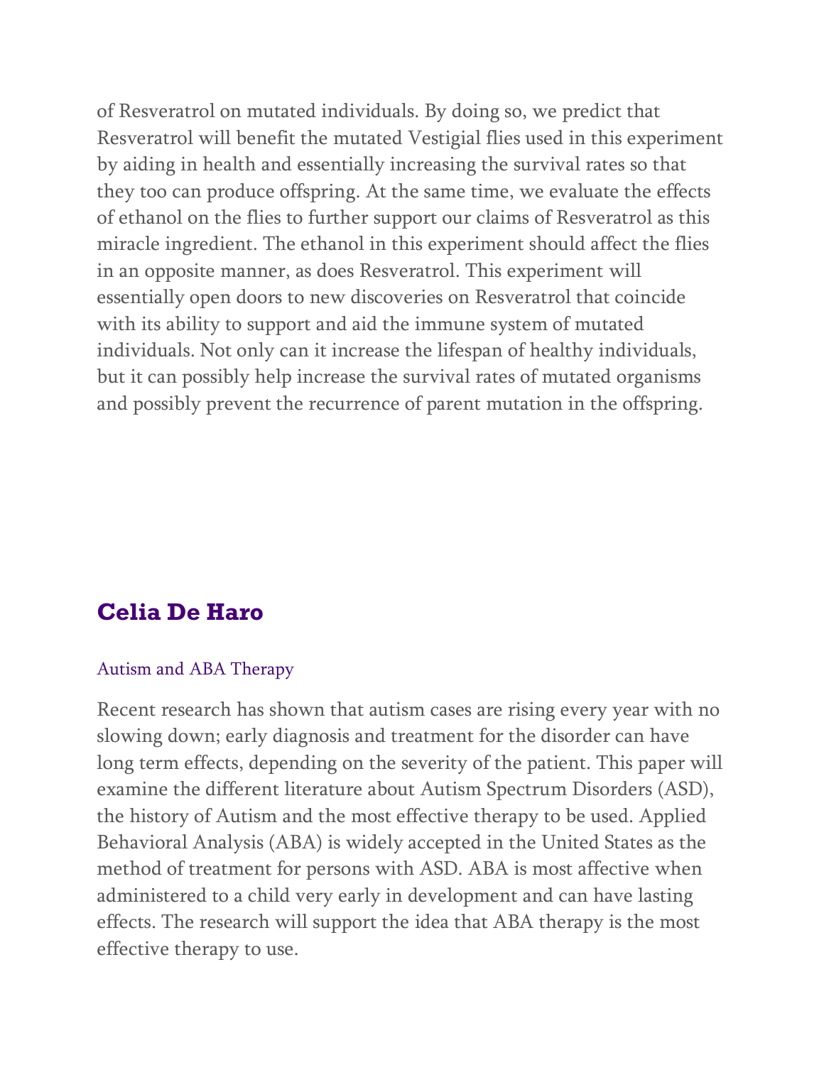of Resveratrol on mutated individuals. By doing so, we predict that Resveratrol will benefit the mutated Vestigial flies used in this experiment by aiding in health and essentially increasing the survival rates so that they too can produce offspring. At the same time, we evaluate the effects of ethanol on the flies to further support our claims of Resveratrol as this miracle ingredient. The ethanol in this experiment should affect the flies in an opposite manner, as does Resveratrol. This experiment will essentially open doors to new discoveries on Resveratrol that coincide with its ability to support and aid the immune system of mutated individuals. Not only can it increase the lifespan of healthy individuals, but it can possibly help increase the survival rates of mutated organisms and possibly prevent the recurrence of parent mutation in the offspring.

## Celia De Haro

### Autism and ABA Therapy

Recent research has shown that autism cases are rising every year with no slowing down; early diagnosis and treatment for the disorder can have long term effects, depending on the severity of the patient. This paper will examine the different literature about Autism Spectrum Disorders (ASD), the history of Autism and the most effective therapy to be used. Applied Behavioral Analysis (ABA) is widely accepted in the United States as the method of treatment for persons with ASD. ABA is most affective when administered to a child very early in development and can have lasting effects. The research will support the idea that ABA therapy is the most effective therapy to use.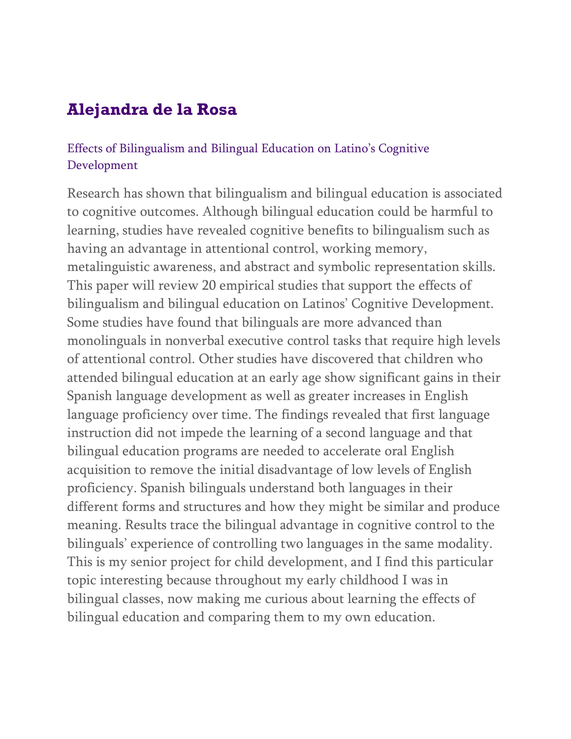## Alejandra de la Rosa

### Effects of Bilingualism and Bilingual Education on Latino's Cognitive Development

Research has shown that bilingualism and bilingual education is associated to cognitive outcomes. Although bilingual education could be harmful to learning, studies have revealed cognitive benefits to bilingualism such as having an advantage in attentional control, working memory, metalinguistic awareness, and abstract and symbolic representation skills. This paper will review 20 empirical studies that support the effects of bilingualism and bilingual education on Latinos' Cognitive Development. Some studies have found that bilinguals are more advanced than monolinguals in nonverbal executive control tasks that require high levels of attentional control. Other studies have discovered that children who attended bilingual education at an early age show significant gains in their Spanish language development as well as greater increases in English language proficiency over time. The findings revealed that first language instruction did not impede the learning of a second language and that bilingual education programs are needed to accelerate oral English acquisition to remove the initial disadvantage of low levels of English proficiency. Spanish bilinguals understand both languages in their different forms and structures and how they might be similar and produce meaning. Results trace the bilingual advantage in cognitive control to the bilinguals' experience of controlling two languages in the same modality. This is my senior project for child development, and I find this particular topic interesting because throughout my early childhood I was in bilingual classes, now making me curious about learning the effects of bilingual education and comparing them to my own education.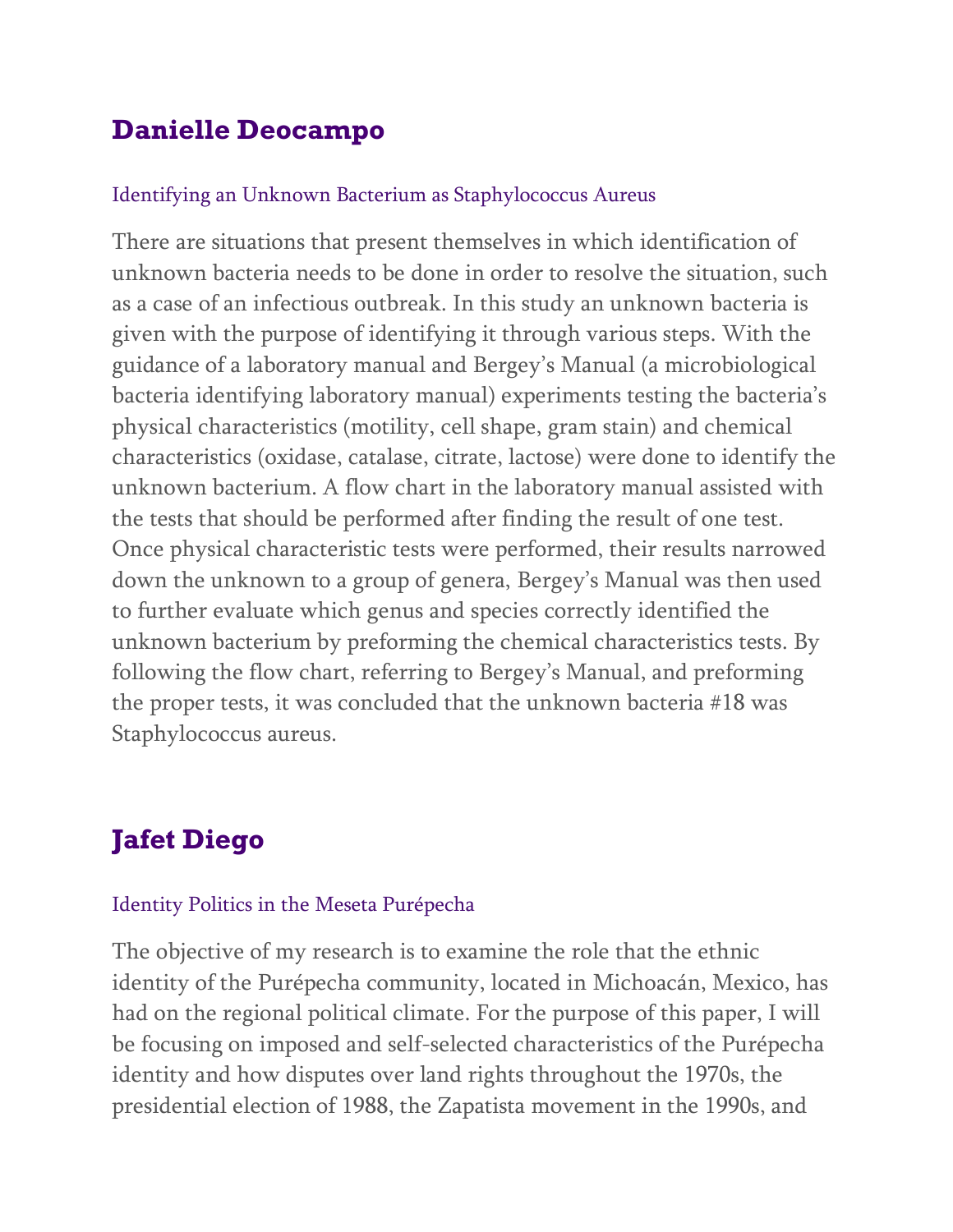## Danielle Deocampo

### Identifying an Unknown Bacterium as Staphylococcus Aureus

There are situations that present themselves in which identification of unknown bacteria needs to be done in order to resolve the situation, such as a case of an infectious outbreak. In this study an unknown bacteria is given with the purpose of identifying it through various steps. With the guidance of a laboratory manual and Bergey's Manual (a microbiological bacteria identifying laboratory manual) experiments testing the bacteria's physical characteristics (motility, cell shape, gram stain) and chemical characteristics (oxidase, catalase, citrate, lactose) were done to identify the unknown bacterium. A flow chart in the laboratory manual assisted with the tests that should be performed after finding the result of one test. Once physical characteristic tests were performed, their results narrowed down the unknown to a group of genera, Bergey's Manual was then used to further evaluate which genus and species correctly identified the unknown bacterium by preforming the chemical characteristics tests. By following the flow chart, referring to Bergey's Manual, and preforming the proper tests, it was concluded that the unknown bacteria #18 was Staphylococcus aureus.

## Jafet Diego

### Identity Politics in the Meseta Purépecha

The objective of my research is to examine the role that the ethnic identity of the Purépecha community, located in Michoacán, Mexico, has had on the regional political climate. For the purpose of this paper, I will be focusing on imposed and self-selected characteristics of the Purépecha identity and how disputes over land rights throughout the 1970s, the presidential election of 1988, the Zapatista movement in the 1990s, and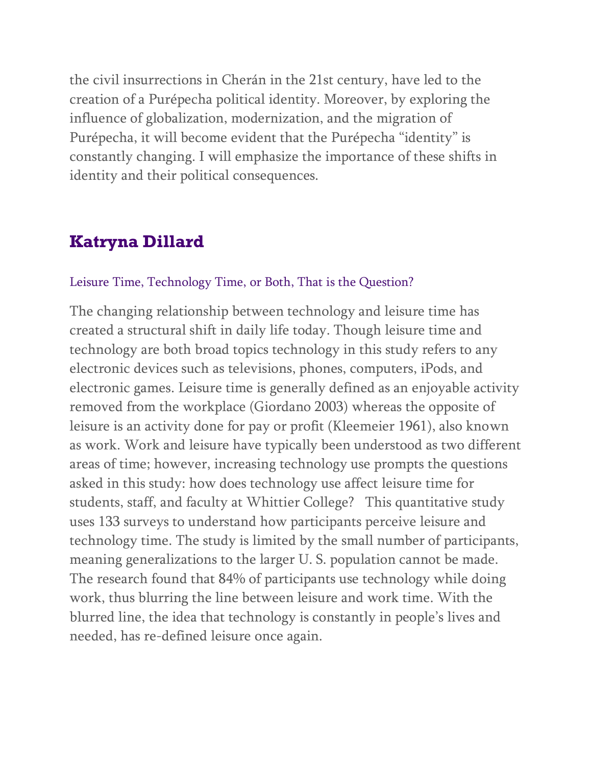the civil insurrections in Cherán in the 21st century, have led to the creation of a Purépecha political identity. Moreover, by exploring the influence of globalization, modernization, and the migration of Purépecha, it will become evident that the Purépecha "identity" is constantly changing. I will emphasize the importance of these shifts in identity and their political consequences.

## Katryna Dillard

### Leisure Time, Technology Time, or Both, That is the Question?

The changing relationship between technology and leisure time has created a structural shift in daily life today. Though leisure time and technology are both broad topics technology in this study refers to any electronic devices such as televisions, phones, computers, iPods, and electronic games. Leisure time is generally defined as an enjoyable activity removed from the workplace (Giordano 2003) whereas the opposite of leisure is an activity done for pay or profit (Kleemeier 1961), also known as work. Work and leisure have typically been understood as two different areas of time; however, increasing technology use prompts the questions asked in this study: how does technology use affect leisure time for students, staff, and faculty at Whittier College?   This quantitative study uses 133 surveys to understand how participants perceive leisure and technology time. The study is limited by the small number of participants, meaning generalizations to the larger U. S. population cannot be made. The research found that 84% of participants use technology while doing work, thus blurring the line between leisure and work time. With the blurred line, the idea that technology is constantly in people's lives and needed, has re-defined leisure once again.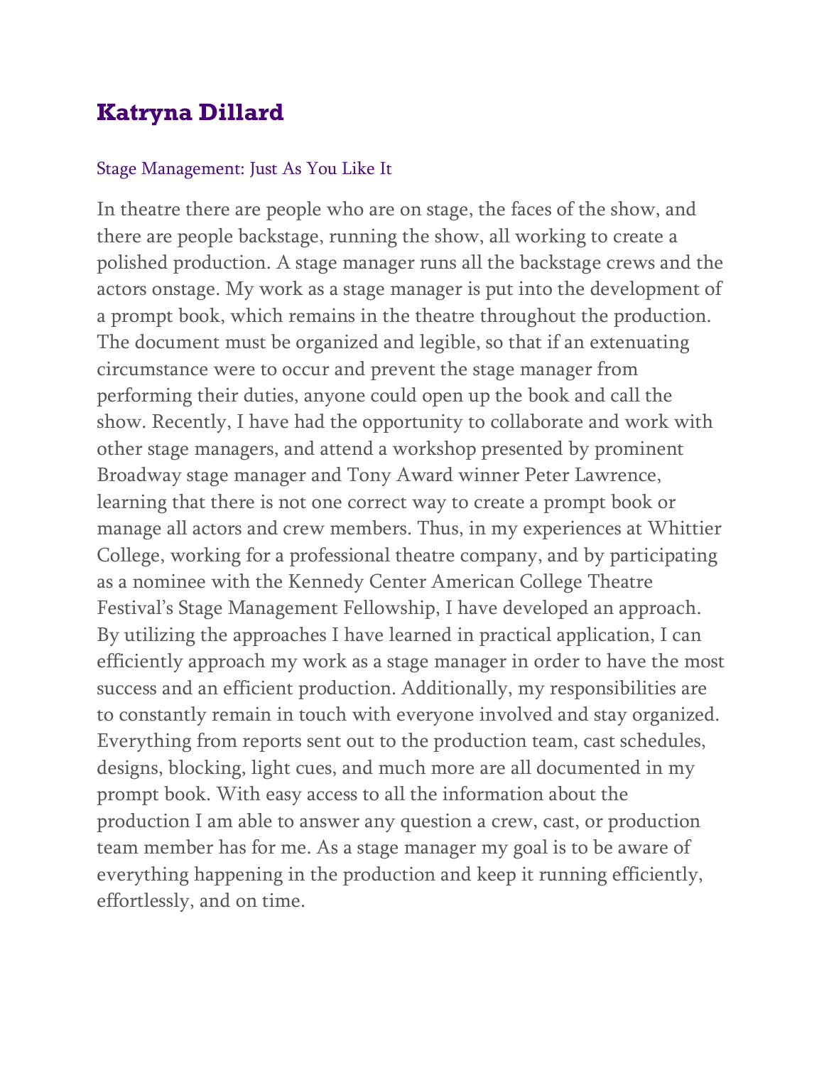## Katryna Dillard

### Stage Management: Just As You Like It

In theatre there are people who are on stage, the faces of the show, and there are people backstage, running the show, all working to create a polished production. A stage manager runs all the backstage crews and the actors onstage. My work as a stage manager is put into the development of a prompt book, which remains in the theatre throughout the production. The document must be organized and legible, so that if an extenuating circumstance were to occur and prevent the stage manager from performing their duties, anyone could open up the book and call the show. Recently, I have had the opportunity to collaborate and work with other stage managers, and attend a workshop presented by prominent Broadway stage manager and Tony Award winner Peter Lawrence, learning that there is not one correct way to create a prompt book or manage all actors and crew members. Thus, in my experiences at Whittier College, working for a professional theatre company, and by participating as a nominee with the Kennedy Center American College Theatre Festival's Stage Management Fellowship, I have developed an approach. By utilizing the approaches I have learned in practical application, I can efficiently approach my work as a stage manager in order to have the most success and an efficient production. Additionally, my responsibilities are to constantly remain in touch with everyone involved and stay organized. Everything from reports sent out to the production team, cast schedules, designs, blocking, light cues, and much more are all documented in my prompt book. With easy access to all the information about the production I am able to answer any question a crew, cast, or production team member has for me. As a stage manager my goal is to be aware of everything happening in the production and keep it running efficiently, effortlessly, and on time.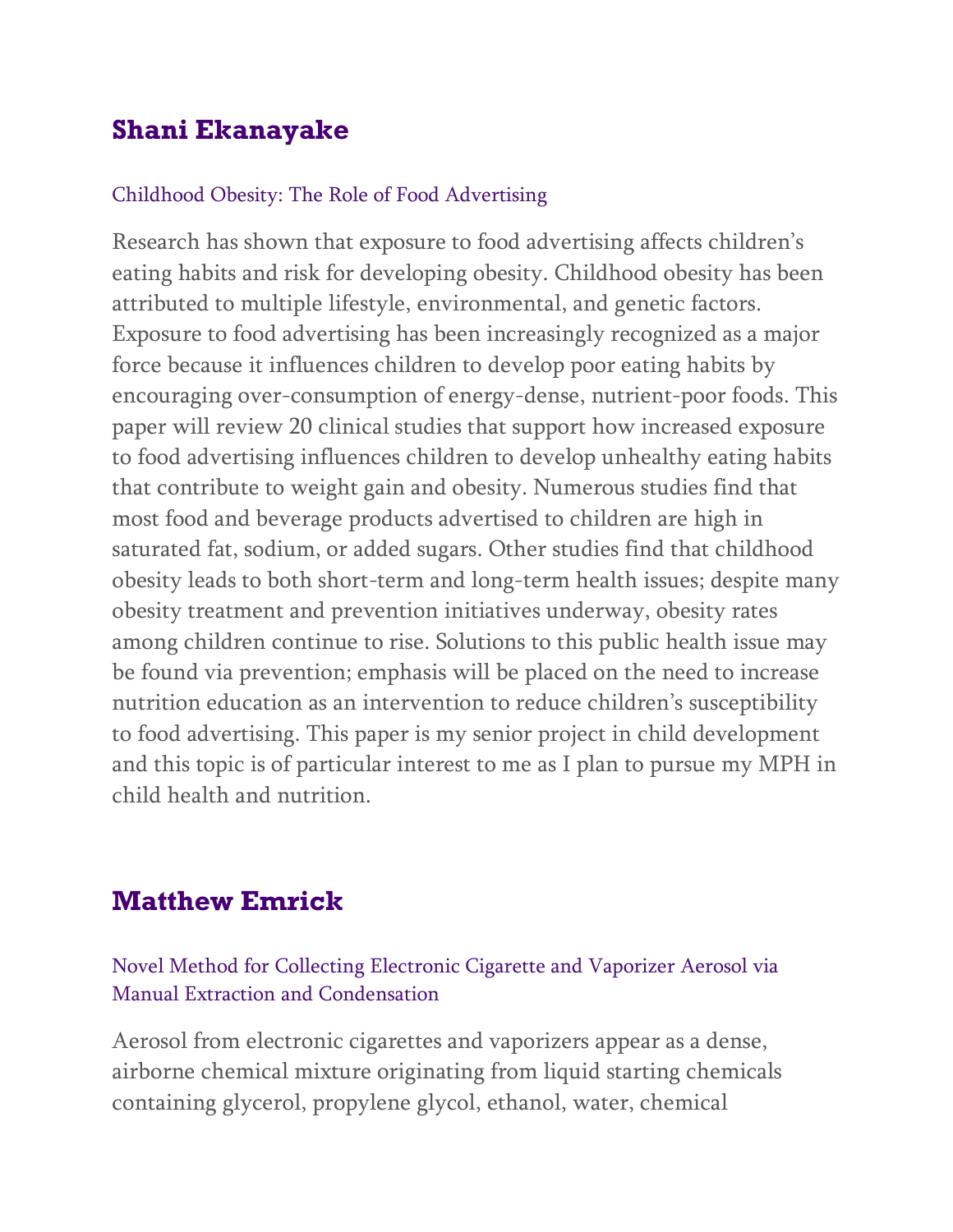## Shani Ekanayake

### Childhood Obesity: The Role of Food Advertising

Research has shown that exposure to food advertising affects children's eating habits and risk for developing obesity. Childhood obesity has been attributed to multiple lifestyle, environmental, and genetic factors. Exposure to food advertising has been increasingly recognized as a major force because it influences children to develop poor eating habits by encouraging over-consumption of energy-dense, nutrient-poor foods. This paper will review 20 clinical studies that support how increased exposure to food advertising influences children to develop unhealthy eating habits that contribute to weight gain and obesity. Numerous studies find that most food and beverage products advertised to children are high in saturated fat, sodium, or added sugars. Other studies find that childhood obesity leads to both short-term and long-term health issues; despite many obesity treatment and prevention initiatives underway, obesity rates among children continue to rise. Solutions to this public health issue may be found via prevention; emphasis will be placed on the need to increase nutrition education as an intervention to reduce children's susceptibility to food advertising. This paper is my senior project in child development and this topic is of particular interest to me as I plan to pursue my MPH in child health and nutrition.

## Matthew Emrick

### Novel Method for Collecting Electronic Cigarette and Vaporizer Aerosol via Manual Extraction and Condensation

Aerosol from electronic cigarettes and vaporizers appear as a dense, airborne chemical mixture originating from liquid starting chemicals containing glycerol, propylene glycol, ethanol, water, chemical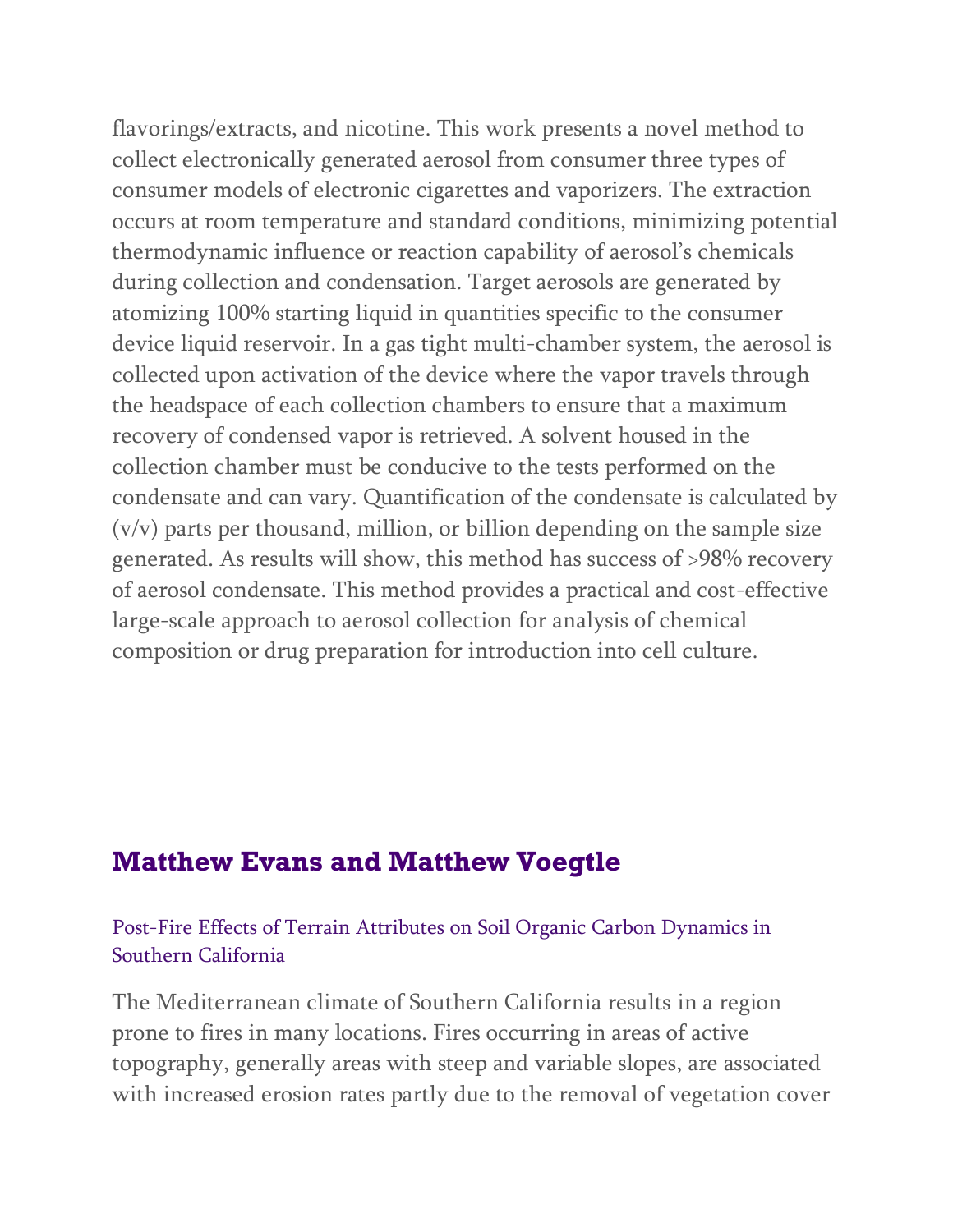flavorings/extracts, and nicotine. This work presents a novel method to collect electronically generated aerosol from consumer three types of consumer models of electronic cigarettes and vaporizers. The extraction occurs at room temperature and standard conditions, minimizing potential thermodynamic influence or reaction capability of aerosol's chemicals during collection and condensation. Target aerosols are generated by atomizing 100% starting liquid in quantities specific to the consumer device liquid reservoir. In a gas tight multi-chamber system, the aerosol is collected upon activation of the device where the vapor travels through the headspace of each collection chambers to ensure that a maximum recovery of condensed vapor is retrieved. A solvent housed in the collection chamber must be conducive to the tests performed on the condensate and can vary. Quantification of the condensate is calculated by (v/v) parts per thousand, million, or billion depending on the sample size generated. As results will show, this method has success of >98% recovery of aerosol condensate. This method provides a practical and cost-effective large-scale approach to aerosol collection for analysis of chemical composition or drug preparation for introduction into cell culture.

## Matthew Evans and Matthew Voegtle

### Post-Fire Effects of Terrain Attributes on Soil Organic Carbon Dynamics in Southern California

The Mediterranean climate of Southern California results in a region prone to fires in many locations. Fires occurring in areas of active topography, generally areas with steep and variable slopes, are associated with increased erosion rates partly due to the removal of vegetation cover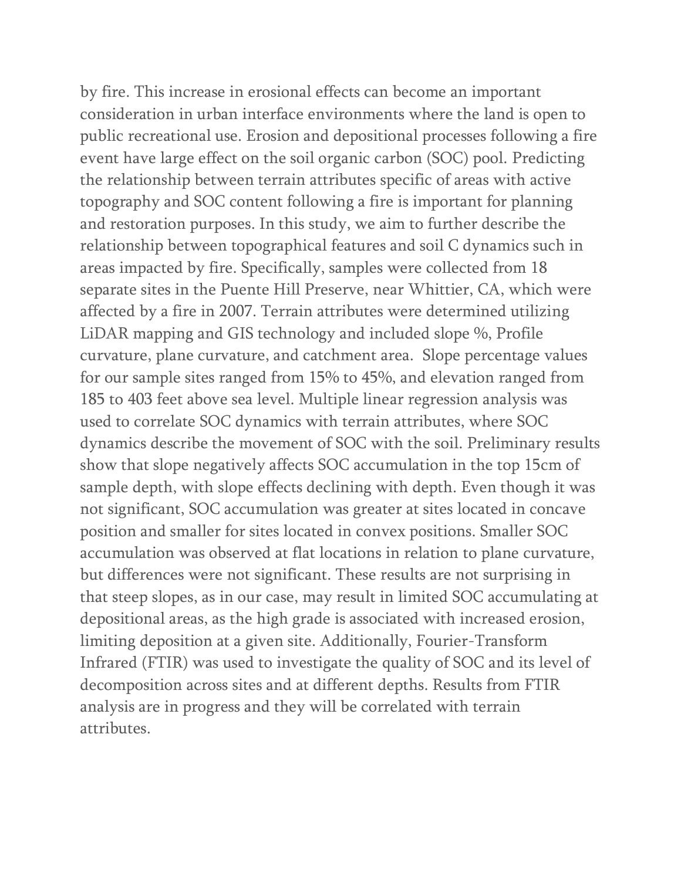by fire. This increase in erosional effects can become an important consideration in urban interface environments where the land is open to public recreational use. Erosion and depositional processes following a fire event have large effect on the soil organic carbon (SOC) pool. Predicting the relationship between terrain attributes specific of areas with active topography and SOC content following a fire is important for planning and restoration purposes. In this study, we aim to further describe the relationship between topographical features and soil C dynamics such in areas impacted by fire. Specifically, samples were collected from 18 separate sites in the Puente Hill Preserve, near Whittier, CA, which were affected by a fire in 2007. Terrain attributes were determined utilizing LiDAR mapping and GIS technology and included slope %, Profile curvature, plane curvature, and catchment area. Slope percentage values for our sample sites ranged from 15% to 45%, and elevation ranged from 185 to 403 feet above sea level. Multiple linear regression analysis was used to correlate SOC dynamics with terrain attributes, where SOC dynamics describe the movement of SOC with the soil. Preliminary results show that slope negatively affects SOC accumulation in the top 15cm of sample depth, with slope effects declining with depth. Even though it was not significant, SOC accumulation was greater at sites located in concave position and smaller for sites located in convex positions. Smaller SOC accumulation was observed at flat locations in relation to plane curvature, but differences were not significant. These results are not surprising in that steep slopes, as in our case, may result in limited SOC accumulating at depositional areas, as the high grade is associated with increased erosion, limiting deposition at a given site. Additionally, Fourier-Transform Infrared (FTIR) was used to investigate the quality of SOC and its level of decomposition across sites and at different depths. Results from FTIR analysis are in progress and they will be correlated with terrain attributes.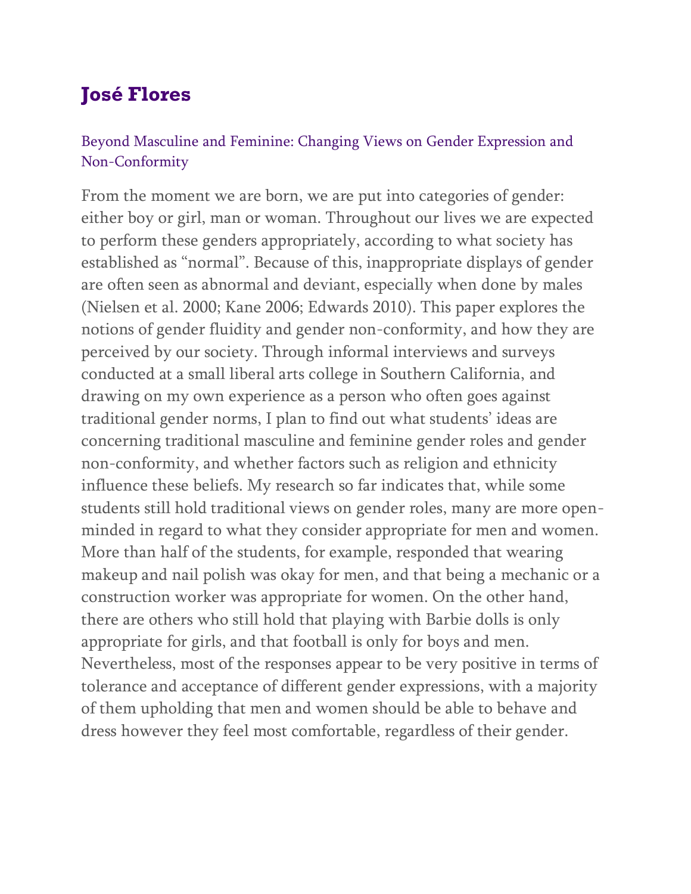## José Flores

### Beyond Masculine and Feminine: Changing Views on Gender Expression and Non-Conformity

From the moment we are born, we are put into categories of gender: either boy or girl, man or woman. Throughout our lives we are expected to perform these genders appropriately, according to what society has established as "normal". Because of this, inappropriate displays of gender are often seen as abnormal and deviant, especially when done by males (Nielsen et al. 2000; Kane 2006; Edwards 2010). This paper explores the notions of gender fluidity and gender non-conformity, and how they are perceived by our society. Through informal interviews and surveys conducted at a small liberal arts college in Southern California, and drawing on my own experience as a person who often goes against traditional gender norms, I plan to find out what students' ideas are concerning traditional masculine and feminine gender roles and gender non-conformity, and whether factors such as religion and ethnicity influence these beliefs. My research so far indicates that, while some students still hold traditional views on gender roles, many are more open-minded in regard to what they consider appropriate for men and women. More than half of the students, for example, responded that wearing makeup and nail polish was okay for men, and that being a mechanic or a construction worker was appropriate for women. On the other hand, there are others who still hold that playing with Barbie dolls is only appropriate for girls, and that football is only for boys and men. Nevertheless, most of the responses appear to be very positive in terms of tolerance and acceptance of different gender expressions, with a majority of them upholding that men and women should be able to behave and dress however they feel most comfortable, regardless of their gender.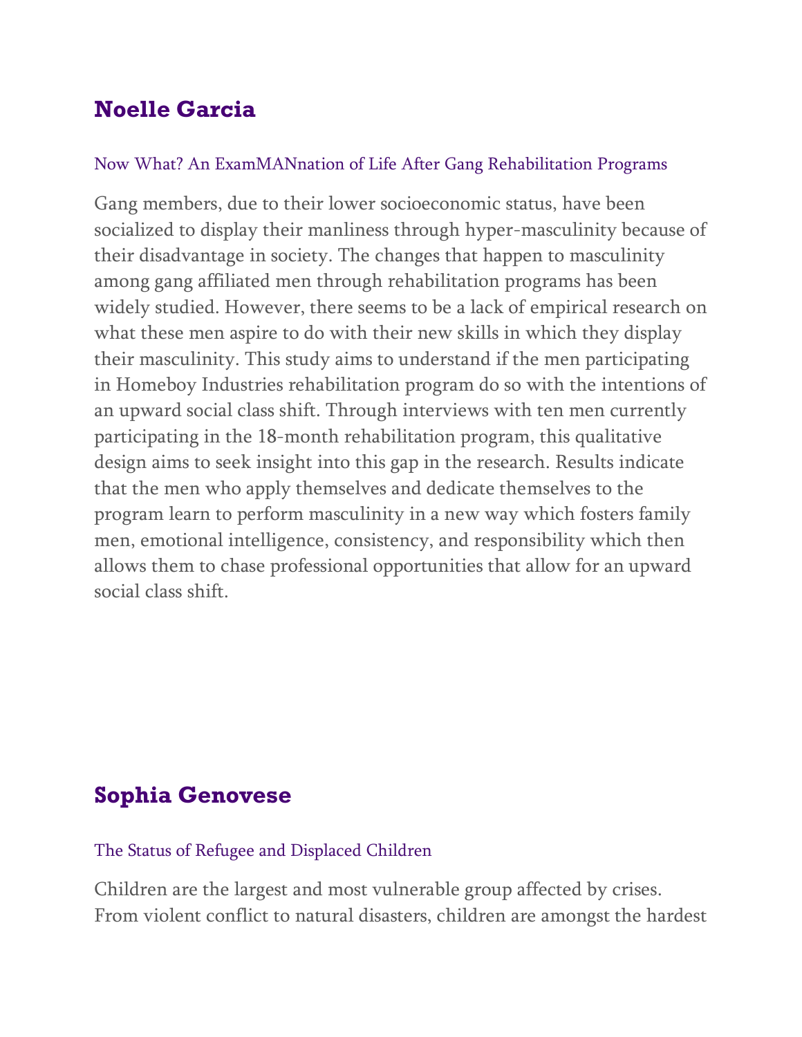## Noelle Garcia

### Now What? An ExamMANnation of Life After Gang Rehabilitation Programs

Gang members, due to their lower socioeconomic status, have been socialized to display their manliness through hyper-masculinity because of their disadvantage in society. The changes that happen to masculinity among gang affiliated men through rehabilitation programs has been widely studied. However, there seems to be a lack of empirical research on what these men aspire to do with their new skills in which they display their masculinity. This study aims to understand if the men participating in Homeboy Industries rehabilitation program do so with the intentions of an upward social class shift. Through interviews with ten men currently participating in the 18-month rehabilitation program, this qualitative design aims to seek insight into this gap in the research. Results indicate that the men who apply themselves and dedicate themselves to the program learn to perform masculinity in a new way which fosters family men, emotional intelligence, consistency, and responsibility which then allows them to chase professional opportunities that allow for an upward social class shift.

## Sophia Genovese

### The Status of Refugee and Displaced Children

Children are the largest and most vulnerable group affected by crises. From violent conflict to natural disasters, children are amongst the hardest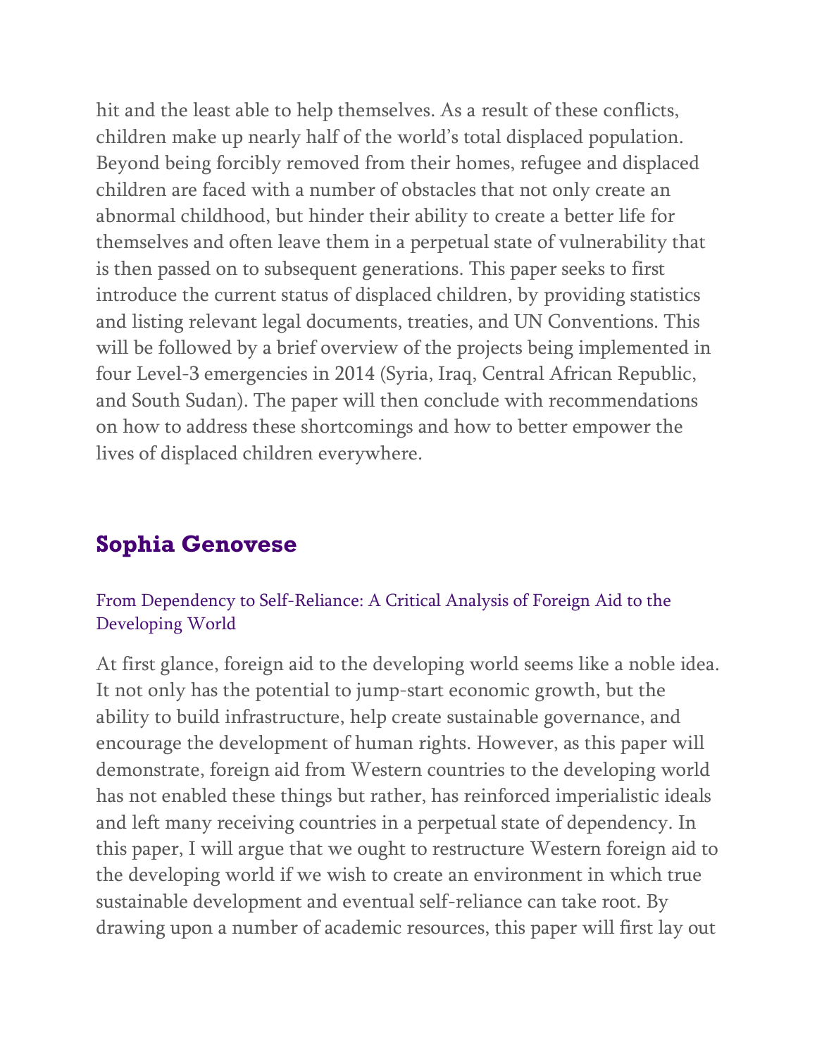hit and the least able to help themselves. As a result of these conflicts, children make up nearly half of the world's total displaced population. Beyond being forcibly removed from their homes, refugee and displaced children are faced with a number of obstacles that not only create an abnormal childhood, but hinder their ability to create a better life for themselves and often leave them in a perpetual state of vulnerability that is then passed on to subsequent generations. This paper seeks to first introduce the current status of displaced children, by providing statistics and listing relevant legal documents, treaties, and UN Conventions. This will be followed by a brief overview of the projects being implemented in four Level-3 emergencies in 2014 (Syria, Iraq, Central African Republic, and South Sudan). The paper will then conclude with recommendations on how to address these shortcomings and how to better empower the lives of displaced children everywhere.

## Sophia Genovese

### From Dependency to Self-Reliance: A Critical Analysis of Foreign Aid to the Developing World

At first glance, foreign aid to the developing world seems like a noble idea. It not only has the potential to jump-start economic growth, but the ability to build infrastructure, help create sustainable governance, and encourage the development of human rights. However, as this paper will demonstrate, foreign aid from Western countries to the developing world has not enabled these things but rather, has reinforced imperialistic ideals and left many receiving countries in a perpetual state of dependency. In this paper, I will argue that we ought to restructure Western foreign aid to the developing world if we wish to create an environment in which true sustainable development and eventual self-reliance can take root. By drawing upon a number of academic resources, this paper will first lay out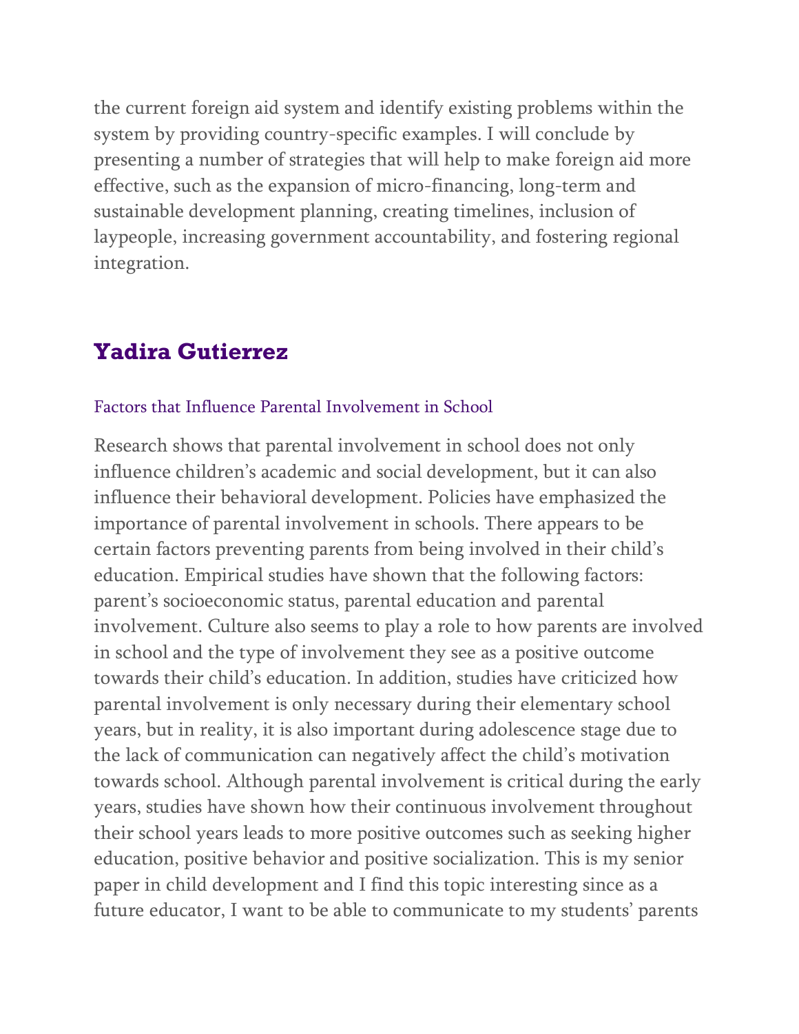the current foreign aid system and identify existing problems within the system by providing country-specific examples. I will conclude by presenting a number of strategies that will help to make foreign aid more effective, such as the expansion of micro-financing, long-term and sustainable development planning, creating timelines, inclusion of laypeople, increasing government accountability, and fostering regional integration.

## Yadira Gutierrez

### Factors that Influence Parental Involvement in School

Research shows that parental involvement in school does not only influence children's academic and social development, but it can also influence their behavioral development. Policies have emphasized the importance of parental involvement in schools. There appears to be certain factors preventing parents from being involved in their child's education. Empirical studies have shown that the following factors: parent's socioeconomic status, parental education and parental involvement. Culture also seems to play a role to how parents are involved in school and the type of involvement they see as a positive outcome towards their child's education. In addition, studies have criticized how parental involvement is only necessary during their elementary school years, but in reality, it is also important during adolescence stage due to the lack of communication can negatively affect the child's motivation towards school. Although parental involvement is critical during the early years, studies have shown how their continuous involvement throughout their school years leads to more positive outcomes such as seeking higher education, positive behavior and positive socialization. This is my senior paper in child development and I find this topic interesting since as a future educator, I want to be able to communicate to my students' parents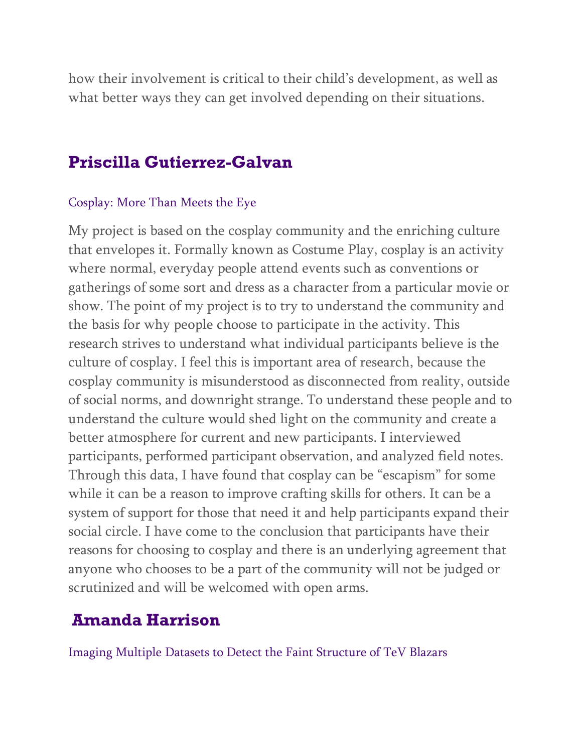how their involvement is critical to their child's development, as well as what better ways they can get involved depending on their situations.

## Priscilla Gutierrez-Galvan

Cosplay: More Than Meets the Eye

My project is based on the cosplay community and the enriching culture that envelopes it. Formally known as Costume Play, cosplay is an activity where normal, everyday people attend events such as conventions or gatherings of some sort and dress as a character from a particular movie or show. The point of my project is to try to understand the community and the basis for why people choose to participate in the activity. This research strives to understand what individual participants believe is the culture of cosplay. I feel this is important area of research, because the cosplay community is misunderstood as disconnected from reality, outside of social norms, and downright strange. To understand these people and to understand the culture would shed light on the community and create a better atmosphere for current and new participants. I interviewed participants, performed participant observation, and analyzed field notes. Through this data, I have found that cosplay can be "escapism" for some while it can be a reason to improve crafting skills for others. It can be a system of support for those that need it and help participants expand their social circle. I have come to the conclusion that participants have their reasons for choosing to cosplay and there is an underlying agreement that anyone who chooses to be a part of the community will not be judged or scrutinized and will be welcomed with open arms.

## Amanda Harrison

Imaging Multiple Datasets to Detect the Faint Structure of TeV Blazars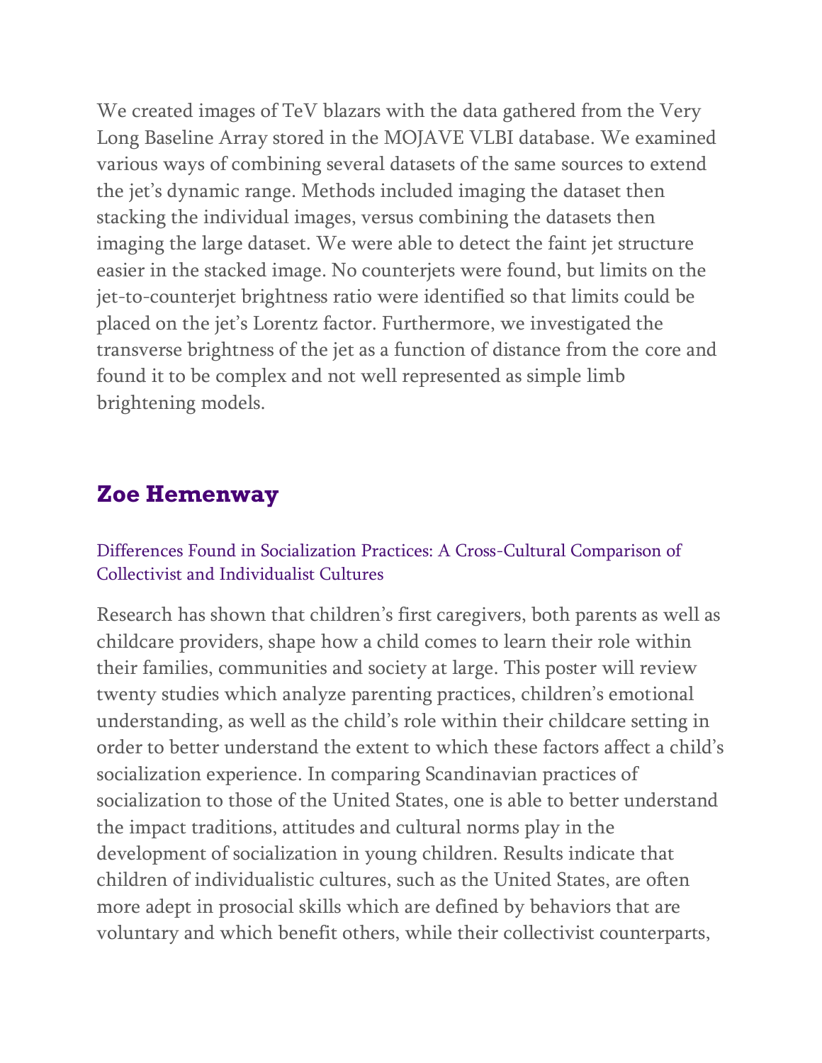We created images of TeV blazars with the data gathered from the Very Long Baseline Array stored in the MOJAVE VLBI database. We examined various ways of combining several datasets of the same sources to extend the jet's dynamic range. Methods included imaging the dataset then stacking the individual images, versus combining the datasets then imaging the large dataset. We were able to detect the faint jet structure easier in the stacked image. No counterjets were found, but limits on the jet-to-counterjet brightness ratio were identified so that limits could be placed on the jet's Lorentz factor. Furthermore, we investigated the transverse brightness of the jet as a function of distance from the core and found it to be complex and not well represented as simple limb brightening models.

## Zoe Hemenway

### Differences Found in Socialization Practices: A Cross-Cultural Comparison of Collectivist and Individualist Cultures

Research has shown that children's first caregivers, both parents as well as childcare providers, shape how a child comes to learn their role within their families, communities and society at large. This poster will review twenty studies which analyze parenting practices, children's emotional understanding, as well as the child's role within their childcare setting in order to better understand the extent to which these factors affect a child's socialization experience. In comparing Scandinavian practices of socialization to those of the United States, one is able to better understand the impact traditions, attitudes and cultural norms play in the development of socialization in young children. Results indicate that children of individualistic cultures, such as the United States, are often more adept in prosocial skills which are defined by behaviors that are voluntary and which benefit others, while their collectivist counterparts,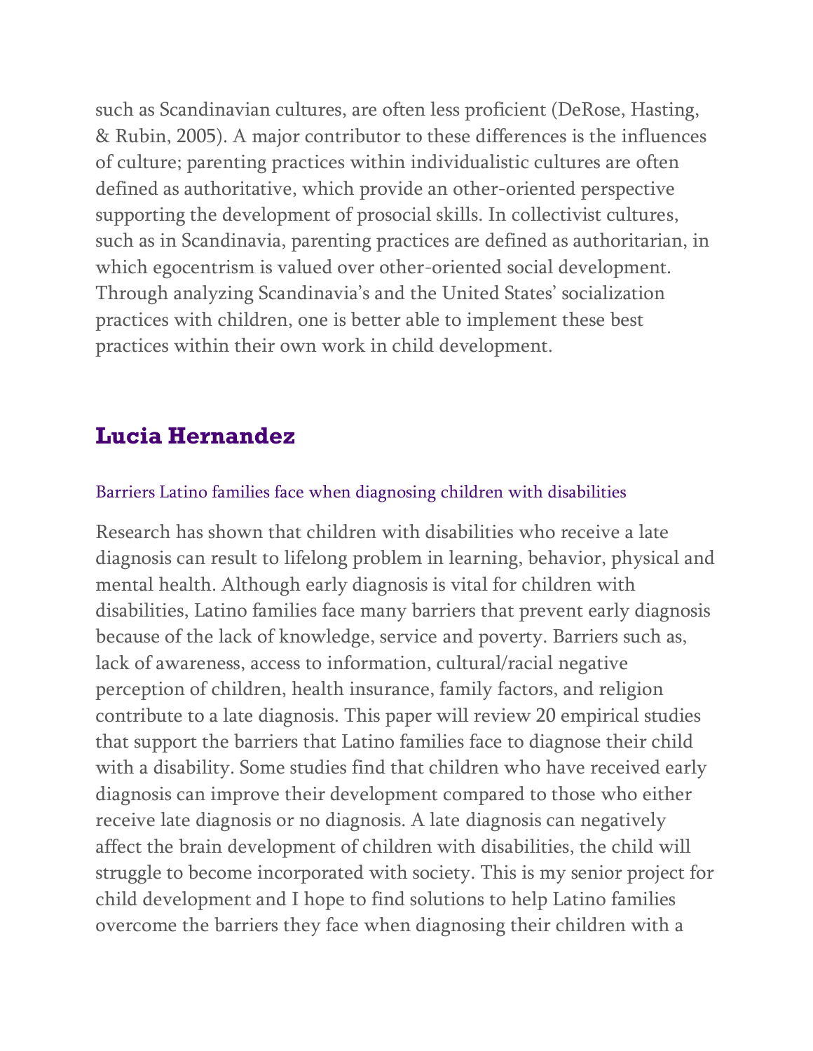such as Scandinavian cultures, are often less proficient (DeRose, Hasting, & Rubin, 2005). A major contributor to these differences is the influences of culture; parenting practices within individualistic cultures are often defined as authoritative, which provide an other-oriented perspective supporting the development of prosocial skills. In collectivist cultures, such as in Scandinavia, parenting practices are defined as authoritarian, in which egocentrism is valued over other-oriented social development. Through analyzing Scandinavia's and the United States' socialization practices with children, one is better able to implement these best practices within their own work in child development.

## Lucia Hernandez

### Barriers Latino families face when diagnosing children with disabilities

Research has shown that children with disabilities who receive a late diagnosis can result to lifelong problem in learning, behavior, physical and mental health. Although early diagnosis is vital for children with disabilities, Latino families face many barriers that prevent early diagnosis because of the lack of knowledge, service and poverty. Barriers such as, lack of awareness, access to information, cultural/racial negative perception of children, health insurance, family factors, and religion contribute to a late diagnosis. This paper will review 20 empirical studies that support the barriers that Latino families face to diagnose their child with a disability. Some studies find that children who have received early diagnosis can improve their development compared to those who either receive late diagnosis or no diagnosis. A late diagnosis can negatively affect the brain development of children with disabilities, the child will struggle to become incorporated with society. This is my senior project for child development and I hope to find solutions to help Latino families overcome the barriers they face when diagnosing their children with a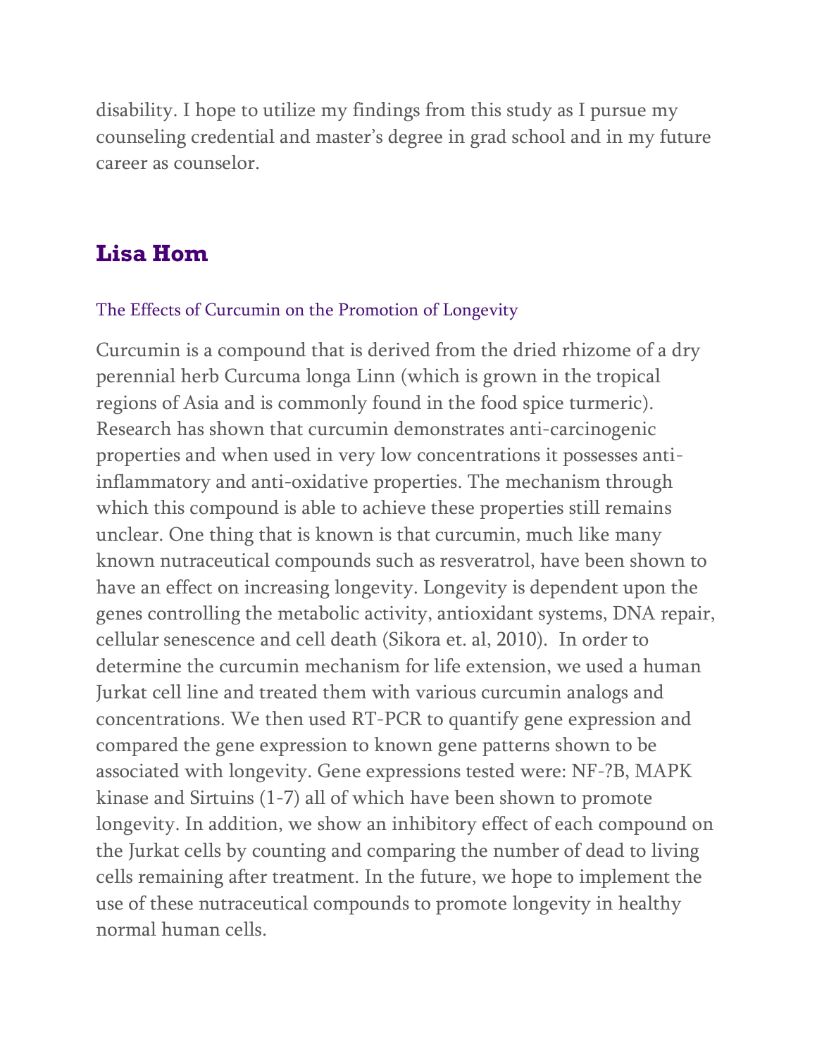disability. I hope to utilize my findings from this study as I pursue my counseling credential and master's degree in grad school and in my future career as counselor.

## Lisa Hom

### The Effects of Curcumin on the Promotion of Longevity

Curcumin is a compound that is derived from the dried rhizome of a dry perennial herb Curcuma longa Linn (which is grown in the tropical regions of Asia and is commonly found in the food spice turmeric). Research has shown that curcumin demonstrates anti-carcinogenic properties and when used in very low concentrations it possesses anti-inflammatory and anti-oxidative properties. The mechanism through which this compound is able to achieve these properties still remains unclear. One thing that is known is that curcumin, much like many known nutraceutical compounds such as resveratrol, have been shown to have an effect on increasing longevity. Longevity is dependent upon the genes controlling the metabolic activity, antioxidant systems, DNA repair, cellular senescence and cell death (Sikora et. al, 2010). In order to determine the curcumin mechanism for life extension, we used a human Jurkat cell line and treated them with various curcumin analogs and concentrations. We then used RT-PCR to quantify gene expression and compared the gene expression to known gene patterns shown to be associated with longevity. Gene expressions tested were: NF-?B, MAPK kinase and Sirtuins (1-7) all of which have been shown to promote longevity. In addition, we show an inhibitory effect of each compound on the Jurkat cells by counting and comparing the number of dead to living cells remaining after treatment. In the future, we hope to implement the use of these nutraceutical compounds to promote longevity in healthy normal human cells.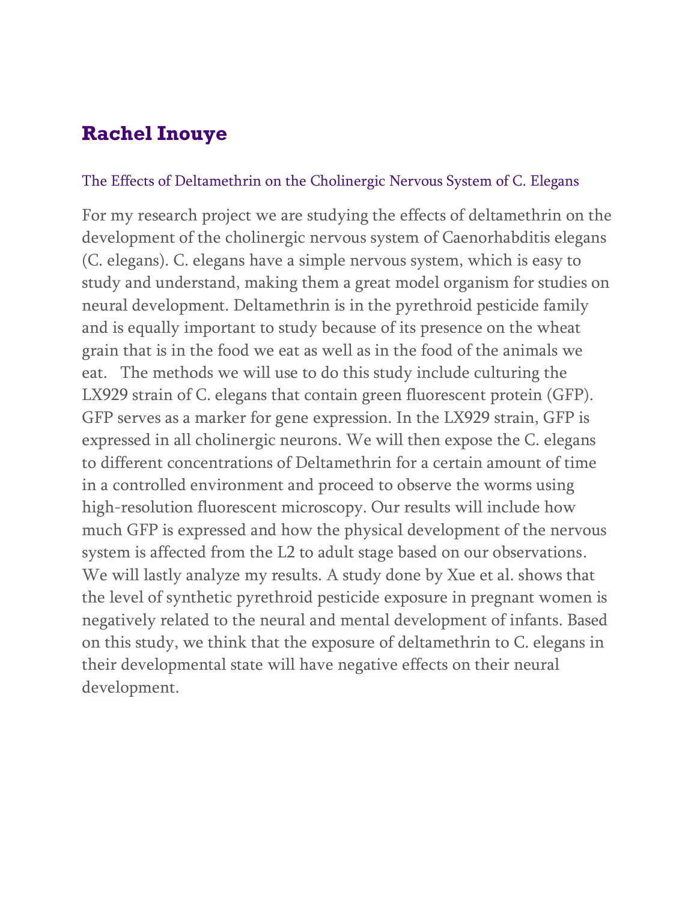## Rachel Inouye

### The Effects of Deltamethrin on the Cholinergic Nervous System of C. Elegans

For my research project we are studying the effects of deltamethrin on the development of the cholinergic nervous system of Caenorhabditis elegans (C. elegans). C. elegans have a simple nervous system, which is easy to study and understand, making them a great model organism for studies on neural development. Deltamethrin is in the pyrethroid pesticide family and is equally important to study because of its presence on the wheat grain that is in the food we eat as well as in the food of the animals we eat. The methods we will use to do this study include culturing the LX929 strain of C. elegans that contain green fluorescent protein (GFP). GFP serves as a marker for gene expression. In the LX929 strain, GFP is expressed in all cholinergic neurons. We will then expose the C. elegans to different concentrations of Deltamethrin for a certain amount of time in a controlled environment and proceed to observe the worms using high-resolution fluorescent microscopy. Our results will include how much GFP is expressed and how the physical development of the nervous system is affected from the L2 to adult stage based on our observations. We will lastly analyze my results. A study done by Xue et al. shows that the level of synthetic pyrethroid pesticide exposure in pregnant women is negatively related to the neural and mental development of infants. Based on this study, we think that the exposure of deltamethrin to C. elegans in their developmental state will have negative effects on their neural development.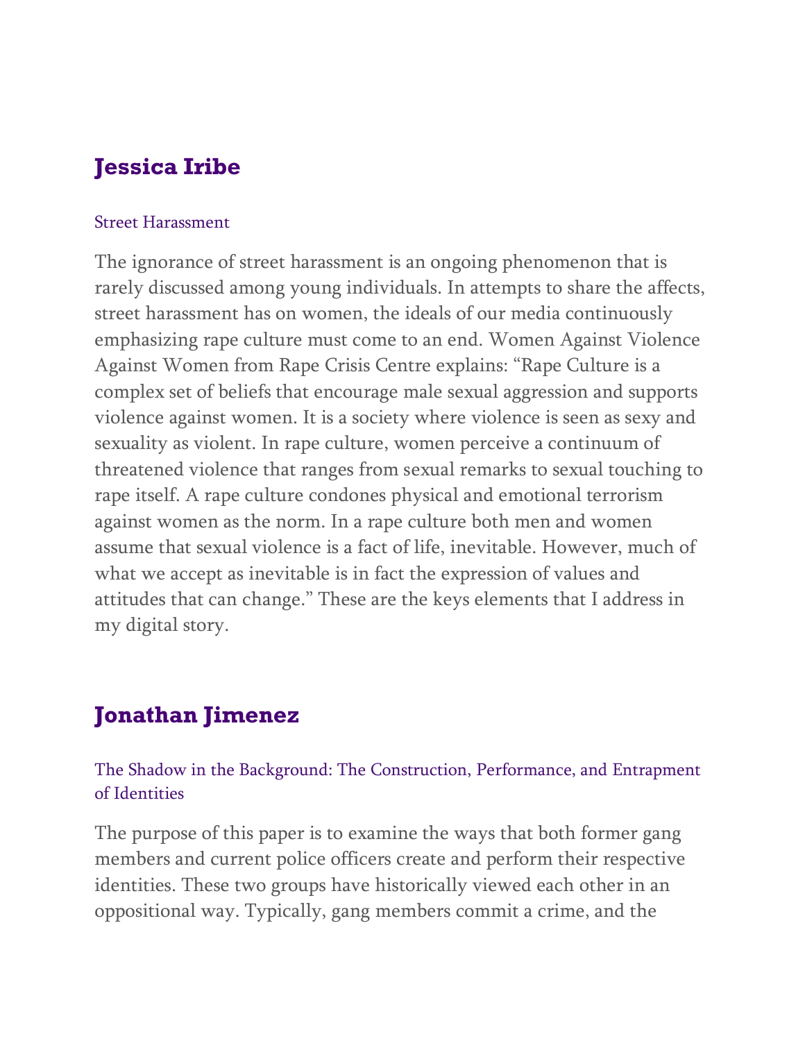## Jessica Iribe

### Street Harassment

The ignorance of street harassment is an ongoing phenomenon that is rarely discussed among young individuals. In attempts to share the affects, street harassment has on women, the ideals of our media continuously emphasizing rape culture must come to an end. Women Against Violence Against Women from Rape Crisis Centre explains: "Rape Culture is a complex set of beliefs that encourage male sexual aggression and supports violence against women. It is a society where violence is seen as sexy and sexuality as violent. In rape culture, women perceive a continuum of threatened violence that ranges from sexual remarks to sexual touching to rape itself. A rape culture condones physical and emotional terrorism against women as the norm. In a rape culture both men and women assume that sexual violence is a fact of life, inevitable. However, much of what we accept as inevitable is in fact the expression of values and attitudes that can change." These are the keys elements that I address in my digital story.

## Jonathan Jimenez

### The Shadow in the Background: The Construction, Performance, and Entrapment of Identities

The purpose of this paper is to examine the ways that both former gang members and current police officers create and perform their respective identities. These two groups have historically viewed each other in an oppositional way. Typically, gang members commit a crime, and the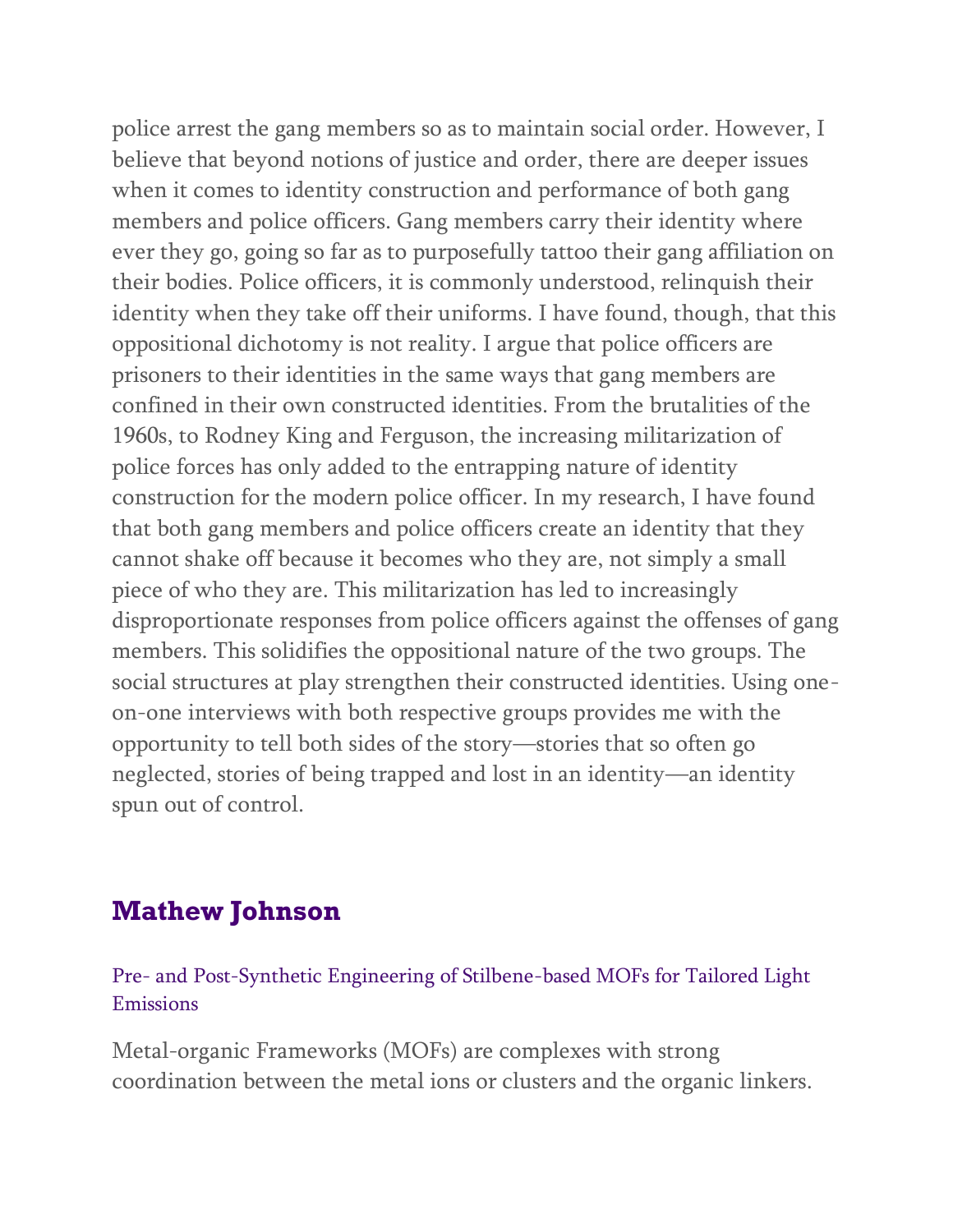police arrest the gang members so as to maintain social order. However, I believe that beyond notions of justice and order, there are deeper issues when it comes to identity construction and performance of both gang members and police officers. Gang members carry their identity where ever they go, going so far as to purposefully tattoo their gang affiliation on their bodies. Police officers, it is commonly understood, relinquish their identity when they take off their uniforms. I have found, though, that this oppositional dichotomy is not reality. I argue that police officers are prisoners to their identities in the same ways that gang members are confined in their own constructed identities. From the brutalities of the 1960s, to Rodney King and Ferguson, the increasing militarization of police forces has only added to the entrapping nature of identity construction for the modern police officer. In my research, I have found that both gang members and police officers create an identity that they cannot shake off because it becomes who they are, not simply a small piece of who they are. This militarization has led to increasingly disproportionate responses from police officers against the offenses of gang members. This solidifies the oppositional nature of the two groups. The social structures at play strengthen their constructed identities. Using one-on-one interviews with both respective groups provides me with the opportunity to tell both sides of the story—stories that so often go neglected, stories of being trapped and lost in an identity—an identity spun out of control.

## Mathew Johnson

### Pre- and Post-Synthetic Engineering of Stilbene-based MOFs for Tailored Light Emissions

Metal-organic Frameworks (MOFs) are complexes with strong coordination between the metal ions or clusters and the organic linkers.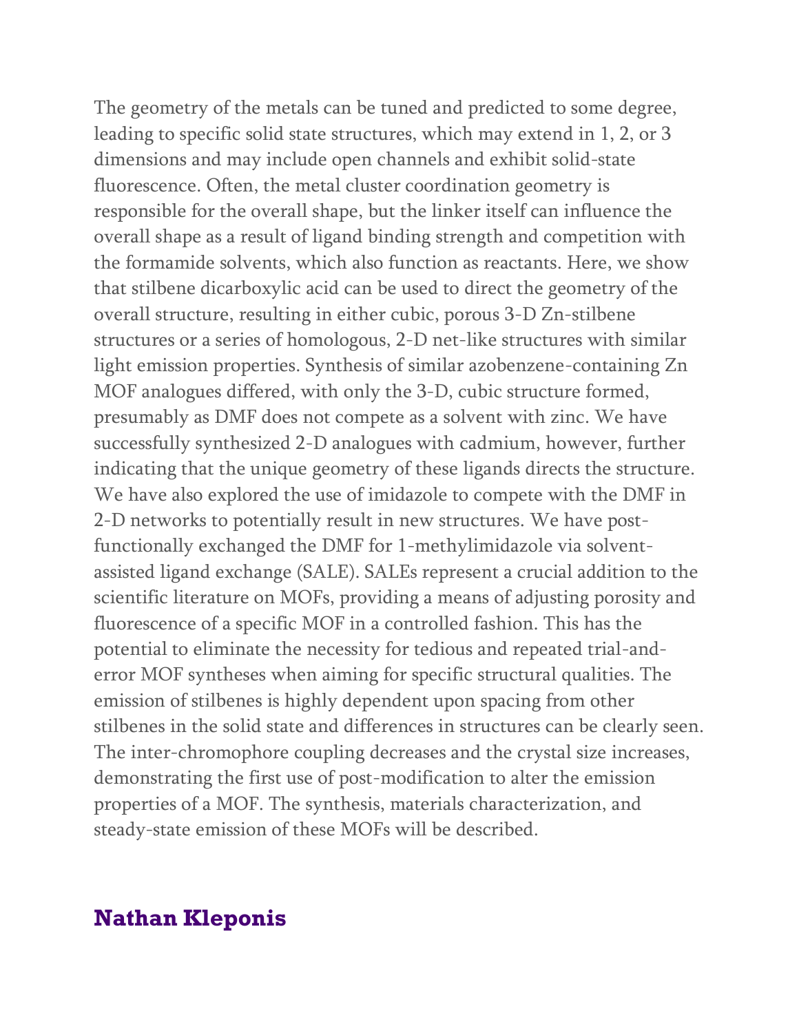The geometry of the metals can be tuned and predicted to some degree, leading to specific solid state structures, which may extend in 1, 2, or 3 dimensions and may include open channels and exhibit solid-state fluorescence. Often, the metal cluster coordination geometry is responsible for the overall shape, but the linker itself can influence the overall shape as a result of ligand binding strength and competition with the formamide solvents, which also function as reactants. Here, we show that stilbene dicarboxylic acid can be used to direct the geometry of the overall structure, resulting in either cubic, porous 3-D Zn-stilbene structures or a series of homologous, 2-D net-like structures with similar light emission properties. Synthesis of similar azobenzene-containing Zn MOF analogues differed, with only the 3-D, cubic structure formed, presumably as DMF does not compete as a solvent with zinc. We have successfully synthesized 2-D analogues with cadmium, however, further indicating that the unique geometry of these ligands directs the structure. We have also explored the use of imidazole to compete with the DMF in 2-D networks to potentially result in new structures. We have post-functionally exchanged the DMF for 1-methylimidazole via solvent-assisted ligand exchange (SALE). SALEs represent a crucial addition to the scientific literature on MOFs, providing a means of adjusting porosity and fluorescence of a specific MOF in a controlled fashion. This has the potential to eliminate the necessity for tedious and repeated trial-and-error MOF syntheses when aiming for specific structural qualities. The emission of stilbenes is highly dependent upon spacing from other stilbenes in the solid state and differences in structures can be clearly seen. The inter-chromophore coupling decreases and the crystal size increases, demonstrating the first use of post-modification to alter the emission properties of a MOF. The synthesis, materials characterization, and steady-state emission of these MOFs will be described.

## Nathan Kleponis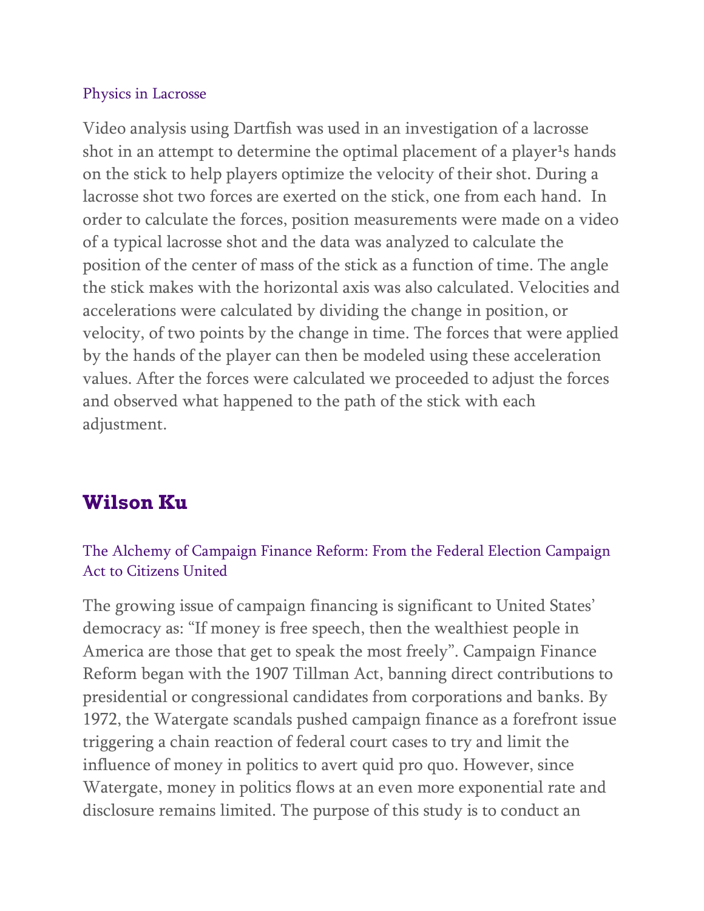### Physics in Lacrosse

Video analysis using Dartfish was used in an investigation of a lacrosse shot in an attempt to determine the optimal placement of a player¹s hands on the stick to help players optimize the velocity of their shot. During a lacrosse shot two forces are exerted on the stick, one from each hand. In order to calculate the forces, position measurements were made on a video of a typical lacrosse shot and the data was analyzed to calculate the position of the center of mass of the stick as a function of time. The angle the stick makes with the horizontal axis was also calculated. Velocities and accelerations were calculated by dividing the change in position, or velocity, of two points by the change in time. The forces that were applied by the hands of the player can then be modeled using these acceleration values. After the forces were calculated we proceeded to adjust the forces and observed what happened to the path of the stick with each adjustment.

## Wilson Ku

### The Alchemy of Campaign Finance Reform: From the Federal Election Campaign Act to Citizens United

The growing issue of campaign financing is significant to United States' democracy as: "If money is free speech, then the wealthiest people in America are those that get to speak the most freely". Campaign Finance Reform began with the 1907 Tillman Act, banning direct contributions to presidential or congressional candidates from corporations and banks. By 1972, the Watergate scandals pushed campaign finance as a forefront issue triggering a chain reaction of federal court cases to try and limit the influence of money in politics to avert quid pro quo. However, since Watergate, money in politics flows at an even more exponential rate and disclosure remains limited. The purpose of this study is to conduct an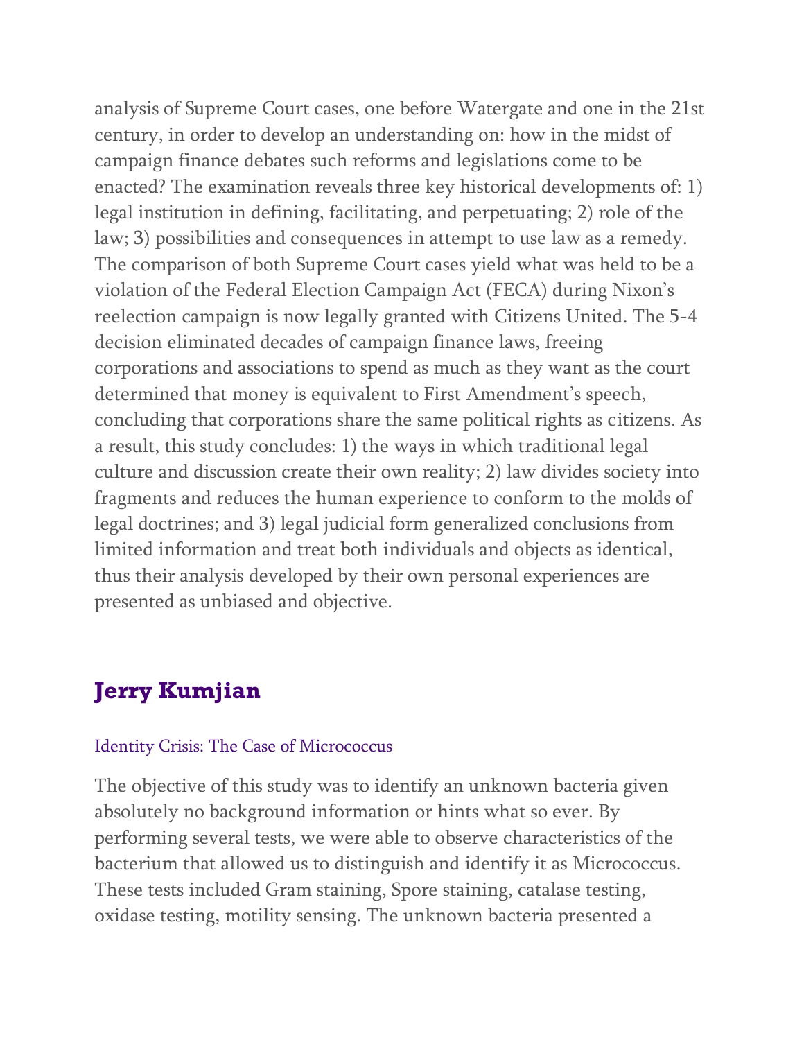analysis of Supreme Court cases, one before Watergate and one in the 21st century, in order to develop an understanding on: how in the midst of campaign finance debates such reforms and legislations come to be enacted? The examination reveals three key historical developments of: 1) legal institution in defining, facilitating, and perpetuating; 2) role of the law; 3) possibilities and consequences in attempt to use law as a remedy. The comparison of both Supreme Court cases yield what was held to be a violation of the Federal Election Campaign Act (FECA) during Nixon's reelection campaign is now legally granted with Citizens United. The 5-4 decision eliminated decades of campaign finance laws, freeing corporations and associations to spend as much as they want as the court determined that money is equivalent to First Amendment's speech, concluding that corporations share the same political rights as citizens. As a result, this study concludes: 1) the ways in which traditional legal culture and discussion create their own reality; 2) law divides society into fragments and reduces the human experience to conform to the molds of legal doctrines; and 3) legal judicial form generalized conclusions from limited information and treat both individuals and objects as identical, thus their analysis developed by their own personal experiences are presented as unbiased and objective.

## Jerry Kumjian

### Identity Crisis: The Case of Micrococcus

The objective of this study was to identify an unknown bacteria given absolutely no background information or hints what so ever. By performing several tests, we were able to observe characteristics of the bacterium that allowed us to distinguish and identify it as Micrococcus. These tests included Gram staining, Spore staining, catalase testing, oxidase testing, motility sensing. The unknown bacteria presented a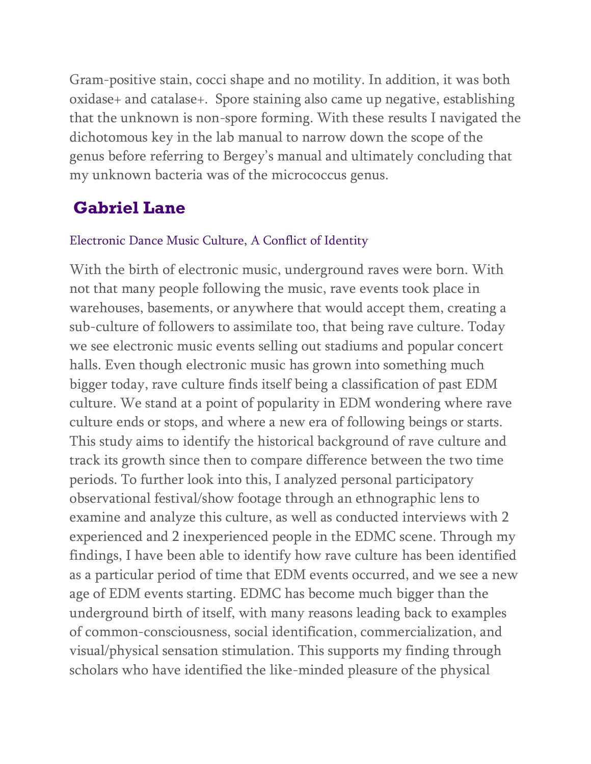Gram-positive stain, cocci shape and no motility. In addition, it was both oxidase+ and catalase+.  Spore staining also came up negative, establishing that the unknown is non-spore forming. With these results I navigated the dichotomous key in the lab manual to narrow down the scope of the genus before referring to Bergey's manual and ultimately concluding that my unknown bacteria was of the micrococcus genus.

## Gabriel Lane

Electronic Dance Music Culture, A Conflict of Identity

With the birth of electronic music, underground raves were born. With not that many people following the music, rave events took place in warehouses, basements, or anywhere that would accept them, creating a sub-culture of followers to assimilate too, that being rave culture. Today we see electronic music events selling out stadiums and popular concert halls. Even though electronic music has grown into something much bigger today, rave culture finds itself being a classification of past EDM culture. We stand at a point of popularity in EDM wondering where rave culture ends or stops, and where a new era of following beings or starts. This study aims to identify the historical background of rave culture and track its growth since then to compare difference between the two time periods. To further look into this, I analyzed personal participatory observational festival/show footage through an ethnographic lens to examine and analyze this culture, as well as conducted interviews with 2 experienced and 2 inexperienced people in the EDMC scene. Through my findings, I have been able to identify how rave culture has been identified as a particular period of time that EDM events occurred, and we see a new age of EDM events starting. EDMC has become much bigger than the underground birth of itself, with many reasons leading back to examples of common-consciousness, social identification, commercialization, and visual/physical sensation stimulation. This supports my finding through scholars who have identified the like-minded pleasure of the physical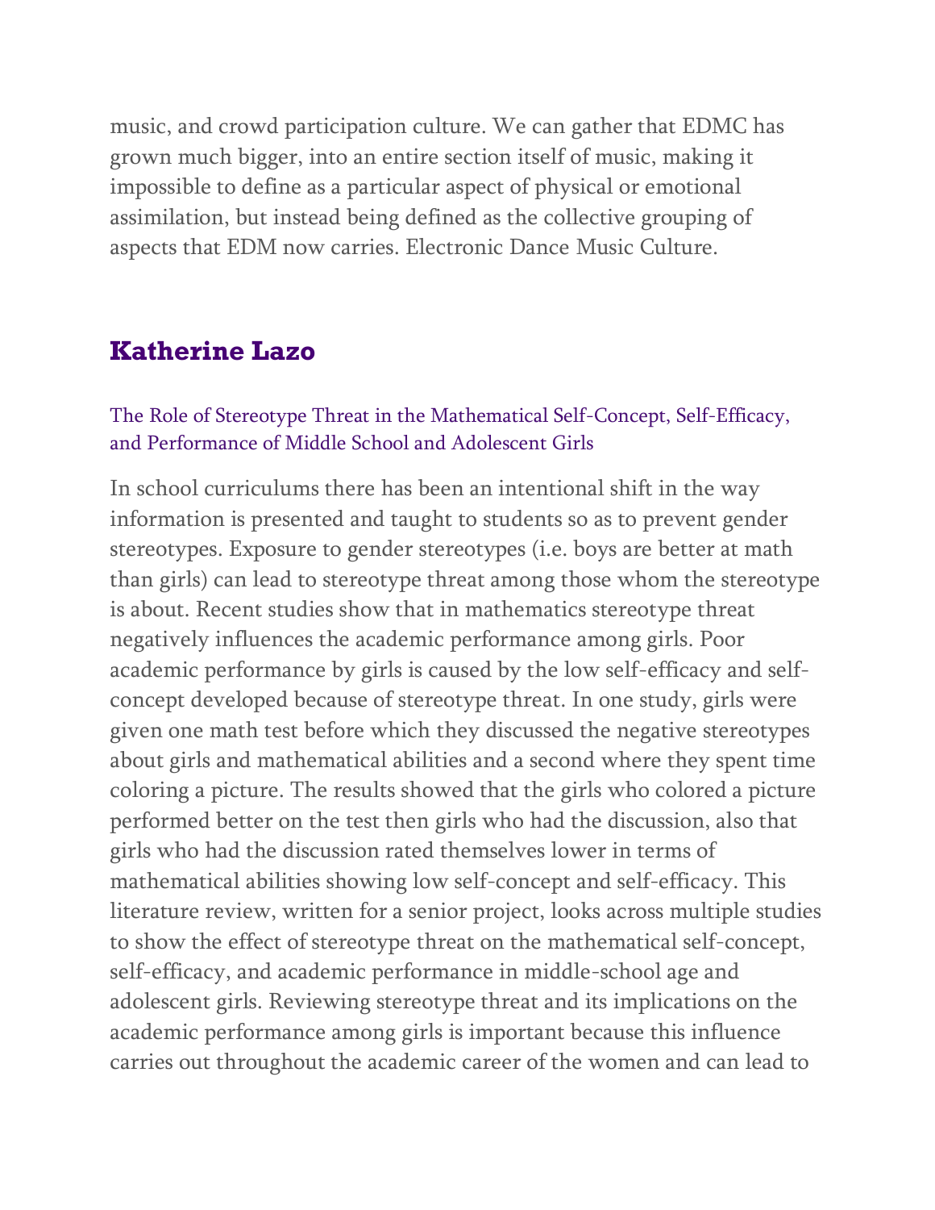music, and crowd participation culture. We can gather that EDMC has grown much bigger, into an entire section itself of music, making it impossible to define as a particular aspect of physical or emotional assimilation, but instead being defined as the collective grouping of aspects that EDM now carries. Electronic Dance Music Culture.

## Katherine Lazo

### The Role of Stereotype Threat in the Mathematical Self-Concept, Self-Efficacy, and Performance of Middle School and Adolescent Girls

In school curriculums there has been an intentional shift in the way information is presented and taught to students so as to prevent gender stereotypes. Exposure to gender stereotypes (i.e. boys are better at math than girls) can lead to stereotype threat among those whom the stereotype is about. Recent studies show that in mathematics stereotype threat negatively influences the academic performance among girls. Poor academic performance by girls is caused by the low self-efficacy and self-concept developed because of stereotype threat. In one study, girls were given one math test before which they discussed the negative stereotypes about girls and mathematical abilities and a second where they spent time coloring a picture. The results showed that the girls who colored a picture performed better on the test then girls who had the discussion, also that girls who had the discussion rated themselves lower in terms of mathematical abilities showing low self-concept and self-efficacy. This literature review, written for a senior project, looks across multiple studies to show the effect of stereotype threat on the mathematical self-concept, self-efficacy, and academic performance in middle-school age and adolescent girls. Reviewing stereotype threat and its implications on the academic performance among girls is important because this influence carries out throughout the academic career of the women and can lead to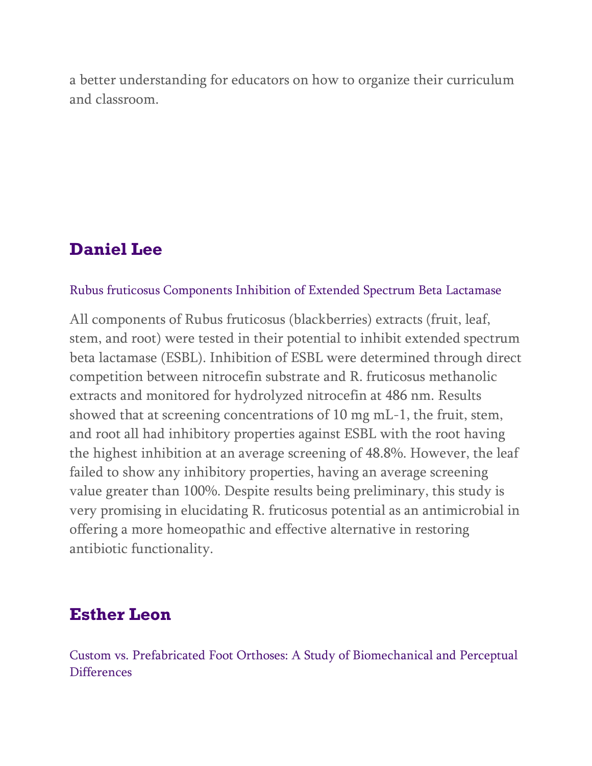a better understanding for educators on how to organize their curriculum and classroom.

## Daniel Lee

Rubus fruticosus Components Inhibition of Extended Spectrum Beta Lactamase

All components of Rubus fruticosus (blackberries) extracts (fruit, leaf, stem, and root) were tested in their potential to inhibit extended spectrum beta lactamase (ESBL). Inhibition of ESBL were determined through direct competition between nitrocefin substrate and R. fruticosus methanolic extracts and monitored for hydrolyzed nitrocefin at 486 nm. Results showed that at screening concentrations of 10 mg mL-1, the fruit, stem, and root all had inhibitory properties against ESBL with the root having the highest inhibition at an average screening of 48.8%. However, the leaf failed to show any inhibitory properties, having an average screening value greater than 100%. Despite results being preliminary, this study is very promising in elucidating R. fruticosus potential as an antimicrobial in offering a more homeopathic and effective alternative in restoring antibiotic functionality.

## Esther Leon

Custom vs. Prefabricated Foot Orthoses: A Study of Biomechanical and Perceptual Differences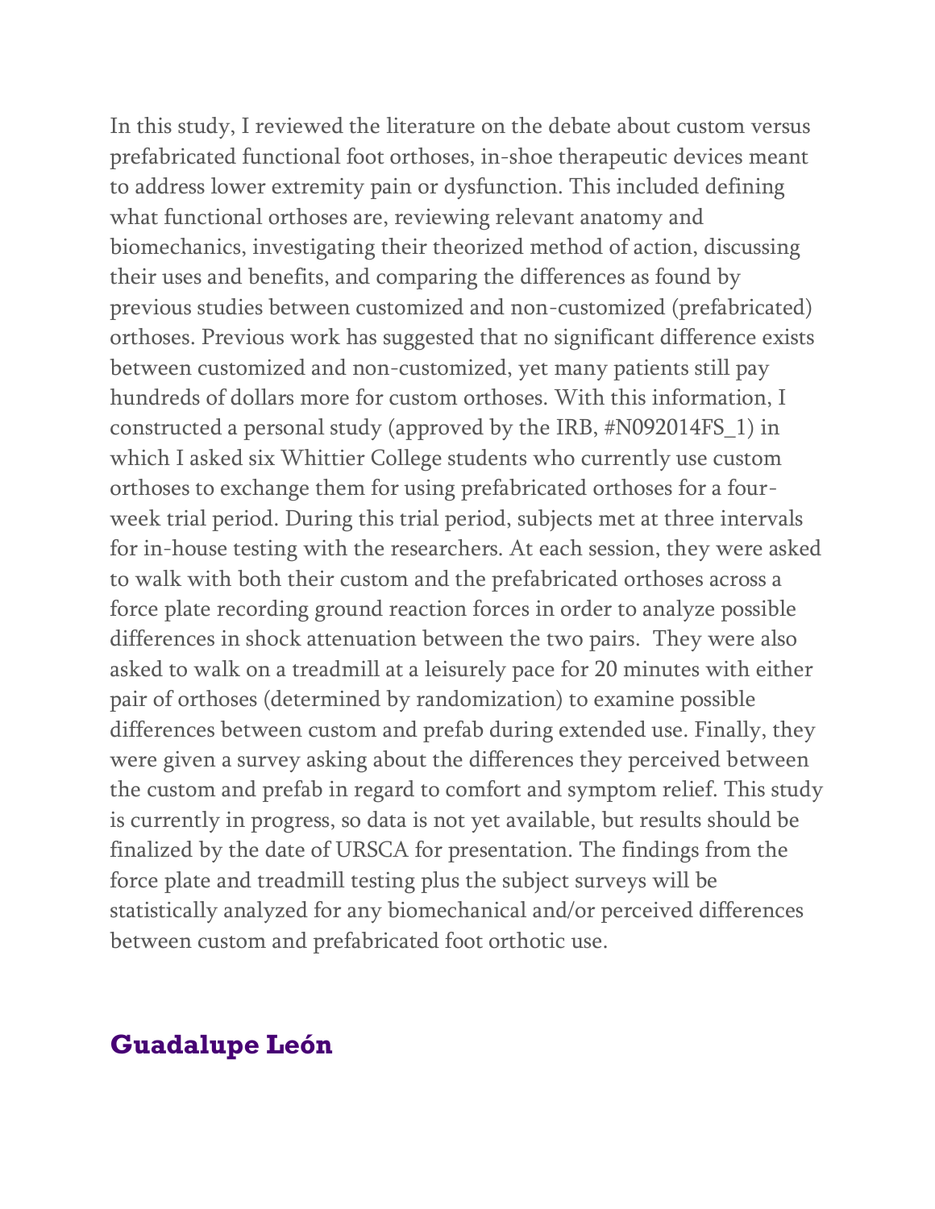In this study, I reviewed the literature on the debate about custom versus prefabricated functional foot orthoses, in-shoe therapeutic devices meant to address lower extremity pain or dysfunction. This included defining what functional orthoses are, reviewing relevant anatomy and biomechanics, investigating their theorized method of action, discussing their uses and benefits, and comparing the differences as found by previous studies between customized and non-customized (prefabricated) orthoses. Previous work has suggested that no significant difference exists between customized and non-customized, yet many patients still pay hundreds of dollars more for custom orthoses. With this information, I constructed a personal study (approved by the IRB, #N092014FS_1) in which I asked six Whittier College students who currently use custom orthoses to exchange them for using prefabricated orthoses for a four-week trial period. During this trial period, subjects met at three intervals for in-house testing with the researchers. At each session, they were asked to walk with both their custom and the prefabricated orthoses across a force plate recording ground reaction forces in order to analyze possible differences in shock attenuation between the two pairs. They were also asked to walk on a treadmill at a leisurely pace for 20 minutes with either pair of orthoses (determined by randomization) to examine possible differences between custom and prefab during extended use. Finally, they were given a survey asking about the differences they perceived between the custom and prefab in regard to comfort and symptom relief. This study is currently in progress, so data is not yet available, but results should be finalized by the date of URSCA for presentation. The findings from the force plate and treadmill testing plus the subject surveys will be statistically analyzed for any biomechanical and/or perceived differences between custom and prefabricated foot orthotic use.

## Guadalupe León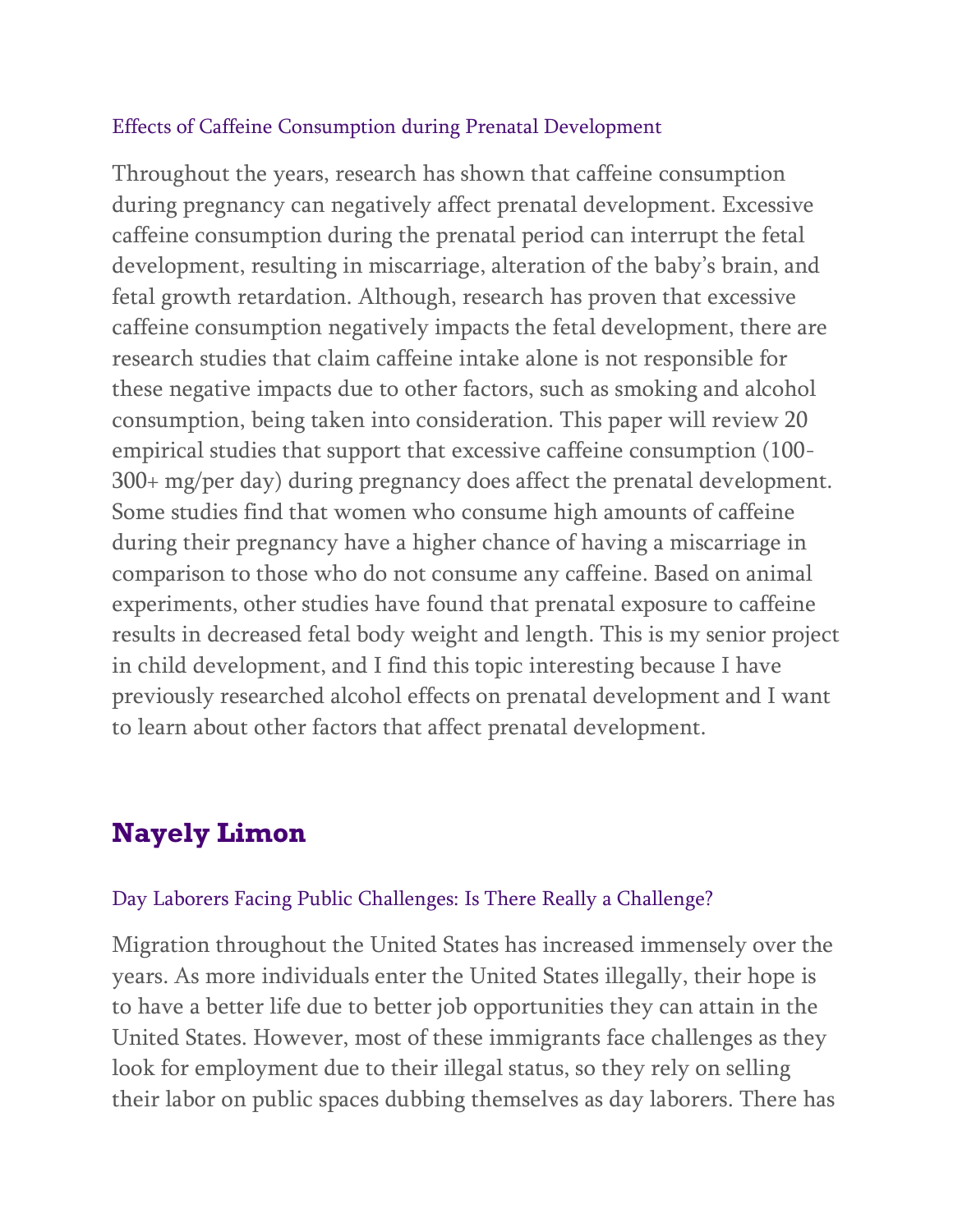### Effects of Caffeine Consumption during Prenatal Development

Throughout the years, research has shown that caffeine consumption during pregnancy can negatively affect prenatal development. Excessive caffeine consumption during the prenatal period can interrupt the fetal development, resulting in miscarriage, alteration of the baby's brain, and fetal growth retardation. Although, research has proven that excessive caffeine consumption negatively impacts the fetal development, there are research studies that claim caffeine intake alone is not responsible for these negative impacts due to other factors, such as smoking and alcohol consumption, being taken into consideration. This paper will review 20 empirical studies that support that excessive caffeine consumption (100-300+ mg/per day) during pregnancy does affect the prenatal development. Some studies find that women who consume high amounts of caffeine during their pregnancy have a higher chance of having a miscarriage in comparison to those who do not consume any caffeine. Based on animal experiments, other studies have found that prenatal exposure to caffeine results in decreased fetal body weight and length. This is my senior project in child development, and I find this topic interesting because I have previously researched alcohol effects on prenatal development and I want to learn about other factors that affect prenatal development.

## Nayely Limon

### Day Laborers Facing Public Challenges: Is There Really a Challenge?

Migration throughout the United States has increased immensely over the years. As more individuals enter the United States illegally, their hope is to have a better life due to better job opportunities they can attain in the United States. However, most of these immigrants face challenges as they look for employment due to their illegal status, so they rely on selling their labor on public spaces dubbing themselves as day laborers. There has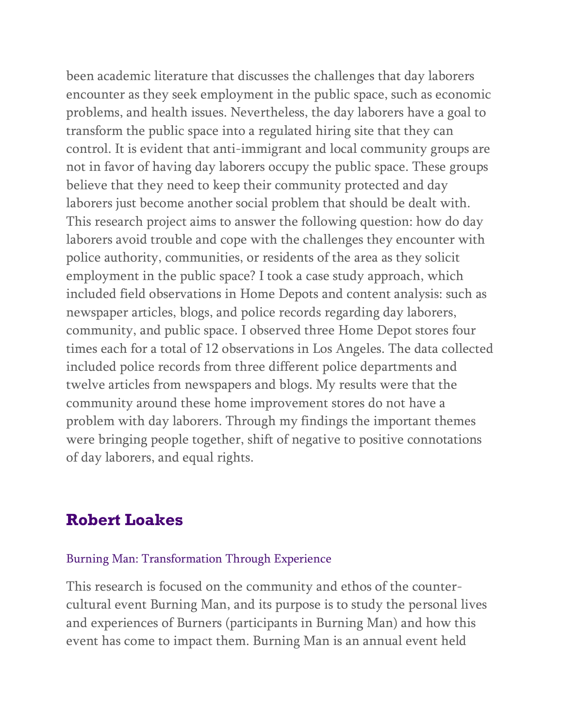been academic literature that discusses the challenges that day laborers encounter as they seek employment in the public space, such as economic problems, and health issues. Nevertheless, the day laborers have a goal to transform the public space into a regulated hiring site that they can control. It is evident that anti-immigrant and local community groups are not in favor of having day laborers occupy the public space. These groups believe that they need to keep their community protected and day laborers just become another social problem that should be dealt with. This research project aims to answer the following question: how do day laborers avoid trouble and cope with the challenges they encounter with police authority, communities, or residents of the area as they solicit employment in the public space? I took a case study approach, which included field observations in Home Depots and content analysis: such as newspaper articles, blogs, and police records regarding day laborers, community, and public space. I observed three Home Depot stores four times each for a total of 12 observations in Los Angeles. The data collected included police records from three different police departments and twelve articles from newspapers and blogs. My results were that the community around these home improvement stores do not have a problem with day laborers. Through my findings the important themes were bringing people together, shift of negative to positive connotations of day laborers, and equal rights.

## Robert Loakes

### Burning Man: Transformation Through Experience

This research is focused on the community and ethos of the counter-cultural event Burning Man, and its purpose is to study the personal lives and experiences of Burners (participants in Burning Man) and how this event has come to impact them. Burning Man is an annual event held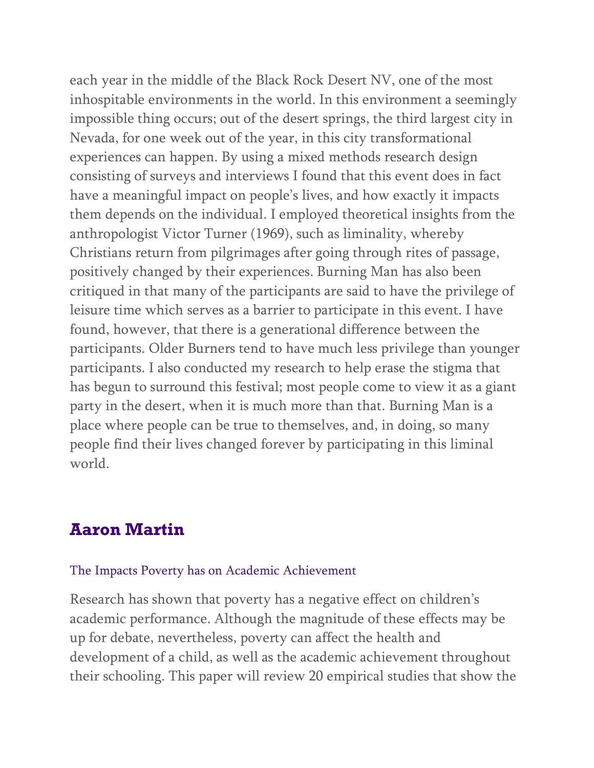each year in the middle of the Black Rock Desert NV, one of the most inhospitable environments in the world. In this environment a seemingly impossible thing occurs; out of the desert springs, the third largest city in Nevada, for one week out of the year, in this city transformational experiences can happen. By using a mixed methods research design consisting of surveys and interviews I found that this event does in fact have a meaningful impact on people's lives, and how exactly it impacts them depends on the individual. I employed theoretical insights from the anthropologist Victor Turner (1969), such as liminality, whereby Christians return from pilgrimages after going through rites of passage, positively changed by their experiences. Burning Man has also been critiqued in that many of the participants are said to have the privilege of leisure time which serves as a barrier to participate in this event. I have found, however, that there is a generational difference between the participants. Older Burners tend to have much less privilege than younger participants. I also conducted my research to help erase the stigma that has begun to surround this festival; most people come to view it as a giant party in the desert, when it is much more than that. Burning Man is a place where people can be true to themselves, and, in doing, so many people find their lives changed forever by participating in this liminal world.

## Aaron Martin

### The Impacts Poverty has on Academic Achievement

Research has shown that poverty has a negative effect on children's academic performance. Although the magnitude of these effects may be up for debate, nevertheless, poverty can affect the health and development of a child, as well as the academic achievement throughout their schooling. This paper will review 20 empirical studies that show the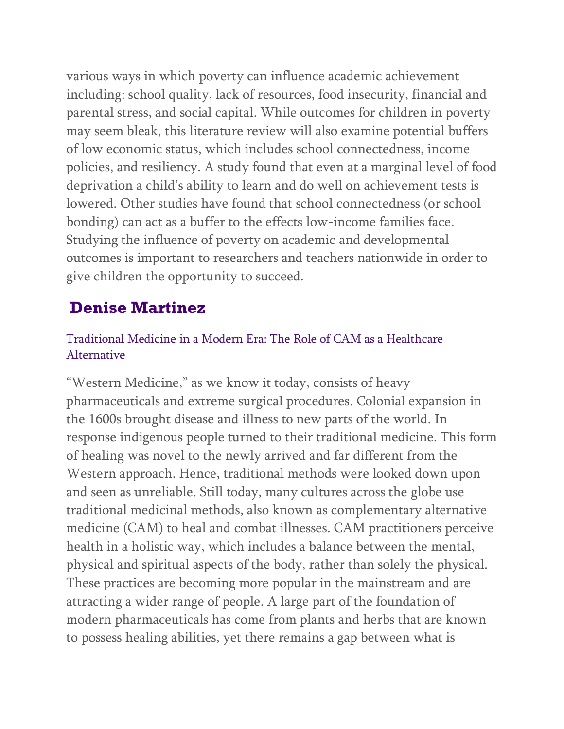various ways in which poverty can influence academic achievement including: school quality, lack of resources, food insecurity, financial and parental stress, and social capital. While outcomes for children in poverty may seem bleak, this literature review will also examine potential buffers of low economic status, which includes school connectedness, income policies, and resiliency. A study found that even at a marginal level of food deprivation a child's ability to learn and do well on achievement tests is lowered. Other studies have found that school connectedness (or school bonding) can act as a buffer to the effects low-income families face. Studying the influence of poverty on academic and developmental outcomes is important to researchers and teachers nationwide in order to give children the opportunity to succeed.

## Denise Martinez

### Traditional Medicine in a Modern Era: The Role of CAM as a Healthcare Alternative

"Western Medicine," as we know it today, consists of heavy pharmaceuticals and extreme surgical procedures. Colonial expansion in the 1600s brought disease and illness to new parts of the world. In response indigenous people turned to their traditional medicine. This form of healing was novel to the newly arrived and far different from the Western approach. Hence, traditional methods were looked down upon and seen as unreliable. Still today, many cultures across the globe use traditional medicinal methods, also known as complementary alternative medicine (CAM) to heal and combat illnesses. CAM practitioners perceive health in a holistic way, which includes a balance between the mental, physical and spiritual aspects of the body, rather than solely the physical. These practices are becoming more popular in the mainstream and are attracting a wider range of people. A large part of the foundation of modern pharmaceuticals has come from plants and herbs that are known to possess healing abilities, yet there remains a gap between what is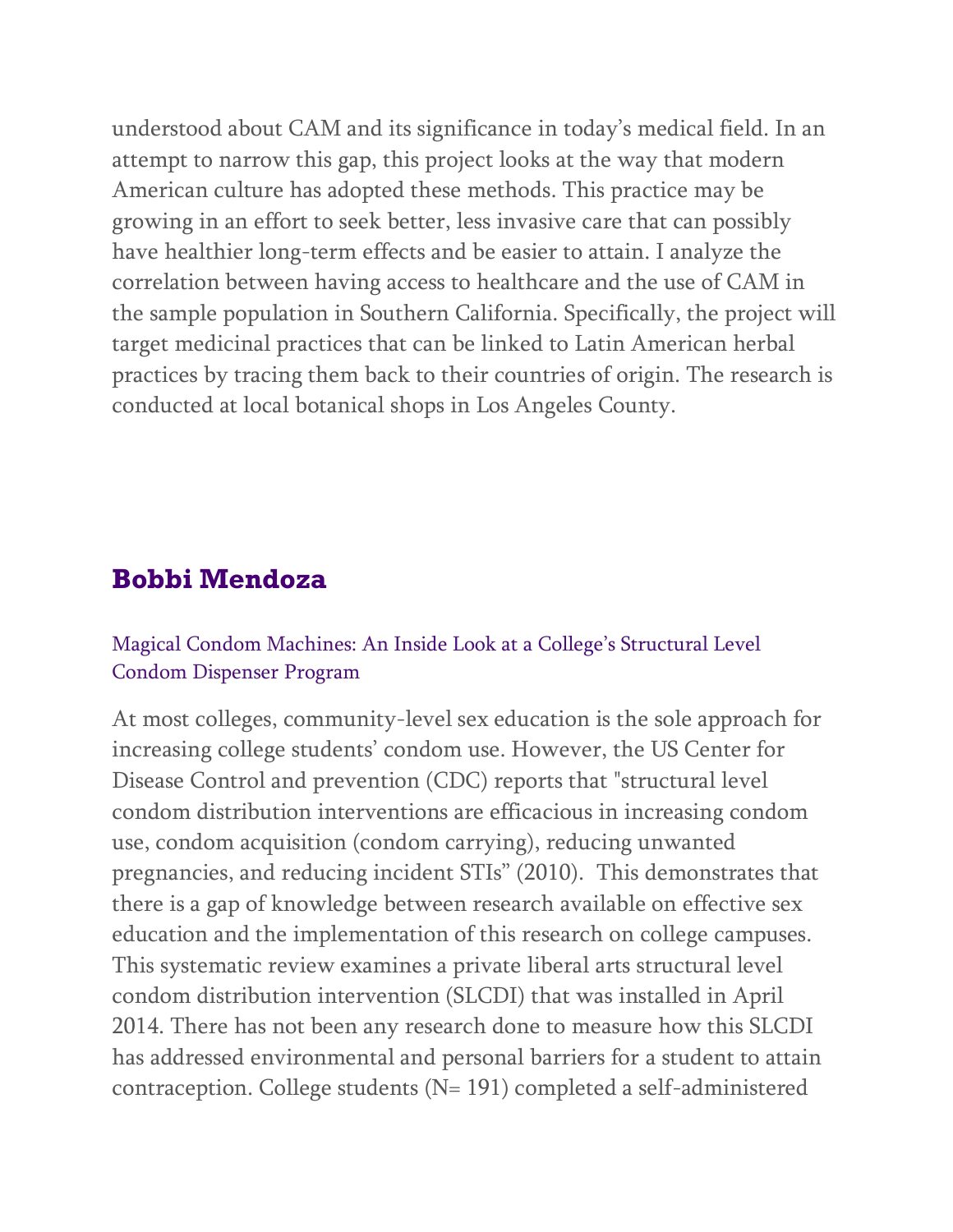understood about CAM and its significance in today's medical field. In an attempt to narrow this gap, this project looks at the way that modern American culture has adopted these methods. This practice may be growing in an effort to seek better, less invasive care that can possibly have healthier long-term effects and be easier to attain. I analyze the correlation between having access to healthcare and the use of CAM in the sample population in Southern California. Specifically, the project will target medicinal practices that can be linked to Latin American herbal practices by tracing them back to their countries of origin. The research is conducted at local botanical shops in Los Angeles County.

## Bobbi Mendoza

### Magical Condom Machines: An Inside Look at a College's Structural Level Condom Dispenser Program

At most colleges, community-level sex education is the sole approach for increasing college students' condom use. However, the US Center for Disease Control and prevention (CDC) reports that "structural level condom distribution interventions are efficacious in increasing condom use, condom acquisition (condom carrying), reducing unwanted pregnancies, and reducing incident STIs" (2010). This demonstrates that there is a gap of knowledge between research available on effective sex education and the implementation of this research on college campuses. This systematic review examines a private liberal arts structural level condom distribution intervention (SLCDI) that was installed in April 2014. There has not been any research done to measure how this SLCDI has addressed environmental and personal barriers for a student to attain contraception. College students (N= 191) completed a self-administered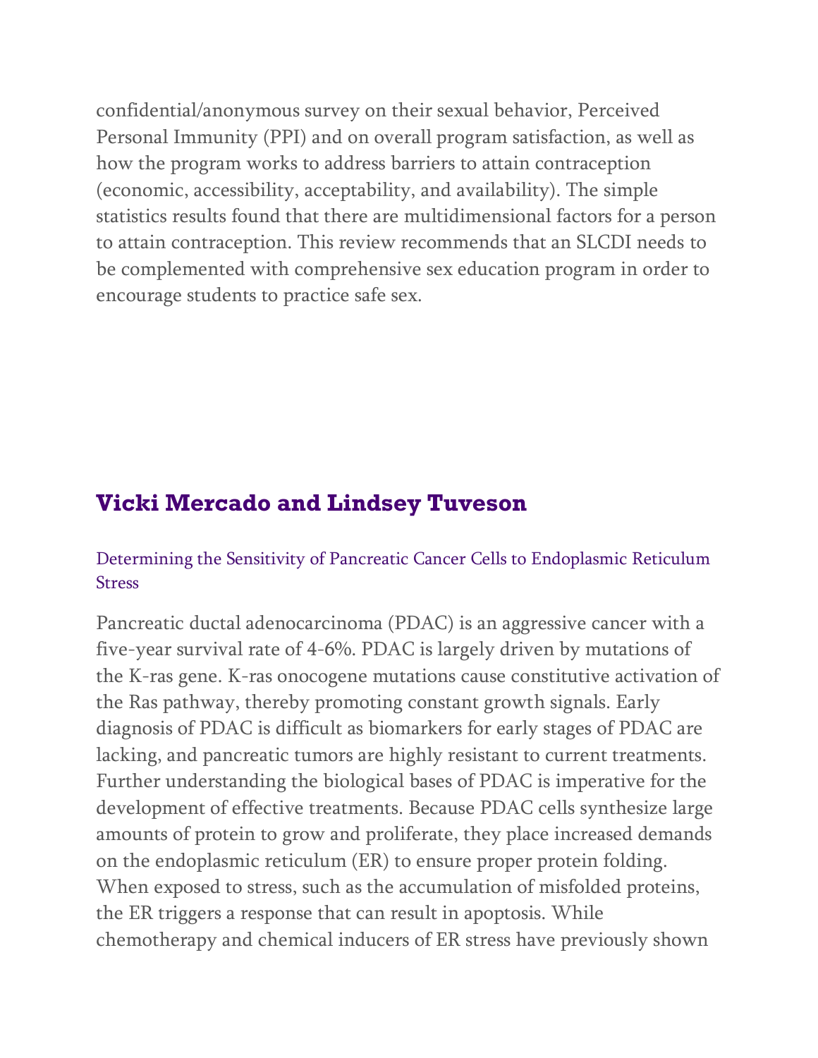confidential/anonymous survey on their sexual behavior, Perceived Personal Immunity (PPI) and on overall program satisfaction, as well as how the program works to address barriers to attain contraception (economic, accessibility, acceptability, and availability). The simple statistics results found that there are multidimensional factors for a person to attain contraception. This review recommends that an SLCDI needs to be complemented with comprehensive sex education program in order to encourage students to practice safe sex.

## Vicki Mercado and Lindsey Tuveson

### Determining the Sensitivity of Pancreatic Cancer Cells to Endoplasmic Reticulum Stress

Pancreatic ductal adenocarcinoma (PDAC) is an aggressive cancer with a five-year survival rate of 4-6%. PDAC is largely driven by mutations of the K-ras gene. K-ras onocogene mutations cause constitutive activation of the Ras pathway, thereby promoting constant growth signals. Early diagnosis of PDAC is difficult as biomarkers for early stages of PDAC are lacking, and pancreatic tumors are highly resistant to current treatments. Further understanding the biological bases of PDAC is imperative for the development of effective treatments. Because PDAC cells synthesize large amounts of protein to grow and proliferate, they place increased demands on the endoplasmic reticulum (ER) to ensure proper protein folding. When exposed to stress, such as the accumulation of misfolded proteins, the ER triggers a response that can result in apoptosis. While chemotherapy and chemical inducers of ER stress have previously shown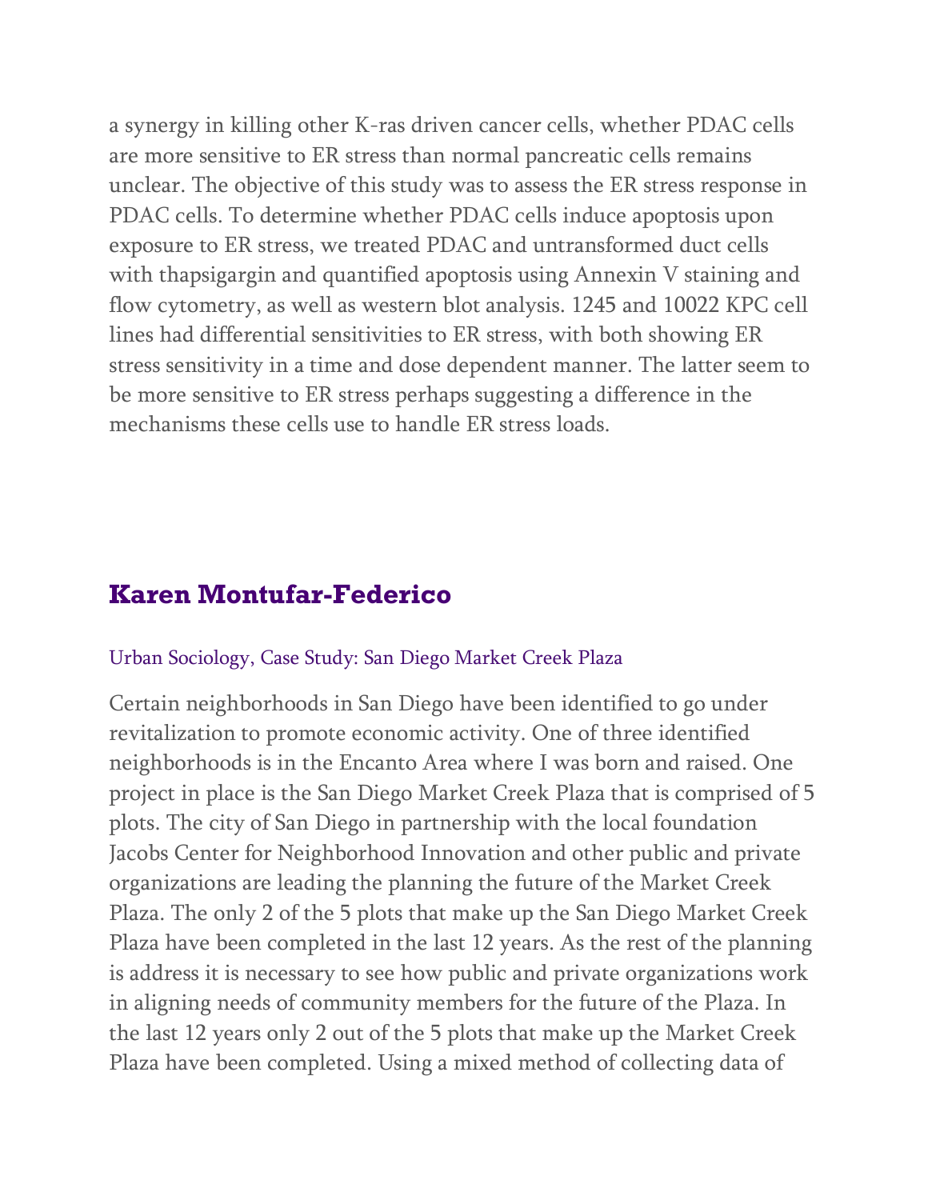a synergy in killing other K-ras driven cancer cells, whether PDAC cells are more sensitive to ER stress than normal pancreatic cells remains unclear. The objective of this study was to assess the ER stress response in PDAC cells. To determine whether PDAC cells induce apoptosis upon exposure to ER stress, we treated PDAC and untransformed duct cells with thapsigargin and quantified apoptosis using Annexin V staining and flow cytometry, as well as western blot analysis. 1245 and 10022 KPC cell lines had differential sensitivities to ER stress, with both showing ER stress sensitivity in a time and dose dependent manner. The latter seem to be more sensitive to ER stress perhaps suggesting a difference in the mechanisms these cells use to handle ER stress loads.

## Karen Montufar-Federico

### Urban Sociology, Case Study: San Diego Market Creek Plaza

Certain neighborhoods in San Diego have been identified to go under revitalization to promote economic activity. One of three identified neighborhoods is in the Encanto Area where I was born and raised. One project in place is the San Diego Market Creek Plaza that is comprised of 5 plots. The city of San Diego in partnership with the local foundation Jacobs Center for Neighborhood Innovation and other public and private organizations are leading the planning the future of the Market Creek Plaza. The only 2 of the 5 plots that make up the San Diego Market Creek Plaza have been completed in the last 12 years. As the rest of the planning is address it is necessary to see how public and private organizations work in aligning needs of community members for the future of the Plaza. In the last 12 years only 2 out of the 5 plots that make up the Market Creek Plaza have been completed. Using a mixed method of collecting data of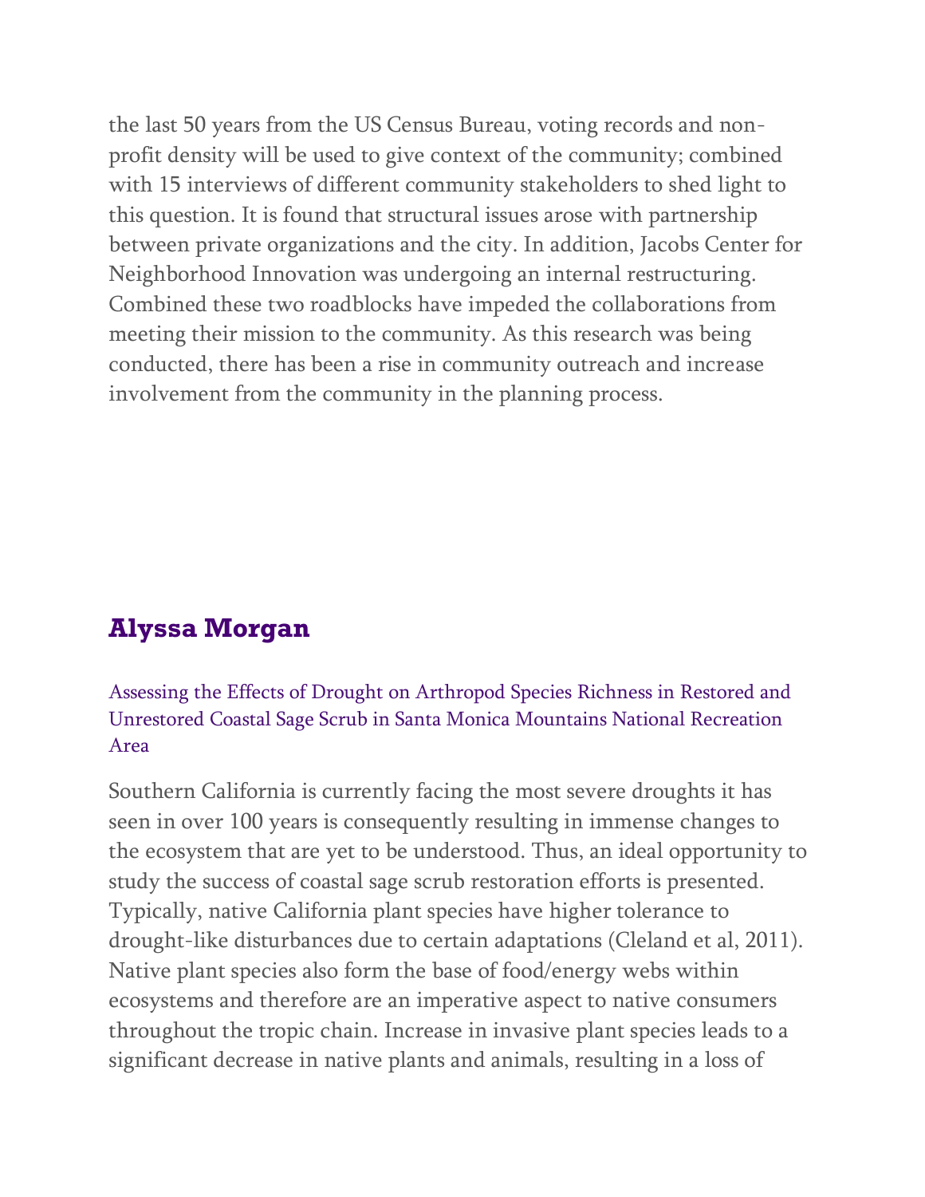the last 50 years from the US Census Bureau, voting records and non-profit density will be used to give context of the community; combined with 15 interviews of different community stakeholders to shed light to this question. It is found that structural issues arose with partnership between private organizations and the city. In addition, Jacobs Center for Neighborhood Innovation was undergoing an internal restructuring. Combined these two roadblocks have impeded the collaborations from meeting their mission to the community. As this research was being conducted, there has been a rise in community outreach and increase involvement from the community in the planning process.

## Alyssa Morgan

### Assessing the Effects of Drought on Arthropod Species Richness in Restored and Unrestored Coastal Sage Scrub in Santa Monica Mountains National Recreation Area

Southern California is currently facing the most severe droughts it has seen in over 100 years is consequently resulting in immense changes to the ecosystem that are yet to be understood. Thus, an ideal opportunity to study the success of coastal sage scrub restoration efforts is presented. Typically, native California plant species have higher tolerance to drought-like disturbances due to certain adaptations (Cleland et al, 2011). Native plant species also form the base of food/energy webs within ecosystems and therefore are an imperative aspect to native consumers throughout the tropic chain. Increase in invasive plant species leads to a significant decrease in native plants and animals, resulting in a loss of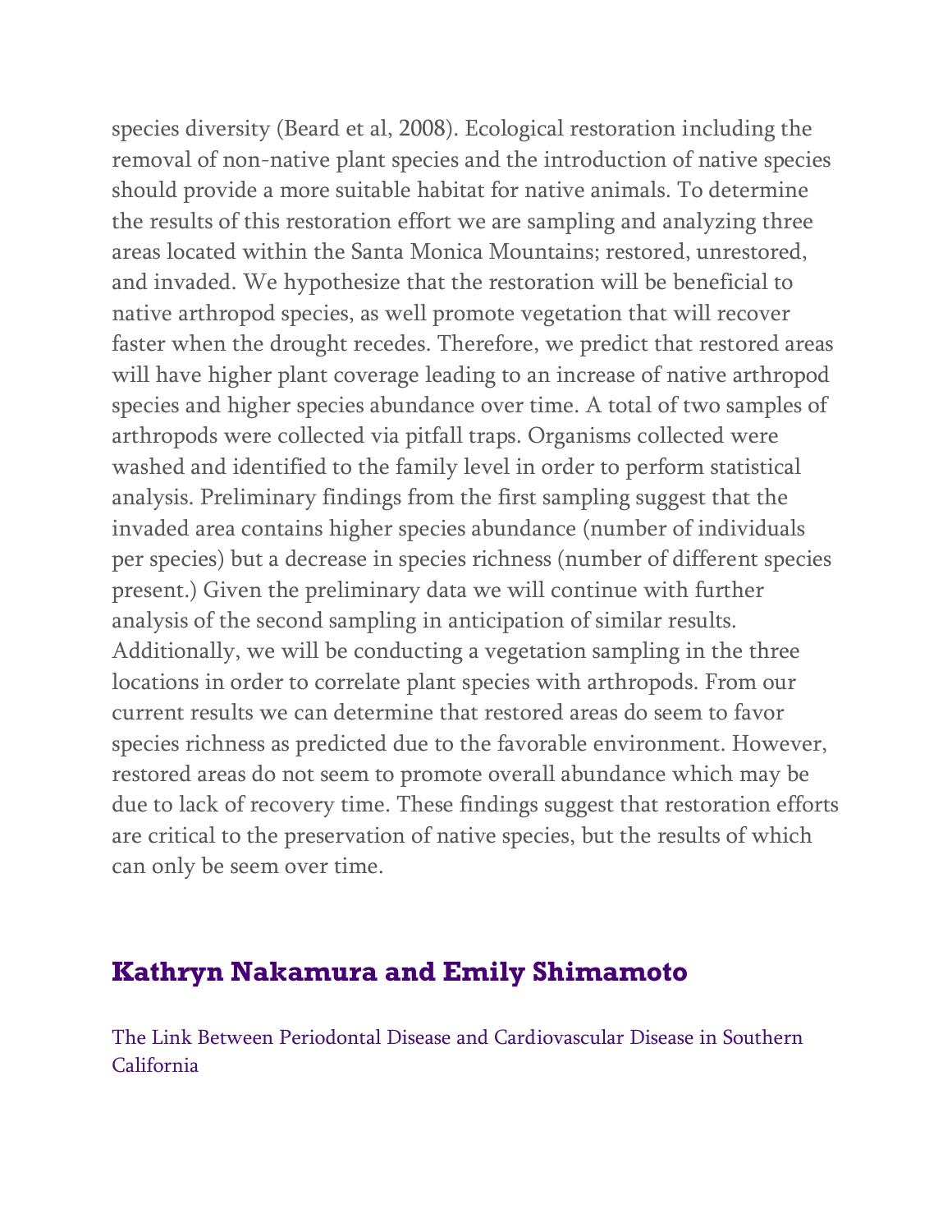species diversity (Beard et al, 2008). Ecological restoration including the removal of non-native plant species and the introduction of native species should provide a more suitable habitat for native animals. To determine the results of this restoration effort we are sampling and analyzing three areas located within the Santa Monica Mountains; restored, unrestored, and invaded. We hypothesize that the restoration will be beneficial to native arthropod species, as well promote vegetation that will recover faster when the drought recedes. Therefore, we predict that restored areas will have higher plant coverage leading to an increase of native arthropod species and higher species abundance over time. A total of two samples of arthropods were collected via pitfall traps. Organisms collected were washed and identified to the family level in order to perform statistical analysis. Preliminary findings from the first sampling suggest that the invaded area contains higher species abundance (number of individuals per species) but a decrease in species richness (number of different species present.) Given the preliminary data we will continue with further analysis of the second sampling in anticipation of similar results. Additionally, we will be conducting a vegetation sampling in the three locations in order to correlate plant species with arthropods. From our current results we can determine that restored areas do seem to favor species richness as predicted due to the favorable environment. However, restored areas do not seem to promote overall abundance which may be due to lack of recovery time. These findings suggest that restoration efforts are critical to the preservation of native species, but the results of which can only be seem over time.

## Kathryn Nakamura and Emily Shimamoto

The Link Between Periodontal Disease and Cardiovascular Disease in Southern California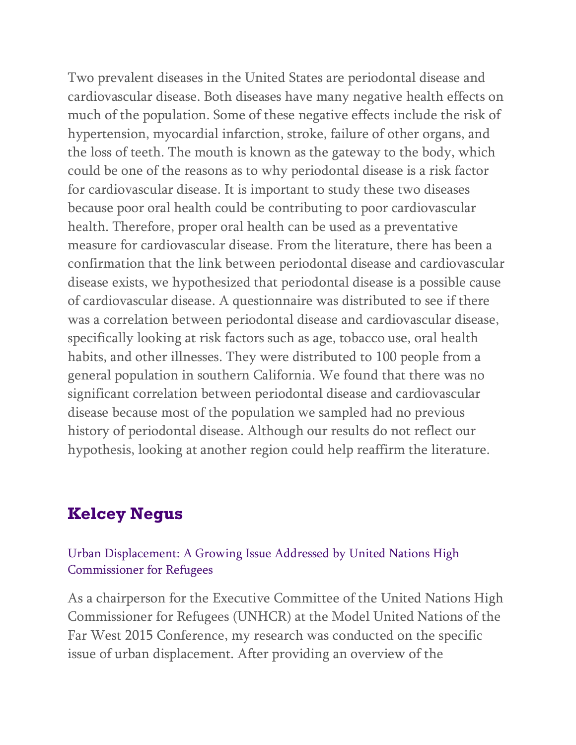Two prevalent diseases in the United States are periodontal disease and cardiovascular disease. Both diseases have many negative health effects on much of the population. Some of these negative effects include the risk of hypertension, myocardial infarction, stroke, failure of other organs, and the loss of teeth. The mouth is known as the gateway to the body, which could be one of the reasons as to why periodontal disease is a risk factor for cardiovascular disease. It is important to study these two diseases because poor oral health could be contributing to poor cardiovascular health. Therefore, proper oral health can be used as a preventative measure for cardiovascular disease. From the literature, there has been a confirmation that the link between periodontal disease and cardiovascular disease exists, we hypothesized that periodontal disease is a possible cause of cardiovascular disease. A questionnaire was distributed to see if there was a correlation between periodontal disease and cardiovascular disease, specifically looking at risk factors such as age, tobacco use, oral health habits, and other illnesses. They were distributed to 100 people from a general population in southern California. We found that there was no significant correlation between periodontal disease and cardiovascular disease because most of the population we sampled had no previous history of periodontal disease. Although our results do not reflect our hypothesis, looking at another region could help reaffirm the literature.

## Kelcey Negus

### Urban Displacement: A Growing Issue Addressed by United Nations High Commissioner for Refugees

As a chairperson for the Executive Committee of the United Nations High Commissioner for Refugees (UNHCR) at the Model United Nations of the Far West 2015 Conference, my research was conducted on the specific issue of urban displacement. After providing an overview of the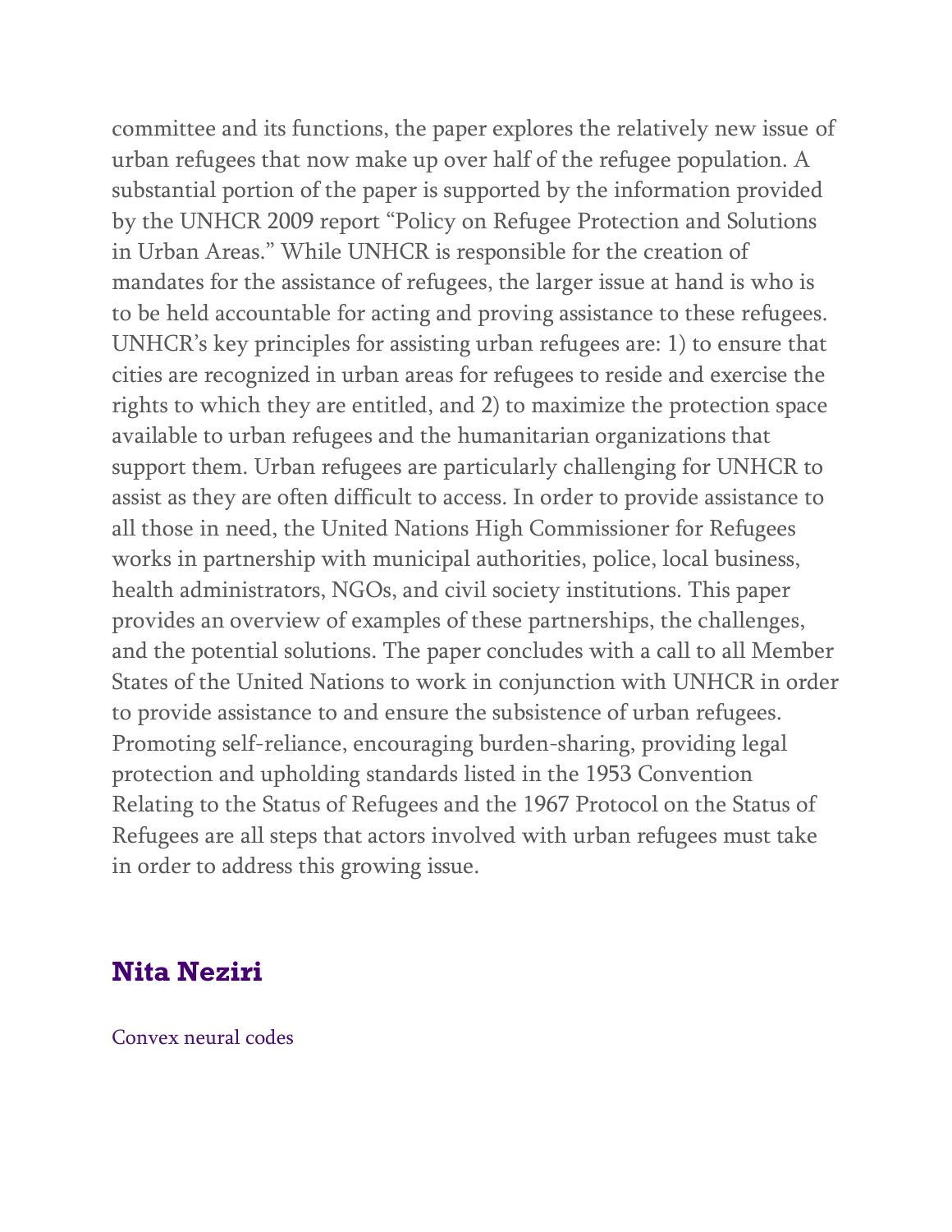committee and its functions, the paper explores the relatively new issue of urban refugees that now make up over half of the refugee population. A substantial portion of the paper is supported by the information provided by the UNHCR 2009 report "Policy on Refugee Protection and Solutions in Urban Areas." While UNHCR is responsible for the creation of mandates for the assistance of refugees, the larger issue at hand is who is to be held accountable for acting and proving assistance to these refugees. UNHCR's key principles for assisting urban refugees are: 1) to ensure that cities are recognized in urban areas for refugees to reside and exercise the rights to which they are entitled, and 2) to maximize the protection space available to urban refugees and the humanitarian organizations that support them. Urban refugees are particularly challenging for UNHCR to assist as they are often difficult to access. In order to provide assistance to all those in need, the United Nations High Commissioner for Refugees works in partnership with municipal authorities, police, local business, health administrators, NGOs, and civil society institutions. This paper provides an overview of examples of these partnerships, the challenges, and the potential solutions. The paper concludes with a call to all Member States of the United Nations to work in conjunction with UNHCR in order to provide assistance to and ensure the subsistence of urban refugees. Promoting self-reliance, encouraging burden-sharing, providing legal protection and upholding standards listed in the 1953 Convention Relating to the Status of Refugees and the 1967 Protocol on the Status of Refugees are all steps that actors involved with urban refugees must take in order to address this growing issue.

## Nita Neziri

Convex neural codes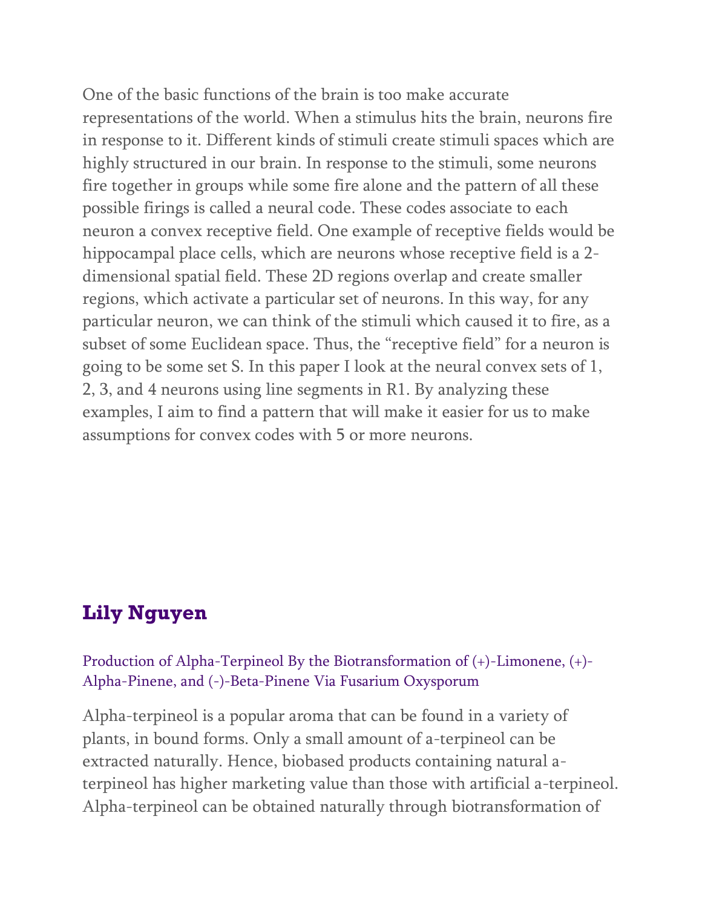One of the basic functions of the brain is too make accurate representations of the world. When a stimulus hits the brain, neurons fire in response to it. Different kinds of stimuli create stimuli spaces which are highly structured in our brain. In response to the stimuli, some neurons fire together in groups while some fire alone and the pattern of all these possible firings is called a neural code. These codes associate to each neuron a convex receptive field. One example of receptive fields would be hippocampal place cells, which are neurons whose receptive field is a 2-dimensional spatial field. These 2D regions overlap and create smaller regions, which activate a particular set of neurons. In this way, for any particular neuron, we can think of the stimuli which caused it to fire, as a subset of some Euclidean space. Thus, the "receptive field" for a neuron is going to be some set S. In this paper I look at the neural convex sets of 1, 2, 3, and 4 neurons using line segments in R1. By analyzing these examples, I aim to find a pattern that will make it easier for us to make assumptions for convex codes with 5 or more neurons.

## Lily Nguyen

Production of Alpha-Terpineol By the Biotransformation of (+)-Limonene, (+)-Alpha-Pinene, and (-)-Beta-Pinene Via Fusarium Oxysporum

Alpha-terpineol is a popular aroma that can be found in a variety of plants, in bound forms. Only a small amount of a-terpineol can be extracted naturally. Hence, biobased products containing natural a-terpineol has higher marketing value than those with artificial a-terpineol. Alpha-terpineol can be obtained naturally through biotransformation of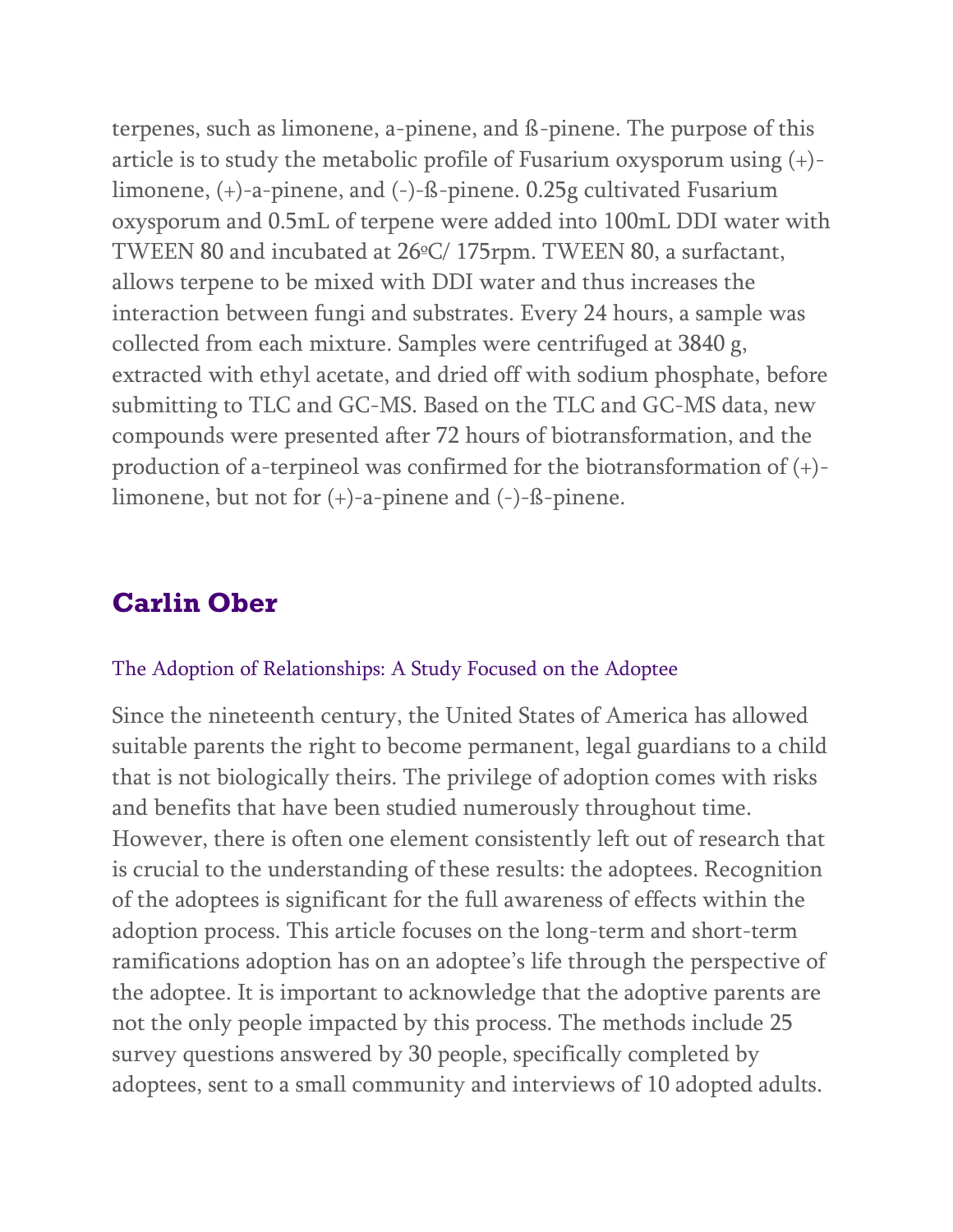terpenes, such as limonene, a-pinene, and ß-pinene. The purpose of this article is to study the metabolic profile of Fusarium oxysporum using (+)-limonene, (+)-a-pinene, and (-)-ß-pinene. 0.25g cultivated Fusarium oxysporum and 0.5mL of terpene were added into 100mL DDI water with TWEEN 80 and incubated at 26ºC/ 175rpm. TWEEN 80, a surfactant, allows terpene to be mixed with DDI water and thus increases the interaction between fungi and substrates. Every 24 hours, a sample was collected from each mixture. Samples were centrifuged at 3840 g, extracted with ethyl acetate, and dried off with sodium phosphate, before submitting to TLC and GC-MS. Based on the TLC and GC-MS data, new compounds were presented after 72 hours of biotransformation, and the production of a-terpineol was confirmed for the biotransformation of (+)-limonene, but not for (+)-a-pinene and (-)-ß-pinene.

## Carlin Ober

### The Adoption of Relationships: A Study Focused on the Adoptee

Since the nineteenth century, the United States of America has allowed suitable parents the right to become permanent, legal guardians to a child that is not biologically theirs. The privilege of adoption comes with risks and benefits that have been studied numerously throughout time. However, there is often one element consistently left out of research that is crucial to the understanding of these results: the adoptees. Recognition of the adoptees is significant for the full awareness of effects within the adoption process. This article focuses on the long-term and short-term ramifications adoption has on an adoptee's life through the perspective of the adoptee. It is important to acknowledge that the adoptive parents are not the only people impacted by this process. The methods include 25 survey questions answered by 30 people, specifically completed by adoptees, sent to a small community and interviews of 10 adopted adults.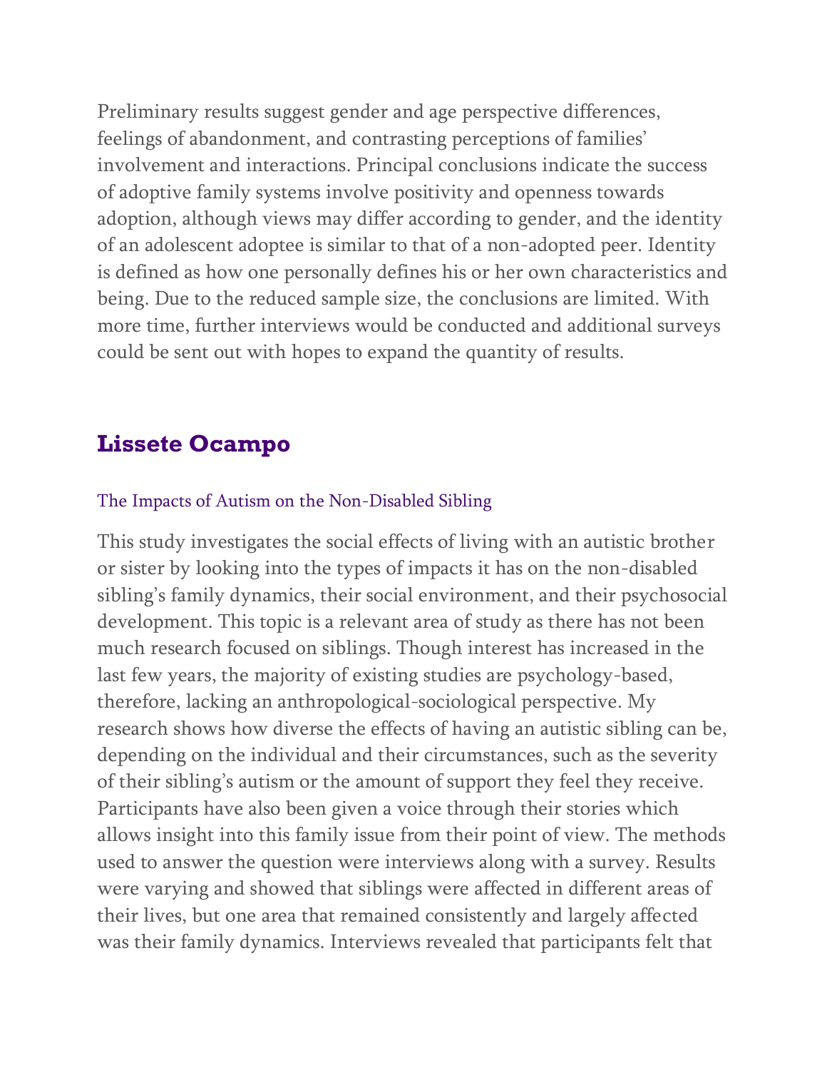Preliminary results suggest gender and age perspective differences, feelings of abandonment, and contrasting perceptions of families' involvement and interactions. Principal conclusions indicate the success of adoptive family systems involve positivity and openness towards adoption, although views may differ according to gender, and the identity of an adolescent adoptee is similar to that of a non-adopted peer. Identity is defined as how one personally defines his or her own characteristics and being. Due to the reduced sample size, the conclusions are limited. With more time, further interviews would be conducted and additional surveys could be sent out with hopes to expand the quantity of results.

## Lissete Ocampo

The Impacts of Autism on the Non-Disabled Sibling

This study investigates the social effects of living with an autistic brother or sister by looking into the types of impacts it has on the non-disabled sibling's family dynamics, their social environment, and their psychosocial development. This topic is a relevant area of study as there has not been much research focused on siblings. Though interest has increased in the last few years, the majority of existing studies are psychology-based, therefore, lacking an anthropological-sociological perspective. My research shows how diverse the effects of having an autistic sibling can be, depending on the individual and their circumstances, such as the severity of their sibling's autism or the amount of support they feel they receive. Participants have also been given a voice through their stories which allows insight into this family issue from their point of view. The methods used to answer the question were interviews along with a survey. Results were varying and showed that siblings were affected in different areas of their lives, but one area that remained consistently and largely affected was their family dynamics. Interviews revealed that participants felt that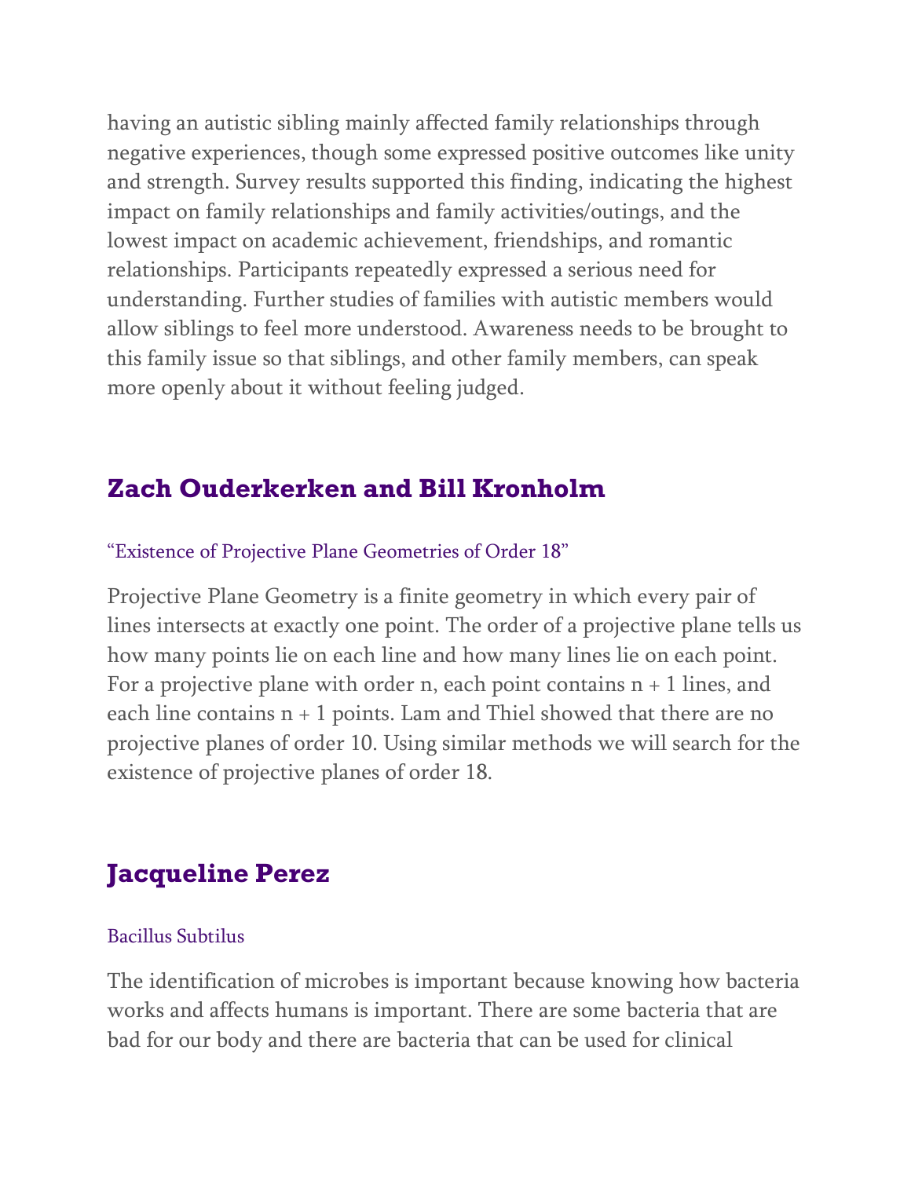having an autistic sibling mainly affected family relationships through negative experiences, though some expressed positive outcomes like unity and strength. Survey results supported this finding, indicating the highest impact on family relationships and family activities/outings, and the lowest impact on academic achievement, friendships, and romantic relationships. Participants repeatedly expressed a serious need for understanding. Further studies of families with autistic members would allow siblings to feel more understood. Awareness needs to be brought to this family issue so that siblings, and other family members, can speak more openly about it without feeling judged.

## Zach Ouderkerken and Bill Kronholm

“Existence of Projective Plane Geometries of Order 18”

Projective Plane Geometry is a finite geometry in which every pair of lines intersects at exactly one point. The order of a projective plane tells us how many points lie on each line and how many lines lie on each point. For a projective plane with order n, each point contains n + 1 lines, and each line contains n + 1 points. Lam and Thiel showed that there are no projective planes of order 10. Using similar methods we will search for the existence of projective planes of order 18.

## Jacqueline Perez

Bacillus Subtilus

The identification of microbes is important because knowing how bacteria works and affects humans is important. There are some bacteria that are bad for our body and there are bacteria that can be used for clinical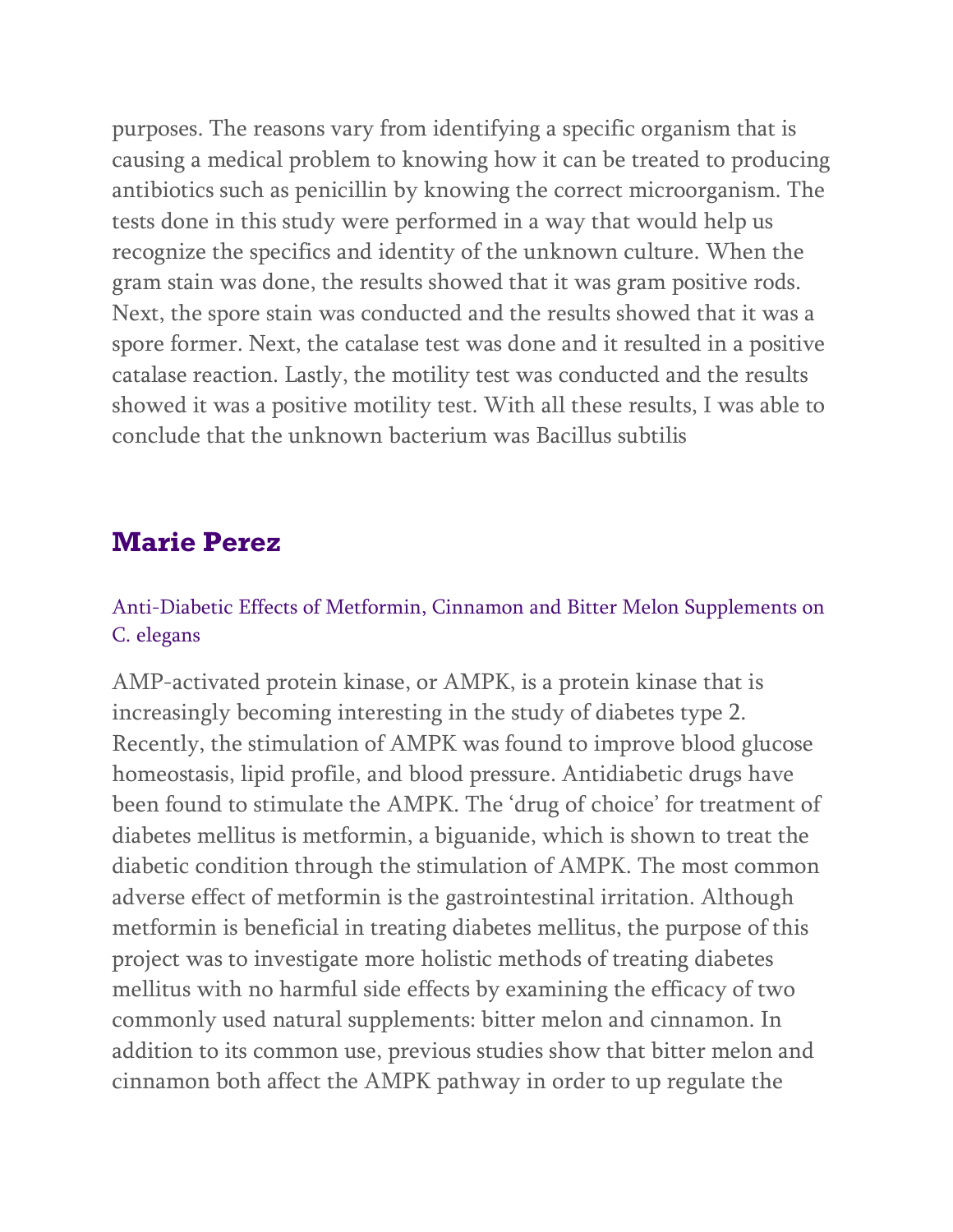purposes. The reasons vary from identifying a specific organism that is causing a medical problem to knowing how it can be treated to producing antibiotics such as penicillin by knowing the correct microorganism. The tests done in this study were performed in a way that would help us recognize the specifics and identity of the unknown culture. When the gram stain was done, the results showed that it was gram positive rods. Next, the spore stain was conducted and the results showed that it was a spore former. Next, the catalase test was done and it resulted in a positive catalase reaction. Lastly, the motility test was conducted and the results showed it was a positive motility test. With all these results, I was able to conclude that the unknown bacterium was Bacillus subtilis

## Marie Perez

### Anti-Diabetic Effects of Metformin, Cinnamon and Bitter Melon Supplements on C. elegans

AMP-activated protein kinase, or AMPK, is a protein kinase that is increasingly becoming interesting in the study of diabetes type 2. Recently, the stimulation of AMPK was found to improve blood glucose homeostasis, lipid profile, and blood pressure. Antidiabetic drugs have been found to stimulate the AMPK. The 'drug of choice' for treatment of diabetes mellitus is metformin, a biguanide, which is shown to treat the diabetic condition through the stimulation of AMPK. The most common adverse effect of metformin is the gastrointestinal irritation. Although metformin is beneficial in treating diabetes mellitus, the purpose of this project was to investigate more holistic methods of treating diabetes mellitus with no harmful side effects by examining the efficacy of two commonly used natural supplements: bitter melon and cinnamon. In addition to its common use, previous studies show that bitter melon and cinnamon both affect the AMPK pathway in order to up regulate the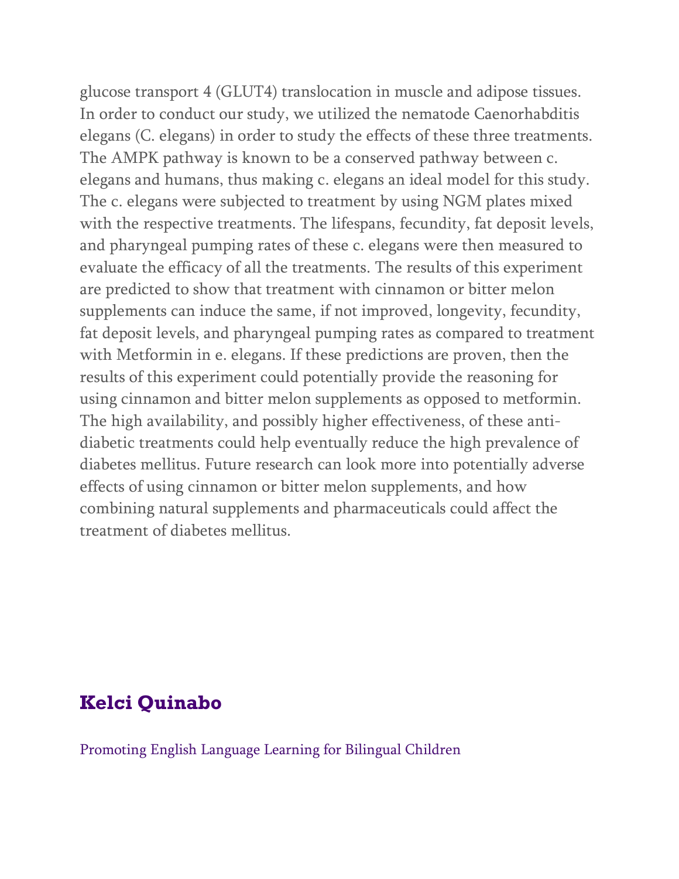glucose transport 4 (GLUT4) translocation in muscle and adipose tissues. In order to conduct our study, we utilized the nematode Caenorhabditis elegans (C. elegans) in order to study the effects of these three treatments. The AMPK pathway is known to be a conserved pathway between c. elegans and humans, thus making c. elegans an ideal model for this study. The c. elegans were subjected to treatment by using NGM plates mixed with the respective treatments. The lifespans, fecundity, fat deposit levels, and pharyngeal pumping rates of these c. elegans were then measured to evaluate the efficacy of all the treatments. The results of this experiment are predicted to show that treatment with cinnamon or bitter melon supplements can induce the same, if not improved, longevity, fecundity, fat deposit levels, and pharyngeal pumping rates as compared to treatment with Metformin in e. elegans. If these predictions are proven, then the results of this experiment could potentially provide the reasoning for using cinnamon and bitter melon supplements as opposed to metformin. The high availability, and possibly higher effectiveness, of these anti-diabetic treatments could help eventually reduce the high prevalence of diabetes mellitus. Future research can look more into potentially adverse effects of using cinnamon or bitter melon supplements, and how combining natural supplements and pharmaceuticals could affect the treatment of diabetes mellitus.

## Kelci Quinabo

Promoting English Language Learning for Bilingual Children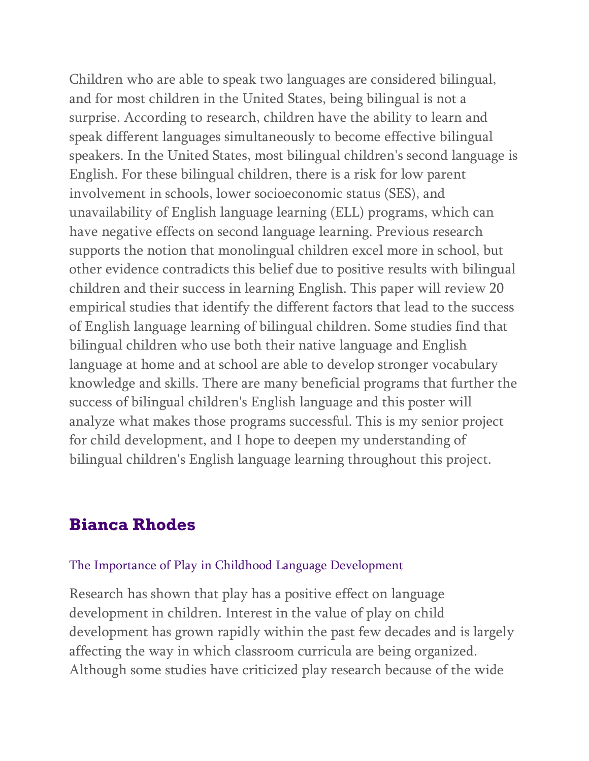Children who are able to speak two languages are considered bilingual, and for most children in the United States, being bilingual is not a surprise. According to research, children have the ability to learn and speak different languages simultaneously to become effective bilingual speakers. In the United States, most bilingual children's second language is English. For these bilingual children, there is a risk for low parent involvement in schools, lower socioeconomic status (SES), and unavailability of English language learning (ELL) programs, which can have negative effects on second language learning. Previous research supports the notion that monolingual children excel more in school, but other evidence contradicts this belief due to positive results with bilingual children and their success in learning English. This paper will review 20 empirical studies that identify the different factors that lead to the success of English language learning of bilingual children. Some studies find that bilingual children who use both their native language and English language at home and at school are able to develop stronger vocabulary knowledge and skills. There are many beneficial programs that further the success of bilingual children's English language and this poster will analyze what makes those programs successful. This is my senior project for child development, and I hope to deepen my understanding of bilingual children's English language learning throughout this project.

## Bianca Rhodes

### The Importance of Play in Childhood Language Development

Research has shown that play has a positive effect on language development in children. Interest in the value of play on child development has grown rapidly within the past few decades and is largely affecting the way in which classroom curricula are being organized. Although some studies have criticized play research because of the wide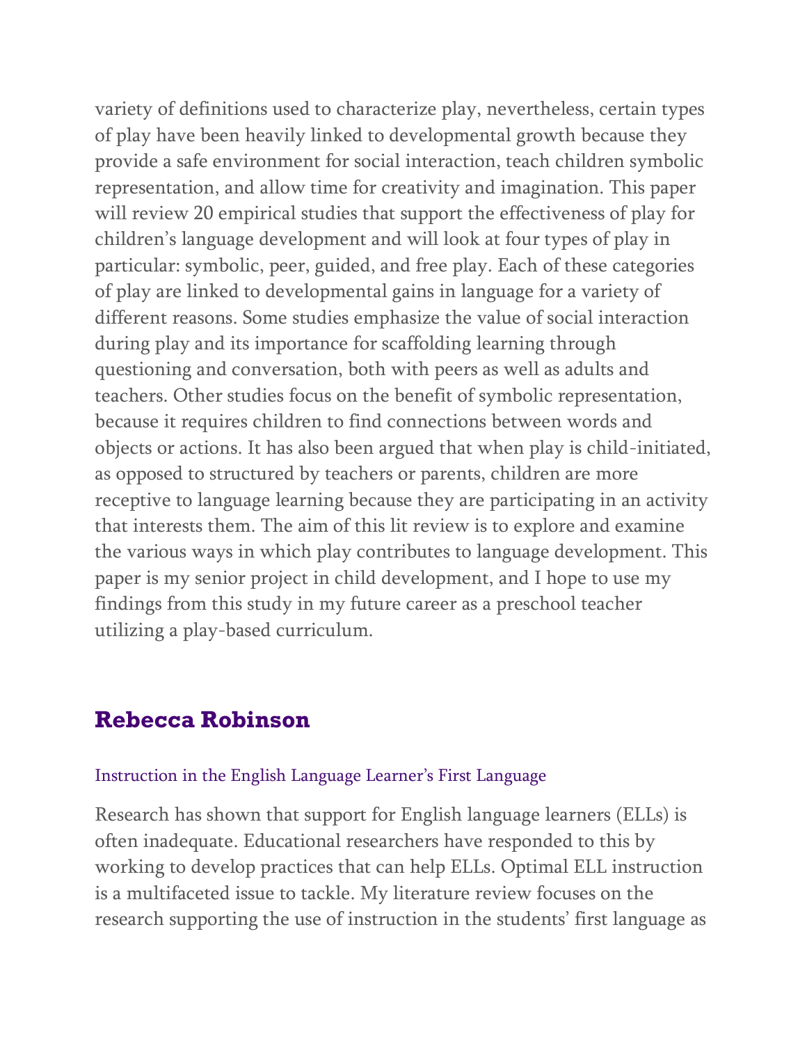variety of definitions used to characterize play, nevertheless, certain types of play have been heavily linked to developmental growth because they provide a safe environment for social interaction, teach children symbolic representation, and allow time for creativity and imagination. This paper will review 20 empirical studies that support the effectiveness of play for children's language development and will look at four types of play in particular: symbolic, peer, guided, and free play. Each of these categories of play are linked to developmental gains in language for a variety of different reasons. Some studies emphasize the value of social interaction during play and its importance for scaffolding learning through questioning and conversation, both with peers as well as adults and teachers. Other studies focus on the benefit of symbolic representation, because it requires children to find connections between words and objects or actions. It has also been argued that when play is child-initiated, as opposed to structured by teachers or parents, children are more receptive to language learning because they are participating in an activity that interests them. The aim of this lit review is to explore and examine the various ways in which play contributes to language development. This paper is my senior project in child development, and I hope to use my findings from this study in my future career as a preschool teacher utilizing a play-based curriculum.

## Rebecca Robinson

### Instruction in the English Language Learner's First Language

Research has shown that support for English language learners (ELLs) is often inadequate. Educational researchers have responded to this by working to develop practices that can help ELLs. Optimal ELL instruction is a multifaceted issue to tackle. My literature review focuses on the research supporting the use of instruction in the students' first language as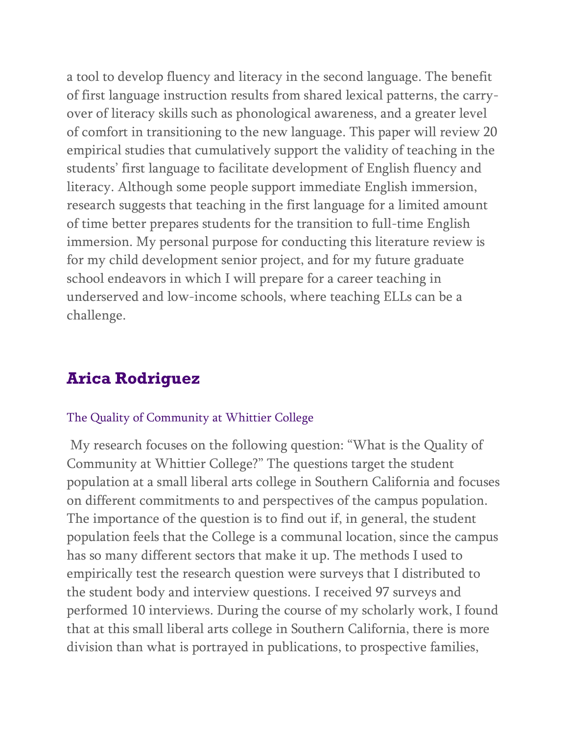a tool to develop fluency and literacy in the second language. The benefit of first language instruction results from shared lexical patterns, the carry-over of literacy skills such as phonological awareness, and a greater level of comfort in transitioning to the new language. This paper will review 20 empirical studies that cumulatively support the validity of teaching in the students' first language to facilitate development of English fluency and literacy. Although some people support immediate English immersion, research suggests that teaching in the first language for a limited amount of time better prepares students for the transition to full-time English immersion. My personal purpose for conducting this literature review is for my child development senior project, and for my future graduate school endeavors in which I will prepare for a career teaching in underserved and low-income schools, where teaching ELLs can be a challenge.

## Arica Rodriguez

### The Quality of Community at Whittier College

My research focuses on the following question: "What is the Quality of Community at Whittier College?" The questions target the student population at a small liberal arts college in Southern California and focuses on different commitments to and perspectives of the campus population. The importance of the question is to find out if, in general, the student population feels that the College is a communal location, since the campus has so many different sectors that make it up. The methods I used to empirically test the research question were surveys that I distributed to the student body and interview questions. I received 97 surveys and performed 10 interviews. During the course of my scholarly work, I found that at this small liberal arts college in Southern California, there is more division than what is portrayed in publications, to prospective families,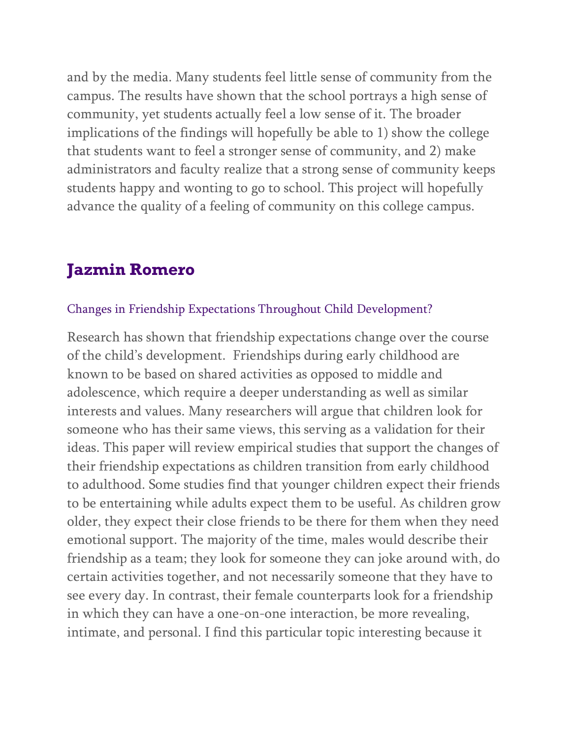and by the media. Many students feel little sense of community from the campus. The results have shown that the school portrays a high sense of community, yet students actually feel a low sense of it. The broader implications of the findings will hopefully be able to 1) show the college that students want to feel a stronger sense of community, and 2) make administrators and faculty realize that a strong sense of community keeps students happy and wonting to go to school. This project will hopefully advance the quality of a feeling of community on this college campus.

## Jazmin Romero

### Changes in Friendship Expectations Throughout Child Development?

Research has shown that friendship expectations change over the course of the child's development. Friendships during early childhood are known to be based on shared activities as opposed to middle and adolescence, which require a deeper understanding as well as similar interests and values. Many researchers will argue that children look for someone who has their same views, this serving as a validation for their ideas. This paper will review empirical studies that support the changes of their friendship expectations as children transition from early childhood to adulthood. Some studies find that younger children expect their friends to be entertaining while adults expect them to be useful. As children grow older, they expect their close friends to be there for them when they need emotional support. The majority of the time, males would describe their friendship as a team; they look for someone they can joke around with, do certain activities together, and not necessarily someone that they have to see every day. In contrast, their female counterparts look for a friendship in which they can have a one-on-one interaction, be more revealing, intimate, and personal. I find this particular topic interesting because it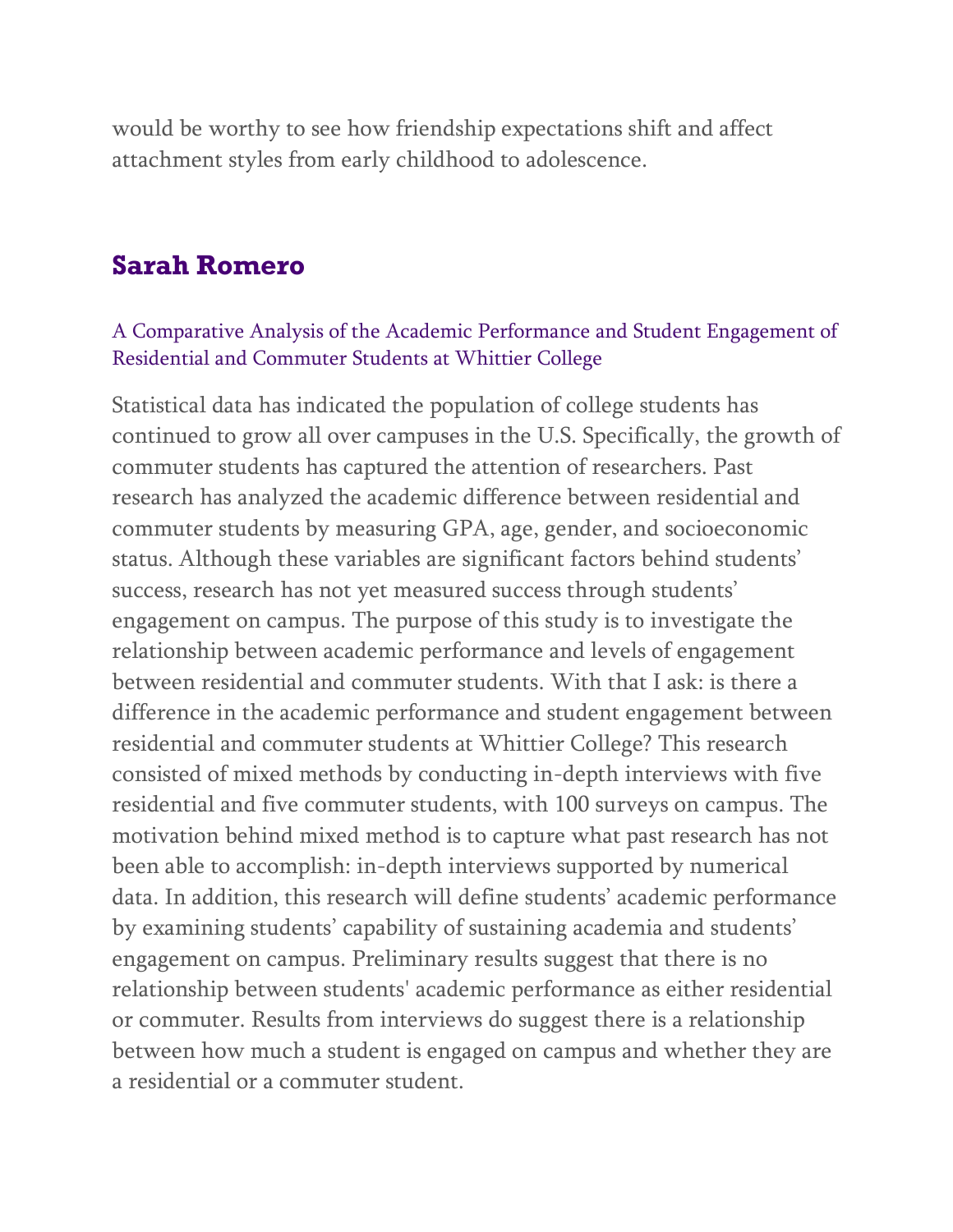would be worthy to see how friendship expectations shift and affect attachment styles from early childhood to adolescence.

## Sarah Romero

### A Comparative Analysis of the Academic Performance and Student Engagement of Residential and Commuter Students at Whittier College

Statistical data has indicated the population of college students has continued to grow all over campuses in the U.S. Specifically, the growth of commuter students has captured the attention of researchers. Past research has analyzed the academic difference between residential and commuter students by measuring GPA, age, gender, and socioeconomic status. Although these variables are significant factors behind students' success, research has not yet measured success through students' engagement on campus. The purpose of this study is to investigate the relationship between academic performance and levels of engagement between residential and commuter students. With that I ask: is there a difference in the academic performance and student engagement between residential and commuter students at Whittier College? This research consisted of mixed methods by conducting in-depth interviews with five residential and five commuter students, with 100 surveys on campus. The motivation behind mixed method is to capture what past research has not been able to accomplish: in-depth interviews supported by numerical data. In addition, this research will define students' academic performance by examining students' capability of sustaining academia and students' engagement on campus. Preliminary results suggest that there is no relationship between students' academic performance as either residential or commuter. Results from interviews do suggest there is a relationship between how much a student is engaged on campus and whether they are a residential or a commuter student.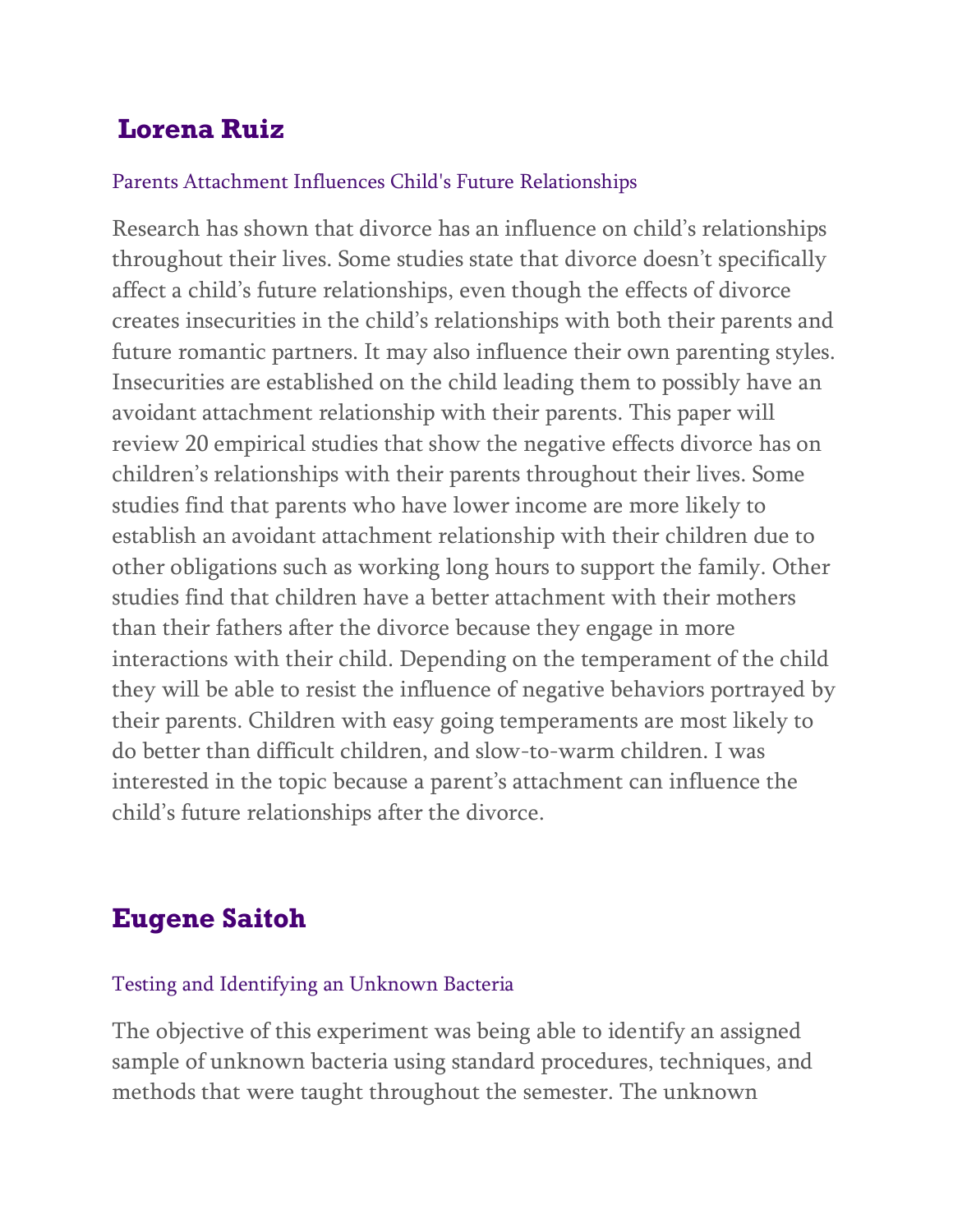## Lorena Ruiz

### Parents Attachment Influences Child's Future Relationships

Research has shown that divorce has an influence on child's relationships throughout their lives. Some studies state that divorce doesn't specifically affect a child's future relationships, even though the effects of divorce creates insecurities in the child's relationships with both their parents and future romantic partners. It may also influence their own parenting styles. Insecurities are established on the child leading them to possibly have an avoidant attachment relationship with their parents. This paper will review 20 empirical studies that show the negative effects divorce has on children's relationships with their parents throughout their lives. Some studies find that parents who have lower income are more likely to establish an avoidant attachment relationship with their children due to other obligations such as working long hours to support the family. Other studies find that children have a better attachment with their mothers than their fathers after the divorce because they engage in more interactions with their child. Depending on the temperament of the child they will be able to resist the influence of negative behaviors portrayed by their parents. Children with easy going temperaments are most likely to do better than difficult children, and slow-to-warm children. I was interested in the topic because a parent's attachment can influence the child's future relationships after the divorce.

## Eugene Saitoh

### Testing and Identifying an Unknown Bacteria

The objective of this experiment was being able to identify an assigned sample of unknown bacteria using standard procedures, techniques, and methods that were taught throughout the semester. The unknown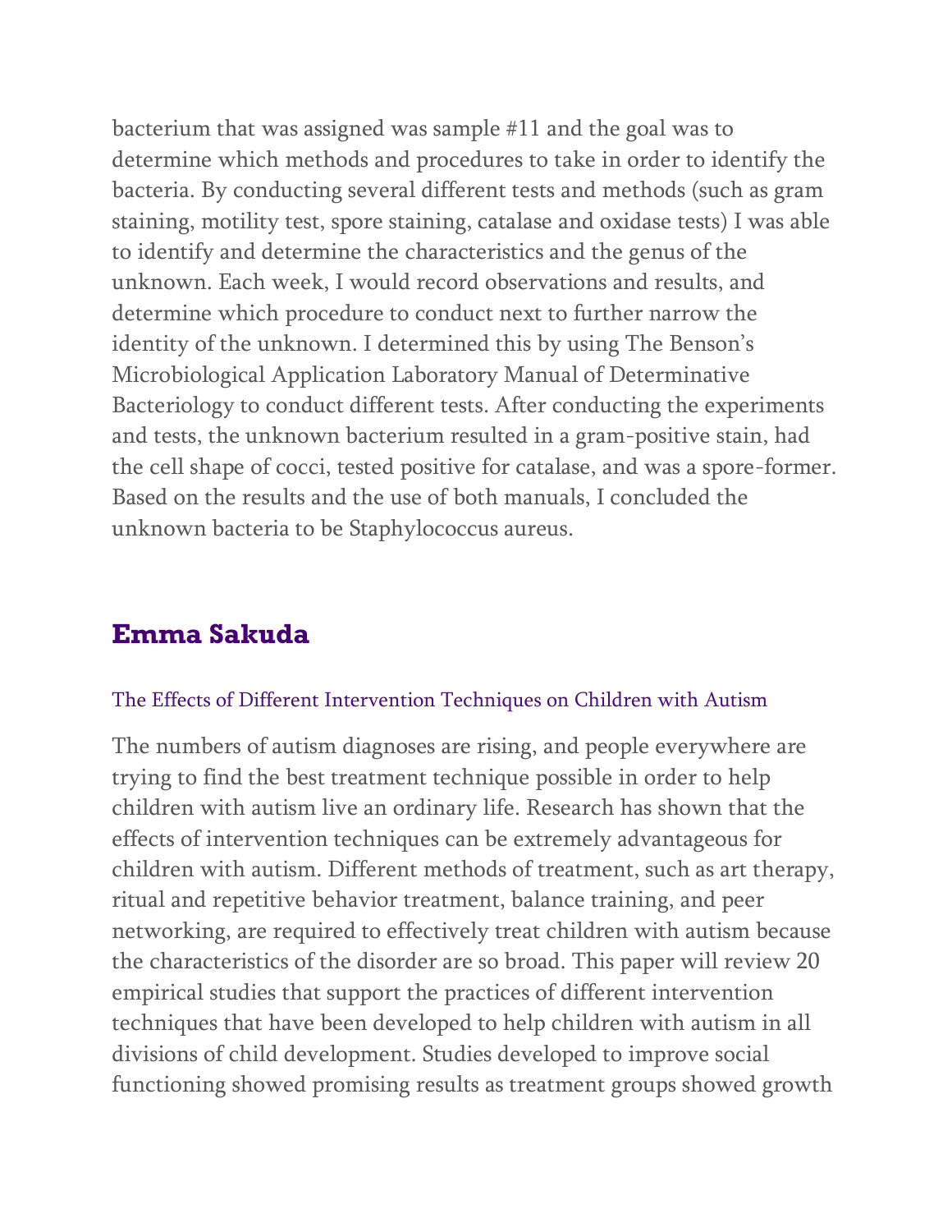bacterium that was assigned was sample #11 and the goal was to determine which methods and procedures to take in order to identify the bacteria. By conducting several different tests and methods (such as gram staining, motility test, spore staining, catalase and oxidase tests) I was able to identify and determine the characteristics and the genus of the unknown. Each week, I would record observations and results, and determine which procedure to conduct next to further narrow the identity of the unknown. I determined this by using The Benson's Microbiological Application Laboratory Manual of Determinative Bacteriology to conduct different tests. After conducting the experiments and tests, the unknown bacterium resulted in a gram-positive stain, had the cell shape of cocci, tested positive for catalase, and was a spore-former. Based on the results and the use of both manuals, I concluded the unknown bacteria to be Staphylococcus aureus.

## Emma Sakuda

### The Effects of Different Intervention Techniques on Children with Autism

The numbers of autism diagnoses are rising, and people everywhere are trying to find the best treatment technique possible in order to help children with autism live an ordinary life. Research has shown that the effects of intervention techniques can be extremely advantageous for children with autism. Different methods of treatment, such as art therapy, ritual and repetitive behavior treatment, balance training, and peer networking, are required to effectively treat children with autism because the characteristics of the disorder are so broad. This paper will review 20 empirical studies that support the practices of different intervention techniques that have been developed to help children with autism in all divisions of child development. Studies developed to improve social functioning showed promising results as treatment groups showed growth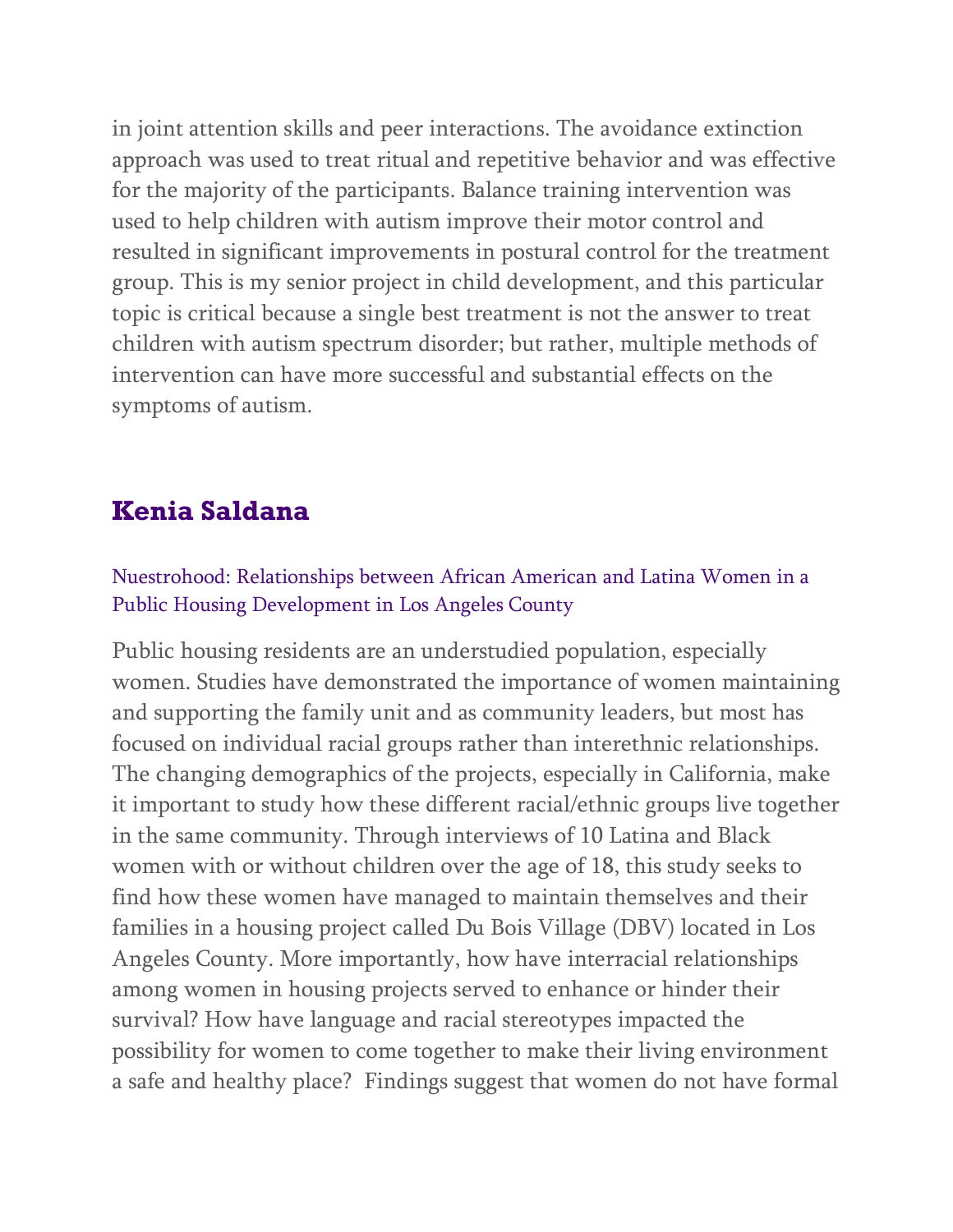in joint attention skills and peer interactions. The avoidance extinction approach was used to treat ritual and repetitive behavior and was effective for the majority of the participants. Balance training intervention was used to help children with autism improve their motor control and resulted in significant improvements in postural control for the treatment group. This is my senior project in child development, and this particular topic is critical because a single best treatment is not the answer to treat children with autism spectrum disorder; but rather, multiple methods of intervention can have more successful and substantial effects on the symptoms of autism.

## Kenia Saldana

### Nuestrohood: Relationships between African American and Latina Women in a Public Housing Development in Los Angeles County

Public housing residents are an understudied population, especially women. Studies have demonstrated the importance of women maintaining and supporting the family unit and as community leaders, but most has focused on individual racial groups rather than interethnic relationships. The changing demographics of the projects, especially in California, make it important to study how these different racial/ethnic groups live together in the same community. Through interviews of 10 Latina and Black women with or without children over the age of 18, this study seeks to find how these women have managed to maintain themselves and their families in a housing project called Du Bois Village (DBV) located in Los Angeles County. More importantly, how have interracial relationships among women in housing projects served to enhance or hinder their survival? How have language and racial stereotypes impacted the possibility for women to come together to make their living environment a safe and healthy place? Findings suggest that women do not have formal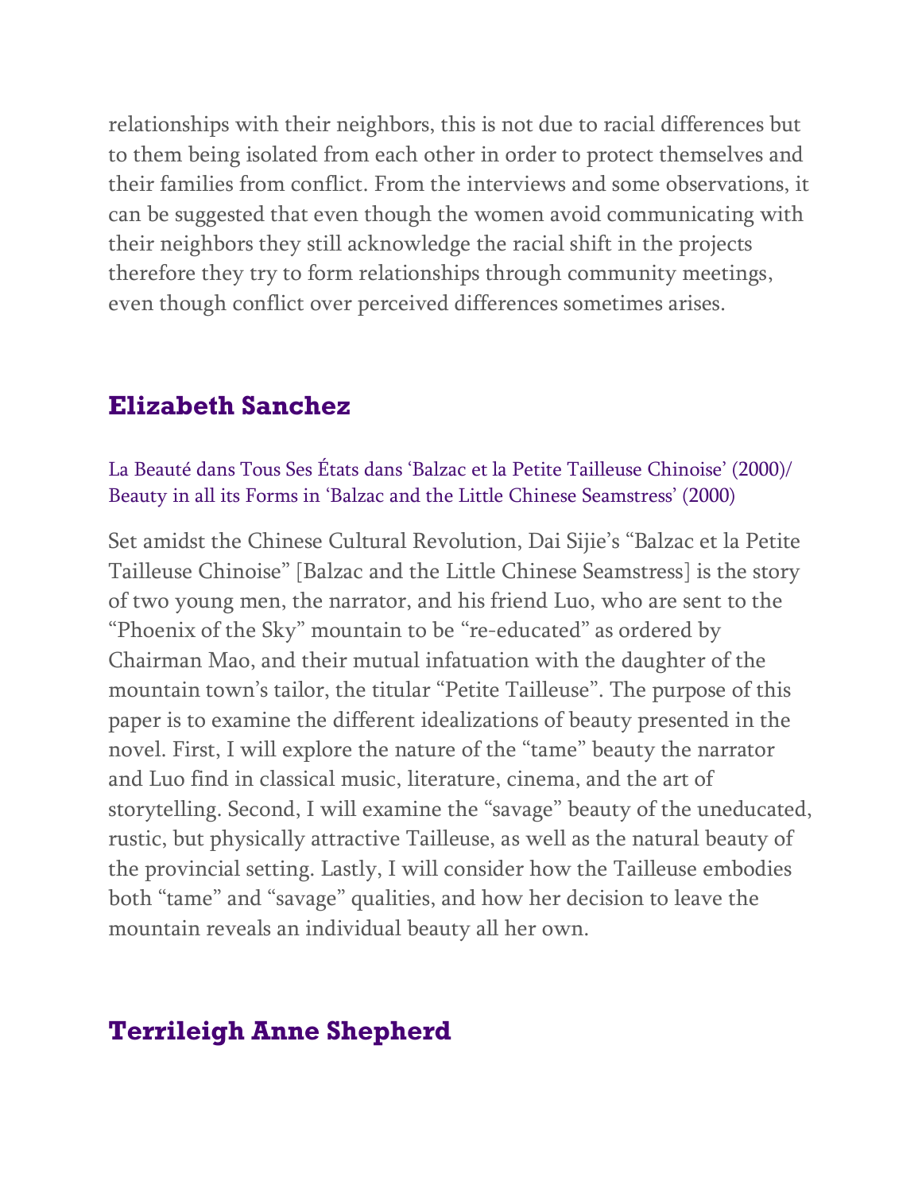relationships with their neighbors, this is not due to racial differences but to them being isolated from each other in order to protect themselves and their families from conflict. From the interviews and some observations, it can be suggested that even though the women avoid communicating with their neighbors they still acknowledge the racial shift in the projects therefore they try to form relationships through community meetings, even though conflict over perceived differences sometimes arises.

## Elizabeth Sanchez

La Beauté dans Tous Ses États dans 'Balzac et la Petite Tailleuse Chinoise' (2000)/ Beauty in all its Forms in 'Balzac and the Little Chinese Seamstress' (2000)

Set amidst the Chinese Cultural Revolution, Dai Sijie's "Balzac et la Petite Tailleuse Chinoise" [Balzac and the Little Chinese Seamstress] is the story of two young men, the narrator, and his friend Luo, who are sent to the "Phoenix of the Sky" mountain to be "re-educated" as ordered by Chairman Mao, and their mutual infatuation with the daughter of the mountain town's tailor, the titular "Petite Tailleuse". The purpose of this paper is to examine the different idealizations of beauty presented in the novel. First, I will explore the nature of the "tame" beauty the narrator and Luo find in classical music, literature, cinema, and the art of storytelling. Second, I will examine the "savage" beauty of the uneducated, rustic, but physically attractive Tailleuse, as well as the natural beauty of the provincial setting. Lastly, I will consider how the Tailleuse embodies both "tame" and "savage" qualities, and how her decision to leave the mountain reveals an individual beauty all her own.

## Terrileigh Anne Shepherd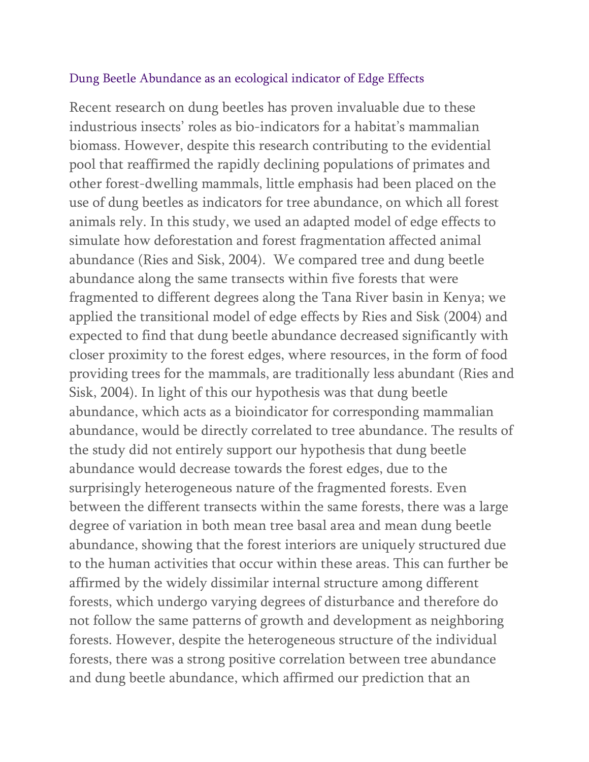### Dung Beetle Abundance as an ecological indicator of Edge Effects

Recent research on dung beetles has proven invaluable due to these industrious insects' roles as bio-indicators for a habitat's mammalian biomass. However, despite this research contributing to the evidential pool that reaffirmed the rapidly declining populations of primates and other forest-dwelling mammals, little emphasis had been placed on the use of dung beetles as indicators for tree abundance, on which all forest animals rely. In this study, we used an adapted model of edge effects to simulate how deforestation and forest fragmentation affected animal abundance (Ries and Sisk, 2004). We compared tree and dung beetle abundance along the same transects within five forests that were fragmented to different degrees along the Tana River basin in Kenya; we applied the transitional model of edge effects by Ries and Sisk (2004) and expected to find that dung beetle abundance decreased significantly with closer proximity to the forest edges, where resources, in the form of food providing trees for the mammals, are traditionally less abundant (Ries and Sisk, 2004). In light of this our hypothesis was that dung beetle abundance, which acts as a bioindicator for corresponding mammalian abundance, would be directly correlated to tree abundance. The results of the study did not entirely support our hypothesis that dung beetle abundance would decrease towards the forest edges, due to the surprisingly heterogeneous nature of the fragmented forests. Even between the different transects within the same forests, there was a large degree of variation in both mean tree basal area and mean dung beetle abundance, showing that the forest interiors are uniquely structured due to the human activities that occur within these areas. This can further be affirmed by the widely dissimilar internal structure among different forests, which undergo varying degrees of disturbance and therefore do not follow the same patterns of growth and development as neighboring forests. However, despite the heterogeneous structure of the individual forests, there was a strong positive correlation between tree abundance and dung beetle abundance, which affirmed our prediction that an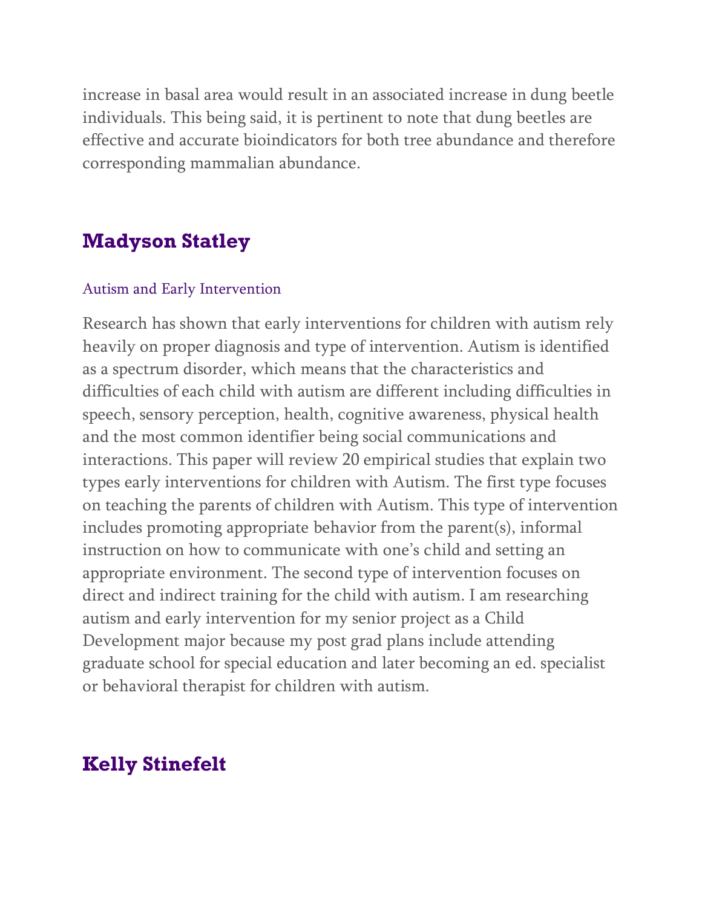increase in basal area would result in an associated increase in dung beetle individuals. This being said, it is pertinent to note that dung beetles are effective and accurate bioindicators for both tree abundance and therefore corresponding mammalian abundance.

## Madyson Statley

### Autism and Early Intervention

Research has shown that early interventions for children with autism rely heavily on proper diagnosis and type of intervention. Autism is identified as a spectrum disorder, which means that the characteristics and difficulties of each child with autism are different including difficulties in speech, sensory perception, health, cognitive awareness, physical health and the most common identifier being social communications and interactions. This paper will review 20 empirical studies that explain two types early interventions for children with Autism. The first type focuses on teaching the parents of children with Autism. This type of intervention includes promoting appropriate behavior from the parent(s), informal instruction on how to communicate with one's child and setting an appropriate environment. The second type of intervention focuses on direct and indirect training for the child with autism. I am researching autism and early intervention for my senior project as a Child Development major because my post grad plans include attending graduate school for special education and later becoming an ed. specialist or behavioral therapist for children with autism.

## Kelly Stinefelt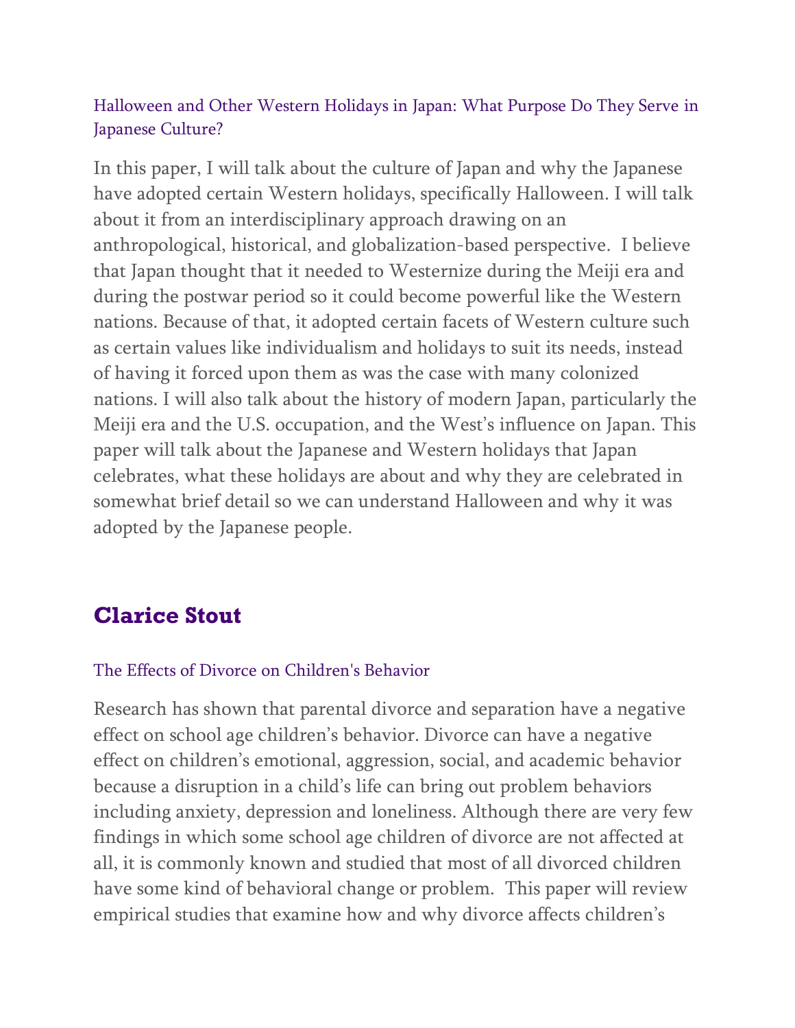### Halloween and Other Western Holidays in Japan: What Purpose Do They Serve in Japanese Culture?

In this paper, I will talk about the culture of Japan and why the Japanese have adopted certain Western holidays, specifically Halloween. I will talk about it from an interdisciplinary approach drawing on an anthropological, historical, and globalization-based perspective. I believe that Japan thought that it needed to Westernize during the Meiji era and during the postwar period so it could become powerful like the Western nations. Because of that, it adopted certain facets of Western culture such as certain values like individualism and holidays to suit its needs, instead of having it forced upon them as was the case with many colonized nations. I will also talk about the history of modern Japan, particularly the Meiji era and the U.S. occupation, and the West's influence on Japan. This paper will talk about the Japanese and Western holidays that Japan celebrates, what these holidays are about and why they are celebrated in somewhat brief detail so we can understand Halloween and why it was adopted by the Japanese people.

## Clarice Stout

### The Effects of Divorce on Children's Behavior

Research has shown that parental divorce and separation have a negative effect on school age children's behavior. Divorce can have a negative effect on children's emotional, aggression, social, and academic behavior because a disruption in a child's life can bring out problem behaviors including anxiety, depression and loneliness. Although there are very few findings in which some school age children of divorce are not affected at all, it is commonly known and studied that most of all divorced children have some kind of behavioral change or problem. This paper will review empirical studies that examine how and why divorce affects children's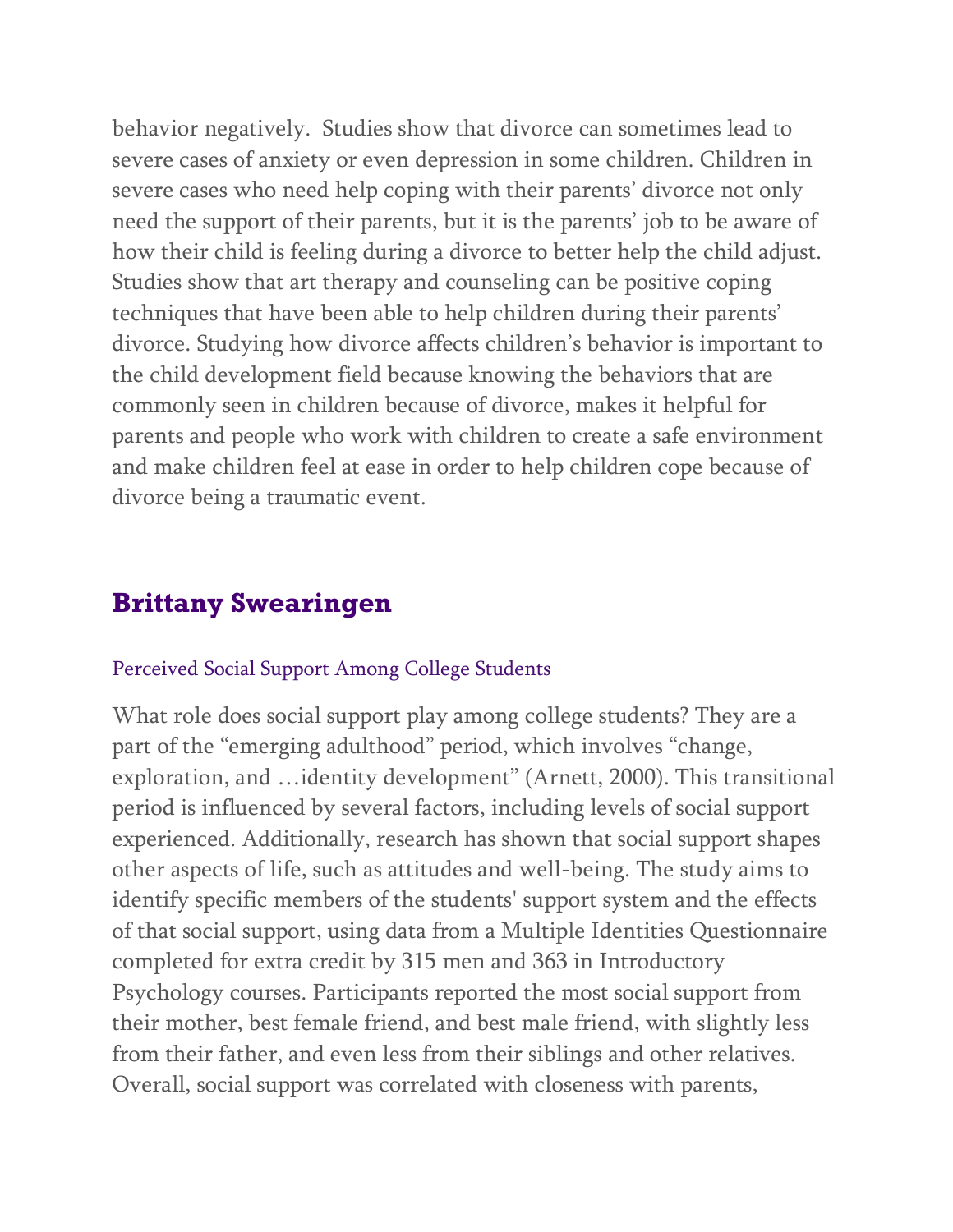behavior negatively.  Studies show that divorce can sometimes lead to severe cases of anxiety or even depression in some children. Children in severe cases who need help coping with their parents' divorce not only need the support of their parents, but it is the parents' job to be aware of how their child is feeling during a divorce to better help the child adjust. Studies show that art therapy and counseling can be positive coping techniques that have been able to help children during their parents' divorce. Studying how divorce affects children's behavior is important to the child development field because knowing the behaviors that are commonly seen in children because of divorce, makes it helpful for parents and people who work with children to create a safe environment and make children feel at ease in order to help children cope because of divorce being a traumatic event.

## Brittany Swearingen

### Perceived Social Support Among College Students

What role does social support play among college students? They are a part of the "emerging adulthood" period, which involves "change, exploration, and …identity development" (Arnett, 2000). This transitional period is influenced by several factors, including levels of social support experienced. Additionally, research has shown that social support shapes other aspects of life, such as attitudes and well-being. The study aims to identify specific members of the students' support system and the effects of that social support, using data from a Multiple Identities Questionnaire completed for extra credit by 315 men and 363 in Introductory Psychology courses. Participants reported the most social support from their mother, best female friend, and best male friend, with slightly less from their father, and even less from their siblings and other relatives. Overall, social support was correlated with closeness with parents,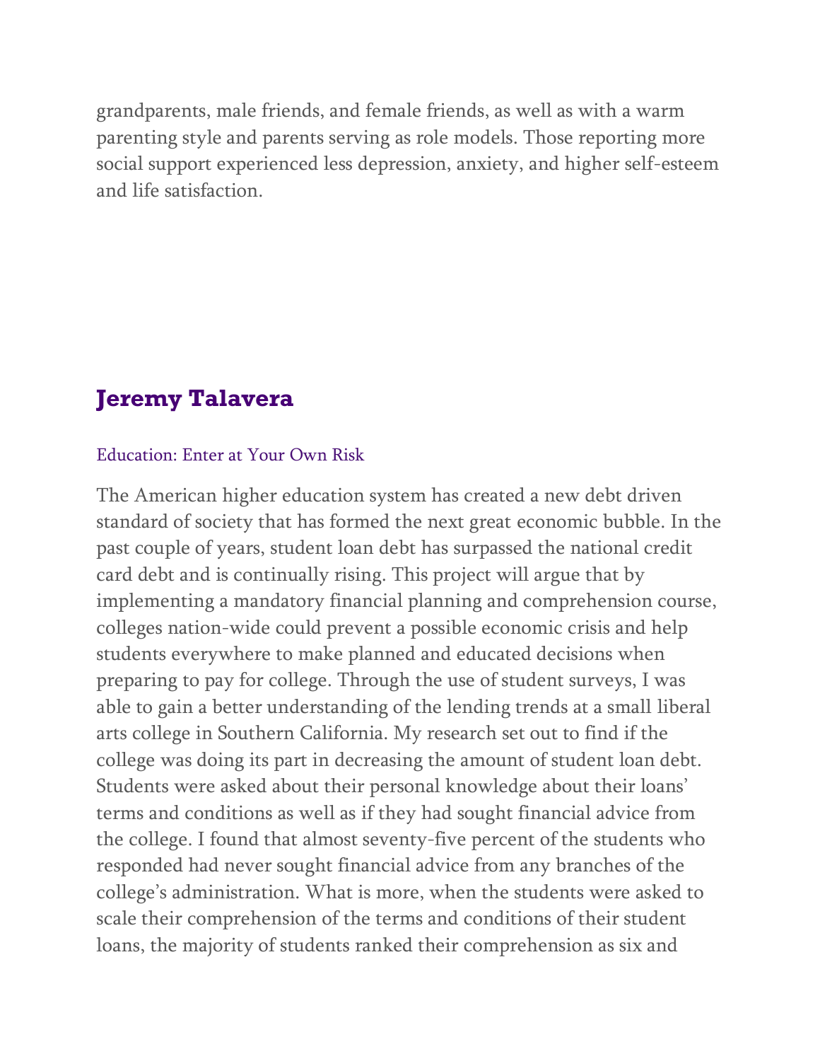grandparents, male friends, and female friends, as well as with a warm parenting style and parents serving as role models. Those reporting more social support experienced less depression, anxiety, and higher self-esteem and life satisfaction.

## Jeremy Talavera

Education: Enter at Your Own Risk

The American higher education system has created a new debt driven standard of society that has formed the next great economic bubble. In the past couple of years, student loan debt has surpassed the national credit card debt and is continually rising. This project will argue that by implementing a mandatory financial planning and comprehension course, colleges nation-wide could prevent a possible economic crisis and help students everywhere to make planned and educated decisions when preparing to pay for college. Through the use of student surveys, I was able to gain a better understanding of the lending trends at a small liberal arts college in Southern California. My research set out to find if the college was doing its part in decreasing the amount of student loan debt. Students were asked about their personal knowledge about their loans' terms and conditions as well as if they had sought financial advice from the college. I found that almost seventy-five percent of the students who responded had never sought financial advice from any branches of the college's administration. What is more, when the students were asked to scale their comprehension of the terms and conditions of their student loans, the majority of students ranked their comprehension as six and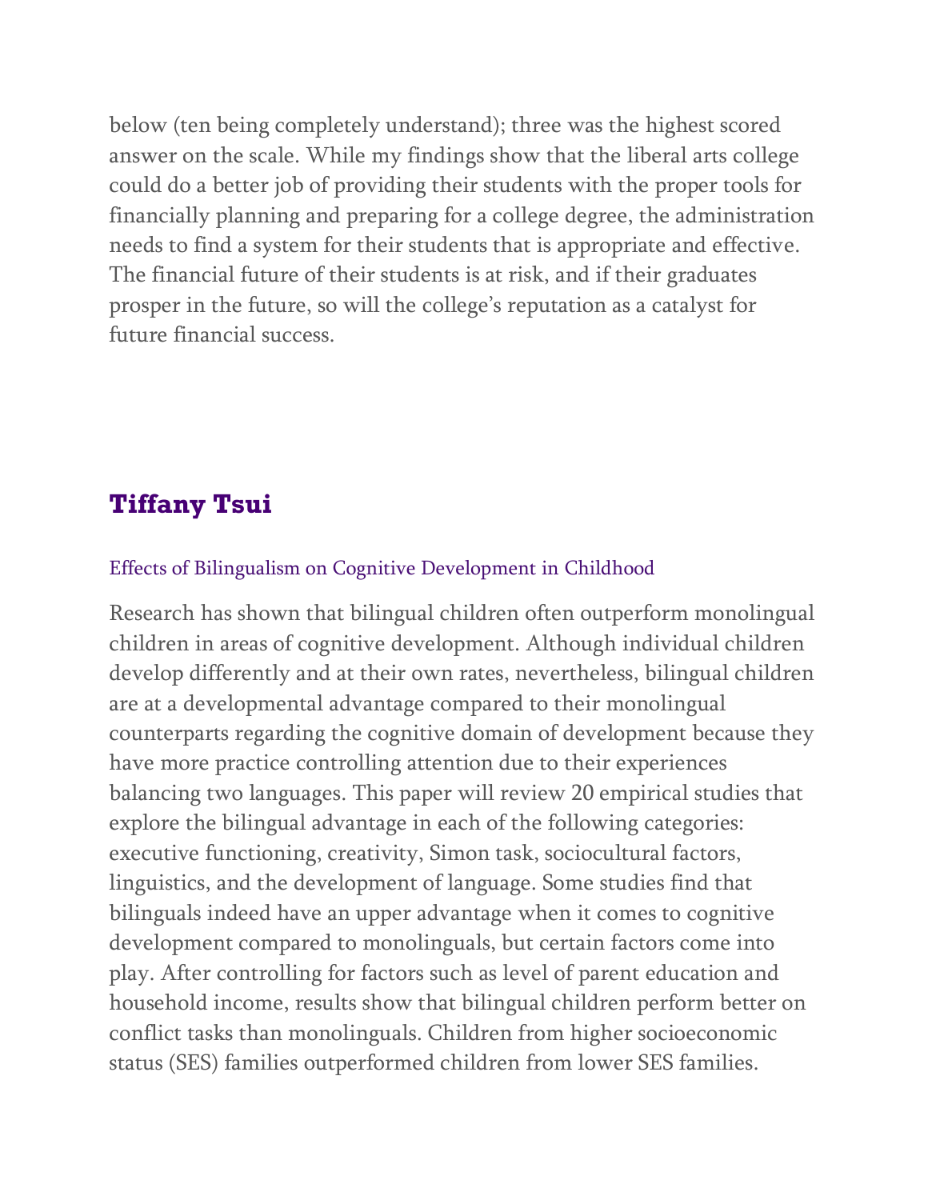below (ten being completely understand); three was the highest scored answer on the scale. While my findings show that the liberal arts college could do a better job of providing their students with the proper tools for financially planning and preparing for a college degree, the administration needs to find a system for their students that is appropriate and effective. The financial future of their students is at risk, and if their graduates prosper in the future, so will the college's reputation as a catalyst for future financial success.

## Tiffany Tsui

### Effects of Bilingualism on Cognitive Development in Childhood

Research has shown that bilingual children often outperform monolingual children in areas of cognitive development. Although individual children develop differently and at their own rates, nevertheless, bilingual children are at a developmental advantage compared to their monolingual counterparts regarding the cognitive domain of development because they have more practice controlling attention due to their experiences balancing two languages. This paper will review 20 empirical studies that explore the bilingual advantage in each of the following categories: executive functioning, creativity, Simon task, sociocultural factors, linguistics, and the development of language. Some studies find that bilinguals indeed have an upper advantage when it comes to cognitive development compared to monolinguals, but certain factors come into play. After controlling for factors such as level of parent education and household income, results show that bilingual children perform better on conflict tasks than monolinguals. Children from higher socioeconomic status (SES) families outperformed children from lower SES families.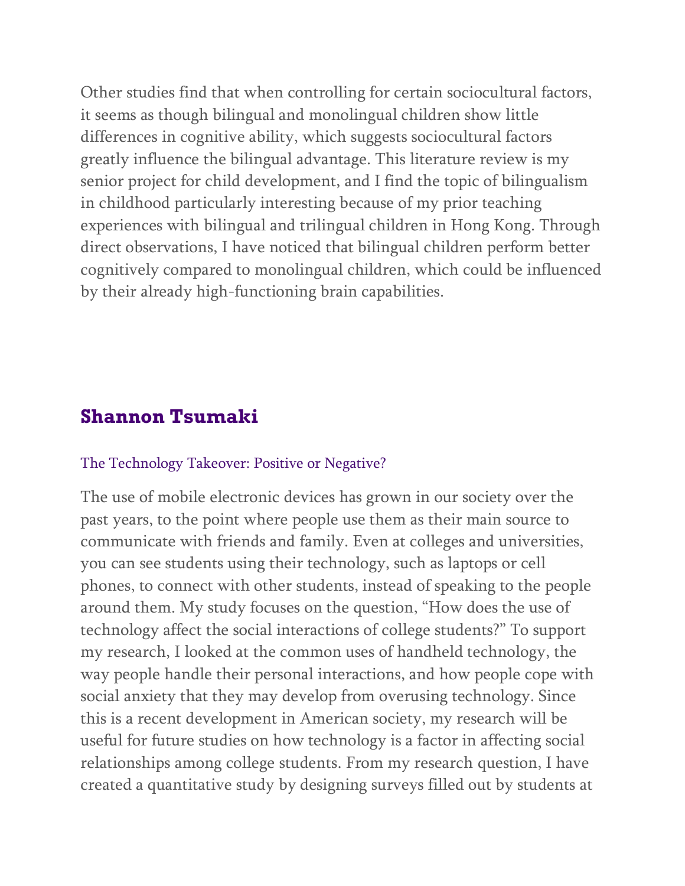Other studies find that when controlling for certain sociocultural factors, it seems as though bilingual and monolingual children show little differences in cognitive ability, which suggests sociocultural factors greatly influence the bilingual advantage. This literature review is my senior project for child development, and I find the topic of bilingualism in childhood particularly interesting because of my prior teaching experiences with bilingual and trilingual children in Hong Kong. Through direct observations, I have noticed that bilingual children perform better cognitively compared to monolingual children, which could be influenced by their already high-functioning brain capabilities.

## Shannon Tsumaki

### The Technology Takeover: Positive or Negative?

The use of mobile electronic devices has grown in our society over the past years, to the point where people use them as their main source to communicate with friends and family. Even at colleges and universities, you can see students using their technology, such as laptops or cell phones, to connect with other students, instead of speaking to the people around them. My study focuses on the question, "How does the use of technology affect the social interactions of college students?" To support my research, I looked at the common uses of handheld technology, the way people handle their personal interactions, and how people cope with social anxiety that they may develop from overusing technology. Since this is a recent development in American society, my research will be useful for future studies on how technology is a factor in affecting social relationships among college students. From my research question, I have created a quantitative study by designing surveys filled out by students at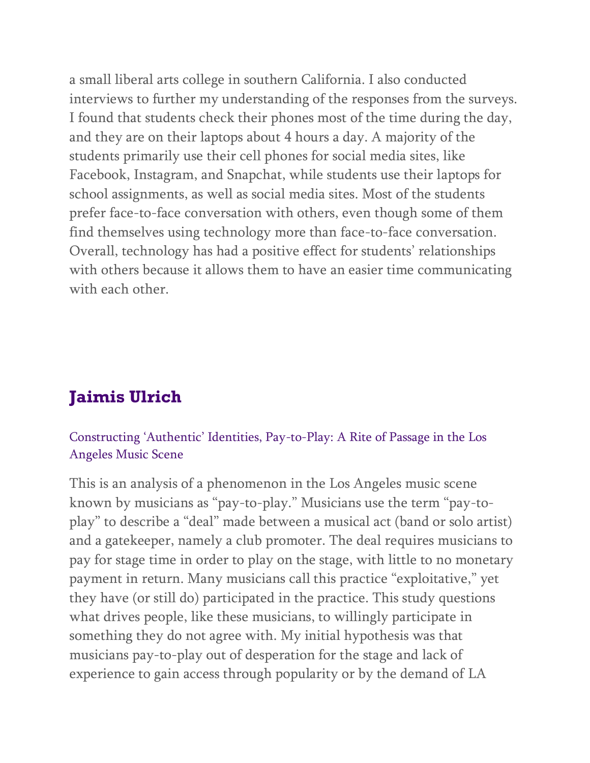a small liberal arts college in southern California. I also conducted interviews to further my understanding of the responses from the surveys. I found that students check their phones most of the time during the day, and they are on their laptops about 4 hours a day. A majority of the students primarily use their cell phones for social media sites, like Facebook, Instagram, and Snapchat, while students use their laptops for school assignments, as well as social media sites. Most of the students prefer face-to-face conversation with others, even though some of them find themselves using technology more than face-to-face conversation. Overall, technology has had a positive effect for students' relationships with others because it allows them to have an easier time communicating with each other.

## Jaimis Ulrich

### Constructing 'Authentic' Identities, Pay-to-Play: A Rite of Passage in the Los Angeles Music Scene

This is an analysis of a phenomenon in the Los Angeles music scene known by musicians as "pay-to-play." Musicians use the term "pay-to-play" to describe a "deal" made between a musical act (band or solo artist) and a gatekeeper, namely a club promoter. The deal requires musicians to pay for stage time in order to play on the stage, with little to no monetary payment in return. Many musicians call this practice "exploitative," yet they have (or still do) participated in the practice. This study questions what drives people, like these musicians, to willingly participate in something they do not agree with. My initial hypothesis was that musicians pay-to-play out of desperation for the stage and lack of experience to gain access through popularity or by the demand of LA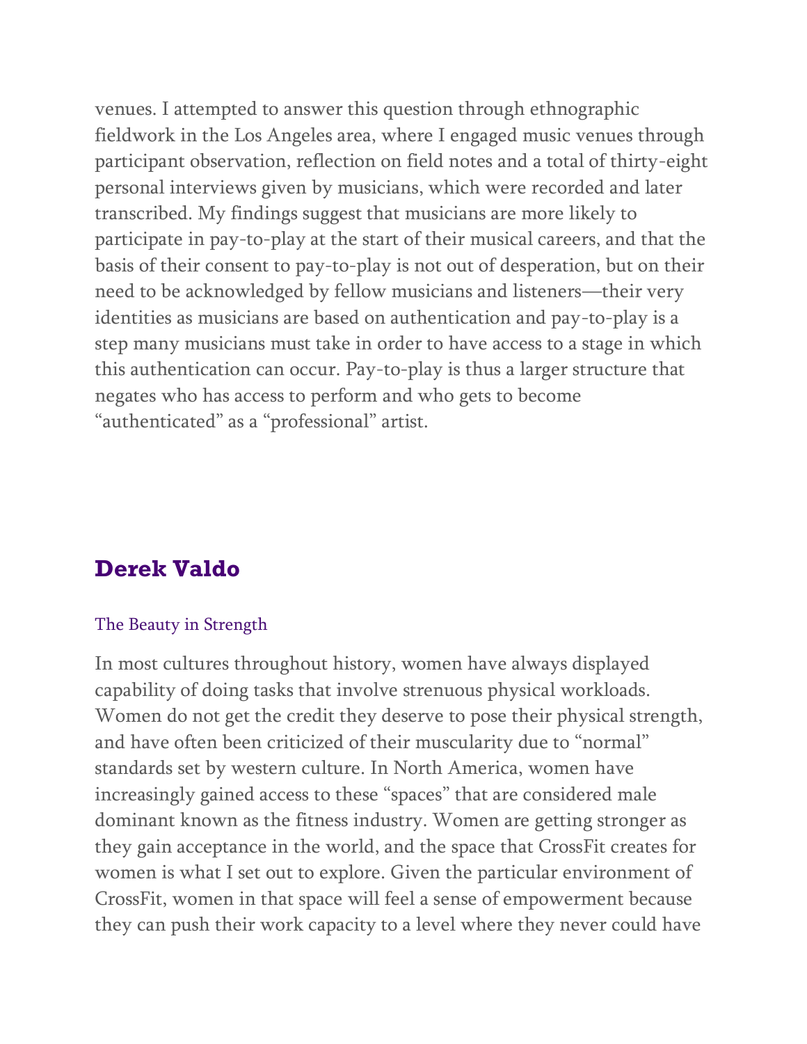venues. I attempted to answer this question through ethnographic fieldwork in the Los Angeles area, where I engaged music venues through participant observation, reflection on field notes and a total of thirty-eight personal interviews given by musicians, which were recorded and later transcribed. My findings suggest that musicians are more likely to participate in pay-to-play at the start of their musical careers, and that the basis of their consent to pay-to-play is not out of desperation, but on their need to be acknowledged by fellow musicians and listeners—their very identities as musicians are based on authentication and pay-to-play is a step many musicians must take in order to have access to a stage in which this authentication can occur. Pay-to-play is thus a larger structure that negates who has access to perform and who gets to become "authenticated" as a "professional" artist.

## Derek Valdo

### The Beauty in Strength

In most cultures throughout history, women have always displayed capability of doing tasks that involve strenuous physical workloads. Women do not get the credit they deserve to pose their physical strength, and have often been criticized of their muscularity due to "normal" standards set by western culture. In North America, women have increasingly gained access to these "spaces" that are considered male dominant known as the fitness industry. Women are getting stronger as they gain acceptance in the world, and the space that CrossFit creates for women is what I set out to explore. Given the particular environment of CrossFit, women in that space will feel a sense of empowerment because they can push their work capacity to a level where they never could have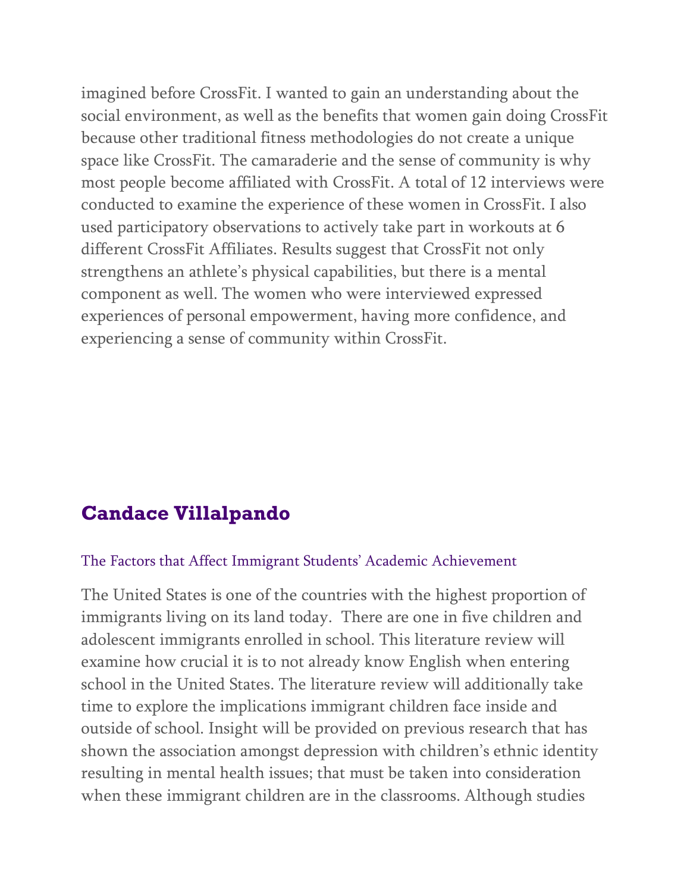imagined before CrossFit. I wanted to gain an understanding about the social environment, as well as the benefits that women gain doing CrossFit because other traditional fitness methodologies do not create a unique space like CrossFit. The camaraderie and the sense of community is why most people become affiliated with CrossFit. A total of 12 interviews were conducted to examine the experience of these women in CrossFit. I also used participatory observations to actively take part in workouts at 6 different CrossFit Affiliates. Results suggest that CrossFit not only strengthens an athlete's physical capabilities, but there is a mental component as well. The women who were interviewed expressed experiences of personal empowerment, having more confidence, and experiencing a sense of community within CrossFit.

## Candace Villalpando

### The Factors that Affect Immigrant Students' Academic Achievement

The United States is one of the countries with the highest proportion of immigrants living on its land today. There are one in five children and adolescent immigrants enrolled in school. This literature review will examine how crucial it is to not already know English when entering school in the United States. The literature review will additionally take time to explore the implications immigrant children face inside and outside of school. Insight will be provided on previous research that has shown the association amongst depression with children's ethnic identity resulting in mental health issues; that must be taken into consideration when these immigrant children are in the classrooms. Although studies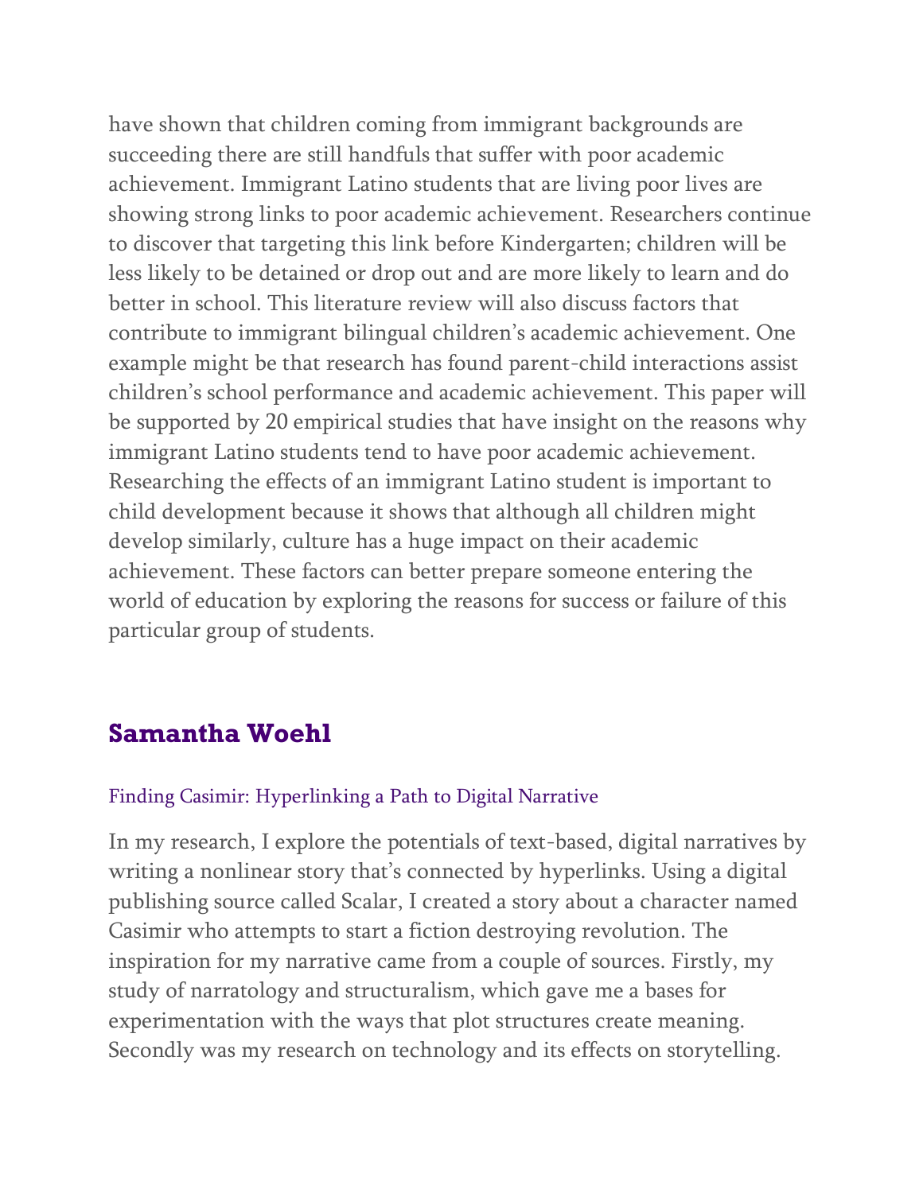have shown that children coming from immigrant backgrounds are succeeding there are still handfuls that suffer with poor academic achievement. Immigrant Latino students that are living poor lives are showing strong links to poor academic achievement. Researchers continue to discover that targeting this link before Kindergarten; children will be less likely to be detained or drop out and are more likely to learn and do better in school. This literature review will also discuss factors that contribute to immigrant bilingual children's academic achievement. One example might be that research has found parent-child interactions assist children's school performance and academic achievement. This paper will be supported by 20 empirical studies that have insight on the reasons why immigrant Latino students tend to have poor academic achievement. Researching the effects of an immigrant Latino student is important to child development because it shows that although all children might develop similarly, culture has a huge impact on their academic achievement. These factors can better prepare someone entering the world of education by exploring the reasons for success or failure of this particular group of students.

## Samantha Woehl

### Finding Casimir: Hyperlinking a Path to Digital Narrative

In my research, I explore the potentials of text-based, digital narratives by writing a nonlinear story that's connected by hyperlinks. Using a digital publishing source called Scalar, I created a story about a character named Casimir who attempts to start a fiction destroying revolution. The inspiration for my narrative came from a couple of sources. Firstly, my study of narratology and structuralism, which gave me a bases for experimentation with the ways that plot structures create meaning. Secondly was my research on technology and its effects on storytelling.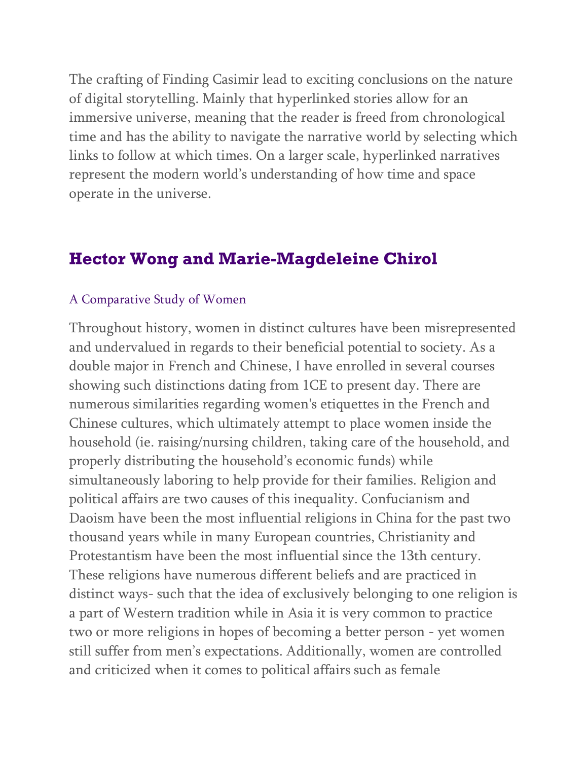The crafting of Finding Casimir lead to exciting conclusions on the nature of digital storytelling. Mainly that hyperlinked stories allow for an immersive universe, meaning that the reader is freed from chronological time and has the ability to navigate the narrative world by selecting which links to follow at which times. On a larger scale, hyperlinked narratives represent the modern world's understanding of how time and space operate in the universe.

## Hector Wong and Marie-Magdeleine Chirol

### A Comparative Study of Women

Throughout history, women in distinct cultures have been misrepresented and undervalued in regards to their beneficial potential to society. As a double major in French and Chinese, I have enrolled in several courses showing such distinctions dating from 1CE to present day. There are numerous similarities regarding women's etiquettes in the French and Chinese cultures, which ultimately attempt to place women inside the household (ie. raising/nursing children, taking care of the household, and properly distributing the household's economic funds) while simultaneously laboring to help provide for their families. Religion and political affairs are two causes of this inequality. Confucianism and Daoism have been the most influential religions in China for the past two thousand years while in many European countries, Christianity and Protestantism have been the most influential since the 13th century. These religions have numerous different beliefs and are practiced in distinct ways- such that the idea of exclusively belonging to one religion is a part of Western tradition while in Asia it is very common to practice two or more religions in hopes of becoming a better person - yet women still suffer from men's expectations. Additionally, women are controlled and criticized when it comes to political affairs such as female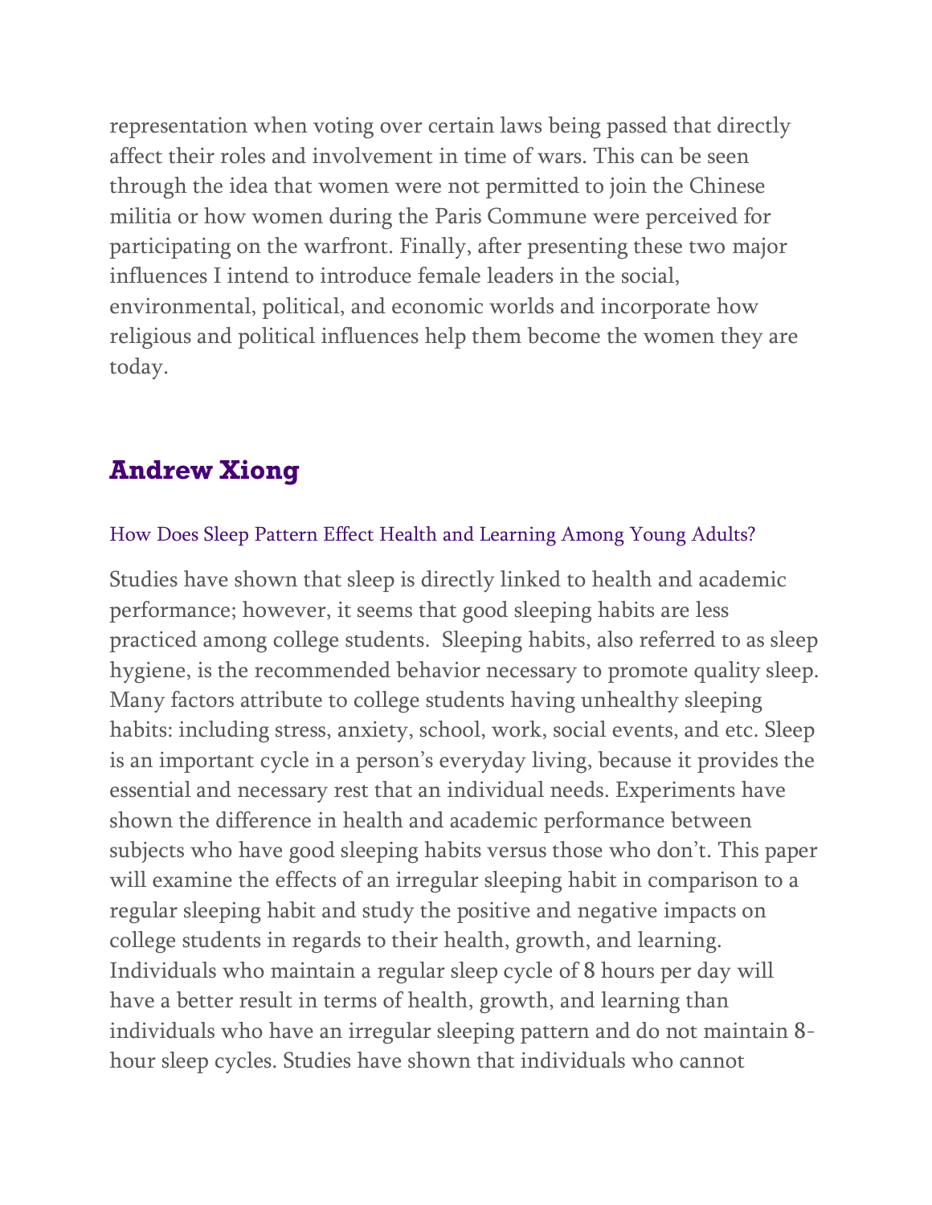representation when voting over certain laws being passed that directly affect their roles and involvement in time of wars. This can be seen through the idea that women were not permitted to join the Chinese militia or how women during the Paris Commune were perceived for participating on the warfront. Finally, after presenting these two major influences I intend to introduce female leaders in the social, environmental, political, and economic worlds and incorporate how religious and political influences help them become the women they are today.

## Andrew Xiong

### How Does Sleep Pattern Effect Health and Learning Among Young Adults?

Studies have shown that sleep is directly linked to health and academic performance; however, it seems that good sleeping habits are less practiced among college students. Sleeping habits, also referred to as sleep hygiene, is the recommended behavior necessary to promote quality sleep. Many factors attribute to college students having unhealthy sleeping habits: including stress, anxiety, school, work, social events, and etc. Sleep is an important cycle in a person's everyday living, because it provides the essential and necessary rest that an individual needs. Experiments have shown the difference in health and academic performance between subjects who have good sleeping habits versus those who don't. This paper will examine the effects of an irregular sleeping habit in comparison to a regular sleeping habit and study the positive and negative impacts on college students in regards to their health, growth, and learning. Individuals who maintain a regular sleep cycle of 8 hours per day will have a better result in terms of health, growth, and learning than individuals who have an irregular sleeping pattern and do not maintain 8-hour sleep cycles. Studies have shown that individuals who cannot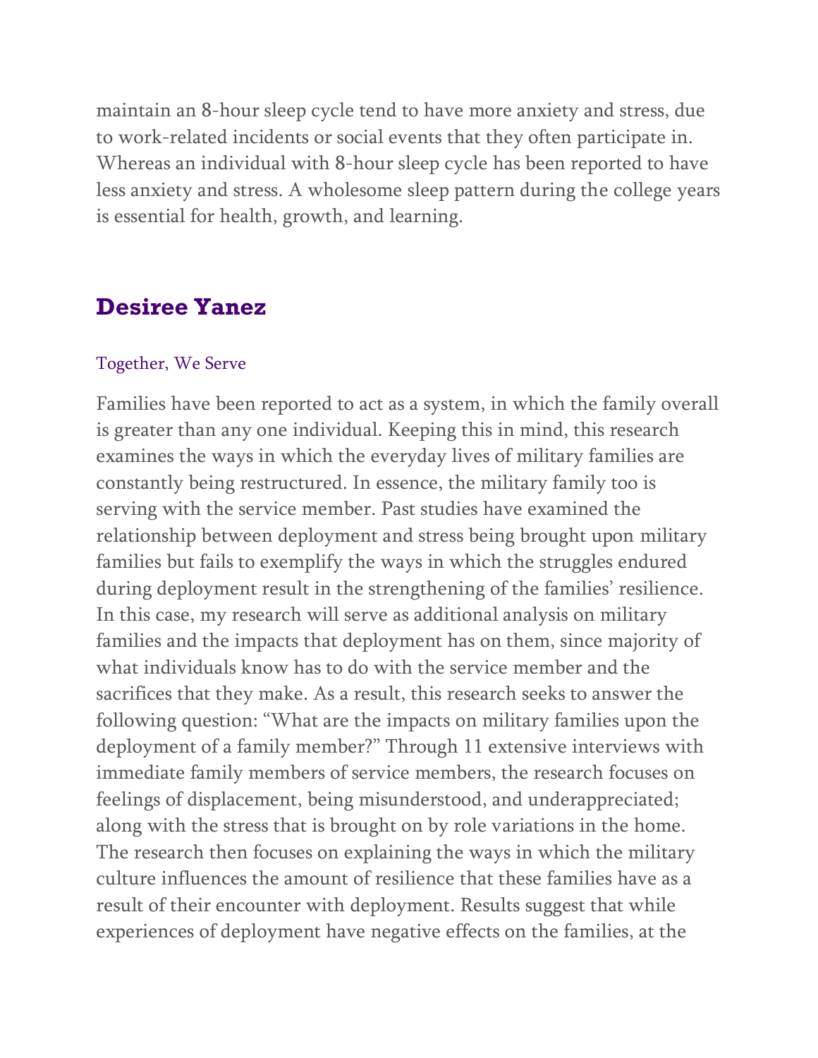maintain an 8-hour sleep cycle tend to have more anxiety and stress, due to work-related incidents or social events that they often participate in. Whereas an individual with 8-hour sleep cycle has been reported to have less anxiety and stress. A wholesome sleep pattern during the college years is essential for health, growth, and learning.

## Desiree Yanez

Together, We Serve

Families have been reported to act as a system, in which the family overall is greater than any one individual. Keeping this in mind, this research examines the ways in which the everyday lives of military families are constantly being restructured. In essence, the military family too is serving with the service member. Past studies have examined the relationship between deployment and stress being brought upon military families but fails to exemplify the ways in which the struggles endured during deployment result in the strengthening of the families' resilience. In this case, my research will serve as additional analysis on military families and the impacts that deployment has on them, since majority of what individuals know has to do with the service member and the sacrifices that they make. As a result, this research seeks to answer the following question: "What are the impacts on military families upon the deployment of a family member?" Through 11 extensive interviews with immediate family members of service members, the research focuses on feelings of displacement, being misunderstood, and underappreciated; along with the stress that is brought on by role variations in the home. The research then focuses on explaining the ways in which the military culture influences the amount of resilience that these families have as a result of their encounter with deployment. Results suggest that while experiences of deployment have negative effects on the families, at the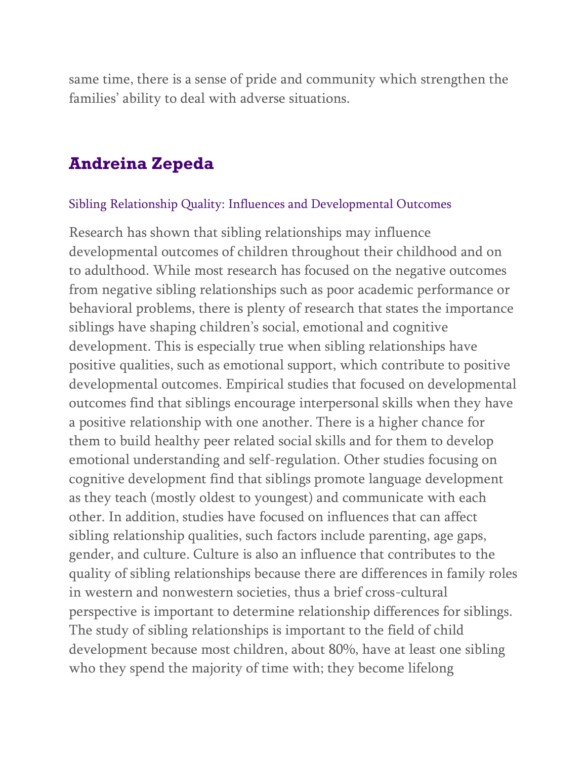same time, there is a sense of pride and community which strengthen the families' ability to deal with adverse situations.

## Andreina Zepeda

Sibling Relationship Quality: Influences and Developmental Outcomes

Research has shown that sibling relationships may influence developmental outcomes of children throughout their childhood and on to adulthood. While most research has focused on the negative outcomes from negative sibling relationships such as poor academic performance or behavioral problems, there is plenty of research that states the importance siblings have shaping children's social, emotional and cognitive development. This is especially true when sibling relationships have positive qualities, such as emotional support, which contribute to positive developmental outcomes. Empirical studies that focused on developmental outcomes find that siblings encourage interpersonal skills when they have a positive relationship with one another. There is a higher chance for them to build healthy peer related social skills and for them to develop emotional understanding and self-regulation. Other studies focusing on cognitive development find that siblings promote language development as they teach (mostly oldest to youngest) and communicate with each other. In addition, studies have focused on influences that can affect sibling relationship qualities, such factors include parenting, age gaps, gender, and culture. Culture is also an influence that contributes to the quality of sibling relationships because there are differences in family roles in western and nonwestern societies, thus a brief cross-cultural perspective is important to determine relationship differences for siblings. The study of sibling relationships is important to the field of child development because most children, about 80%, have at least one sibling who they spend the majority of time with; they become lifelong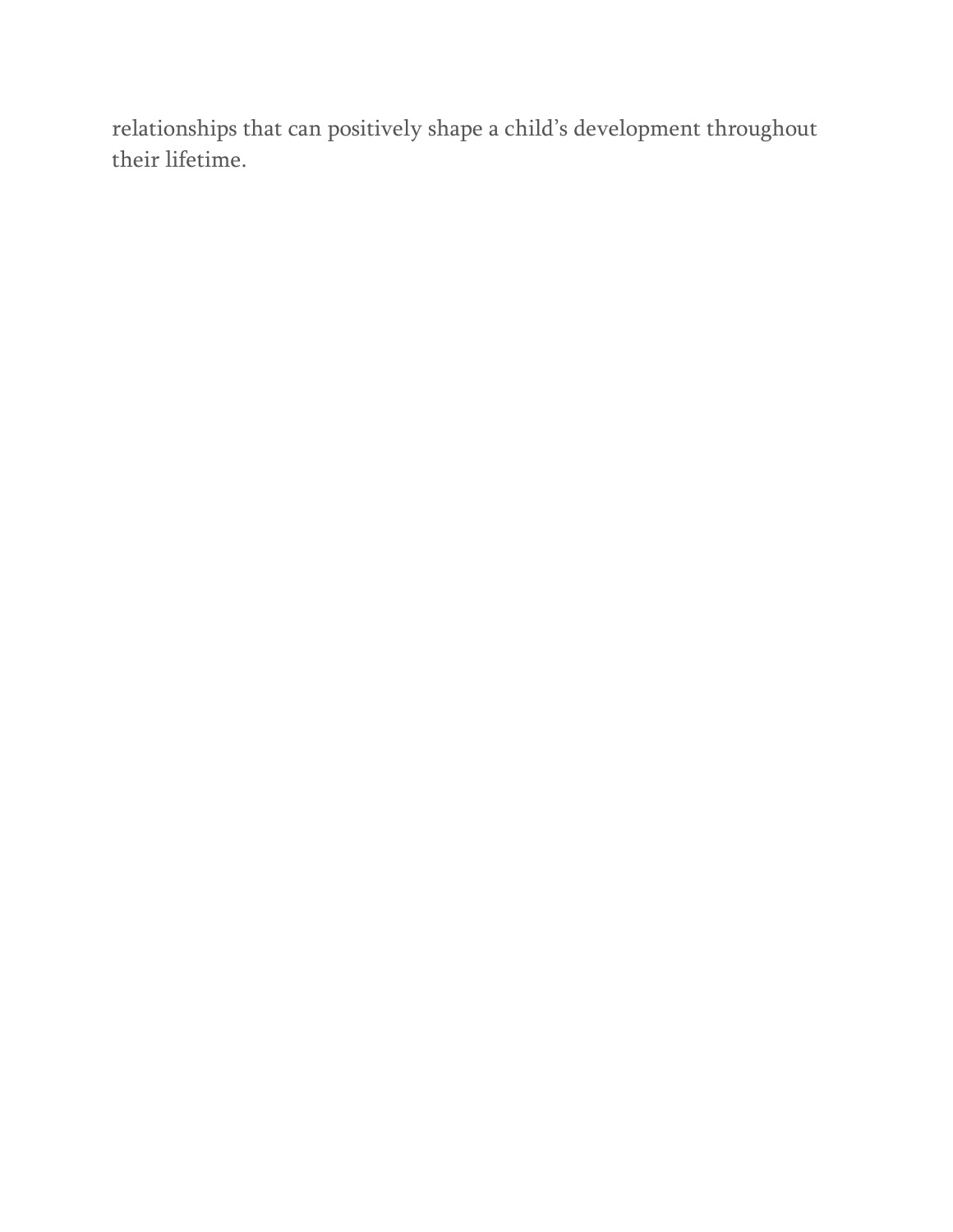relationships that can positively shape a child's development throughout their lifetime.